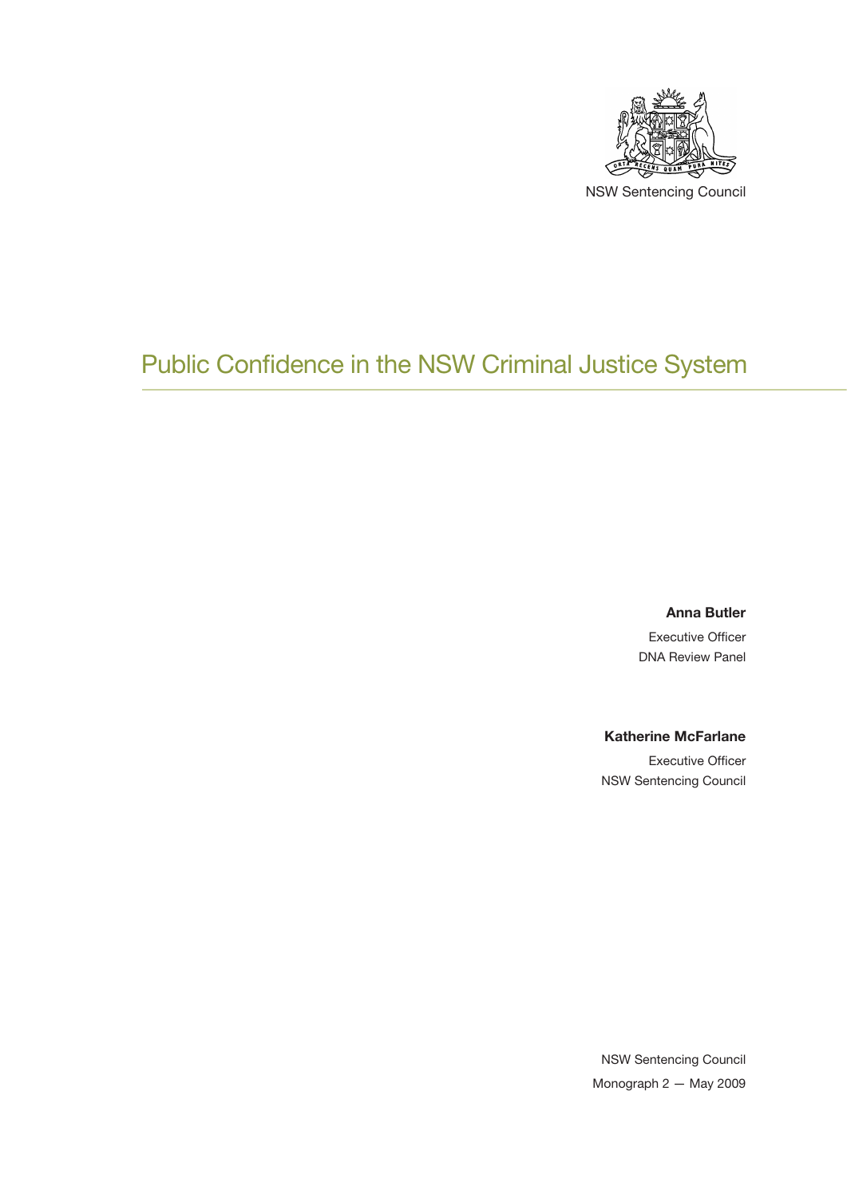NSW Sentencing Council

# Public Confidence in the NSW Criminal Justice System

**Anna Butler**

Executive Officer

DNA Review Panel

**Katherine McFarlane**

Executive Officer

NSW Sentencing Council

NSW Sentencing Council

Monograph 2 — May 2009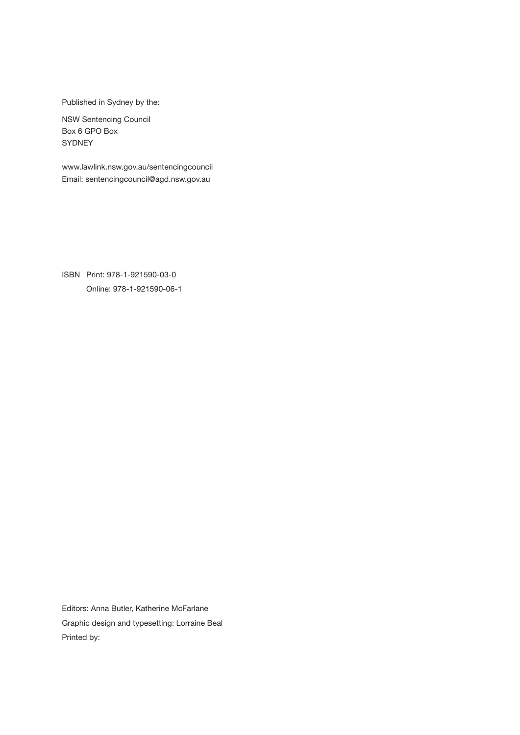Published in Sydney by the:

NSW Sentencing Council
Box 6 GPO Box
SYDNEY

www.lawlink.nsw.gov.au/sentencingcouncil
Email: sentencingcouncil@agd.nsw.gov.au

ISBN Print: 978-1-921590-03-0
Online: 978-1-921590-06-1

Editors: Anna Butler, Katherine McFarlane

Graphic design and typesetting: Lorraine Beal

Printed by: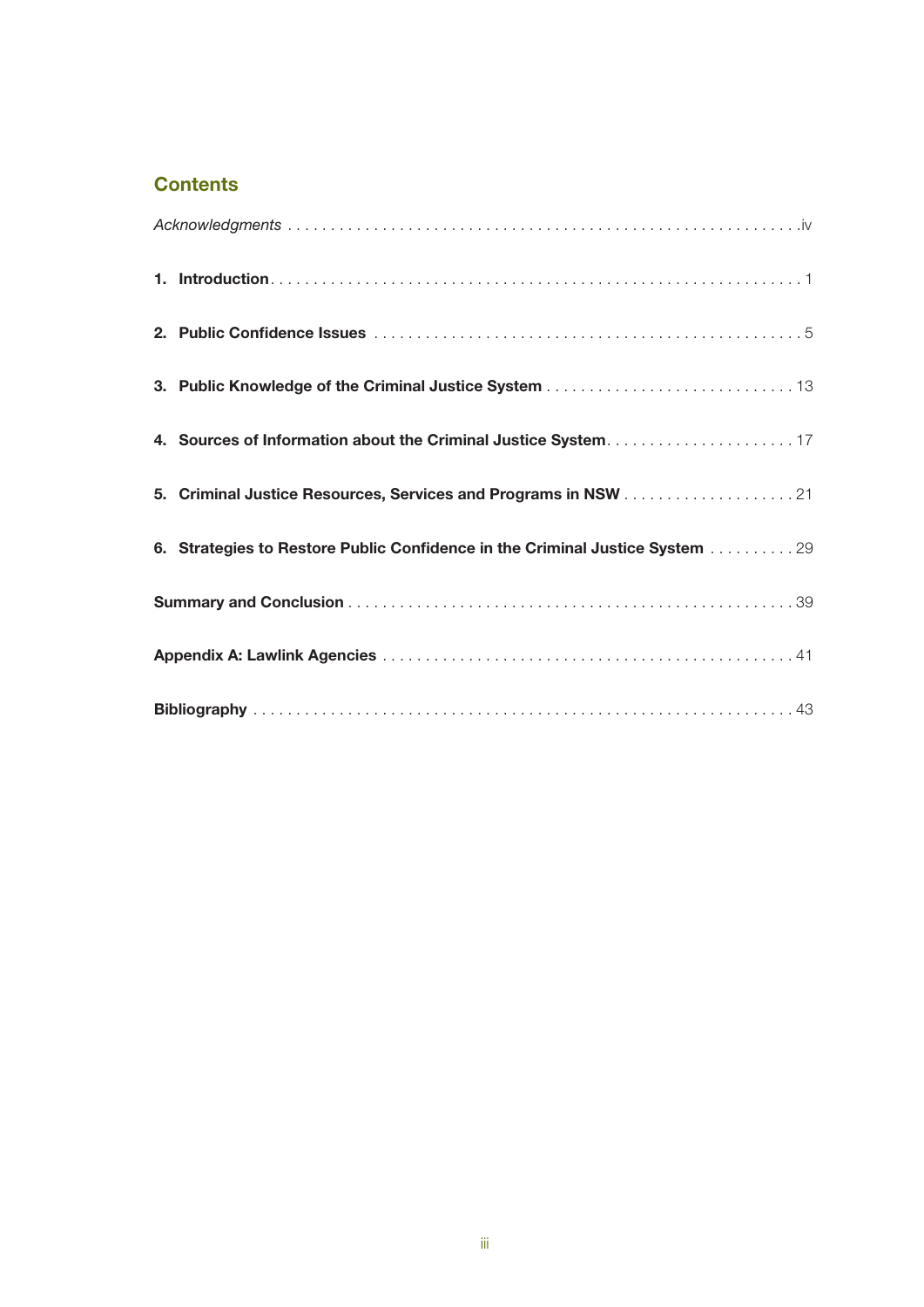## Contents

| | |
|---|---|
| *Acknowledgments* | iv |
| **1. Introduction** | 1 |
| **2. Public Confidence Issues** | 5 |
| **3. Public Knowledge of the Criminal Justice System** | 13 |
| **4. Sources of Information about the Criminal Justice System** | 17 |
| **5. Criminal Justice Resources, Services and Programs in NSW** | 21 |
| **6. Strategies to Restore Public Confidence in the Criminal Justice System** | 29 |
| **Summary and Conclusion** | 39 |
| **Appendix A: Lawlink Agencies** | 41 |
| **Bibliography** | 43 |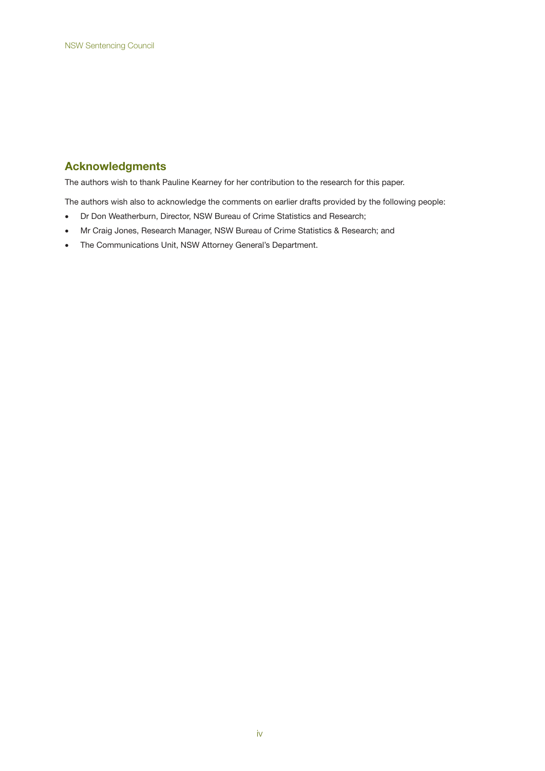## Acknowledgments

The authors wish to thank Pauline Kearney for her contribution to the research for this paper.

The authors wish also to acknowledge the comments on earlier drafts provided by the following people:

- Dr Don Weatherburn, Director, NSW Bureau of Crime Statistics and Research;
- Mr Craig Jones, Research Manager, NSW Bureau of Crime Statistics & Research; and
- The Communications Unit, NSW Attorney General's Department.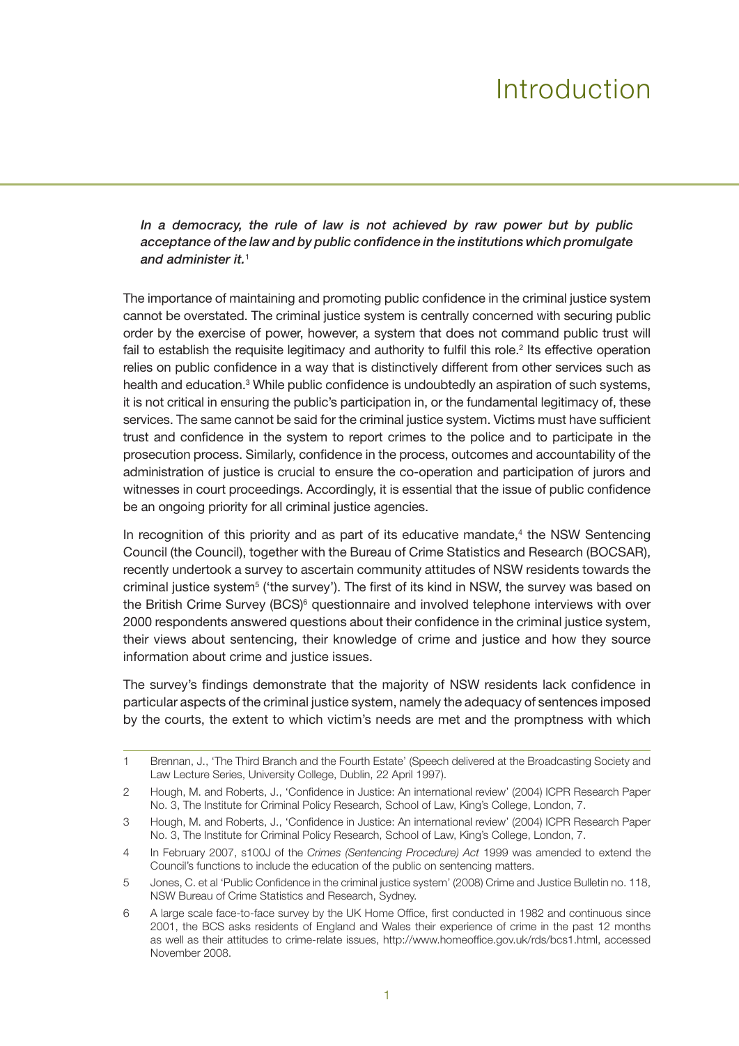# Introduction

***In a democracy, the rule of law is not achieved by raw power but by public acceptance of the law and by public confidence in the institutions which promulgate and administer it.***[1]

The importance of maintaining and promoting public confidence in the criminal justice system cannot be overstated. The criminal justice system is centrally concerned with securing public order by the exercise of power, however, a system that does not command public trust will fail to establish the requisite legitimacy and authority to fulfil this role.[2] Its effective operation relies on public confidence in a way that is distinctively different from other services such as health and education.[3] While public confidence is undoubtedly an aspiration of such systems, it is not critical in ensuring the public's participation in, or the fundamental legitimacy of, these services. The same cannot be said for the criminal justice system. Victims must have sufficient trust and confidence in the system to report crimes to the police and to participate in the prosecution process. Similarly, confidence in the process, outcomes and accountability of the administration of justice is crucial to ensure the co-operation and participation of jurors and witnesses in court proceedings. Accordingly, it is essential that the issue of public confidence be an ongoing priority for all criminal justice agencies.

In recognition of this priority and as part of its educative mandate,[4] the NSW Sentencing Council (the Council), together with the Bureau of Crime Statistics and Research (BOCSAR), recently undertook a survey to ascertain community attitudes of NSW residents towards the criminal justice system[5] ('the survey'). The first of its kind in NSW, the survey was based on the British Crime Survey (BCS)[6] questionnaire and involved telephone interviews with over 2000 respondents answered questions about their confidence in the criminal justice system, their views about sentencing, their knowledge of crime and justice and how they source information about crime and justice issues.

The survey's findings demonstrate that the majority of NSW residents lack confidence in particular aspects of the criminal justice system, namely the adequacy of sentences imposed by the courts, the extent to which victim's needs are met and the promptness with which

---

1 Brennan, J., 'The Third Branch and the Fourth Estate' (Speech delivered at the Broadcasting Society and Law Lecture Series, University College, Dublin, 22 April 1997).

2 Hough, M. and Roberts, J., 'Confidence in Justice: An international review' (2004) ICPR Research Paper No. 3, The Institute for Criminal Policy Research, School of Law, King's College, London, 7.

3 Hough, M. and Roberts, J., 'Confidence in Justice: An international review' (2004) ICPR Research Paper No. 3, The Institute for Criminal Policy Research, School of Law, King's College, London, 7.

4 In February 2007, s100J of the *Crimes (Sentencing Procedure) Act* 1999 was amended to extend the Council's functions to include the education of the public on sentencing matters.

5 Jones, C. et al 'Public Confidence in the criminal justice system' (2008) Crime and Justice Bulletin no. 118, NSW Bureau of Crime Statistics and Research, Sydney.

6 A large scale face-to-face survey by the UK Home Office, first conducted in 1982 and continuous since 2001, the BCS asks residents of England and Wales their experience of crime in the past 12 months as well as their attitudes to crime-relate issues, http://www.homeoffice.gov.uk/rds/bcs1.html, accessed November 2008.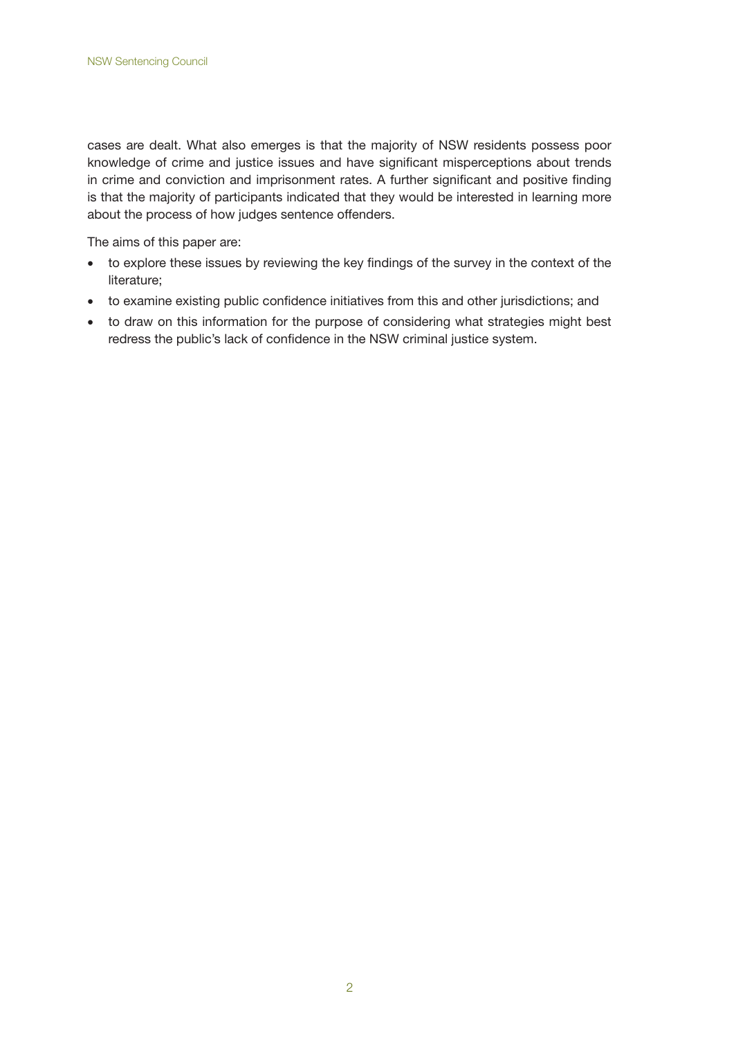cases are dealt. What also emerges is that the majority of NSW residents possess poor knowledge of crime and justice issues and have significant misperceptions about trends in crime and conviction and imprisonment rates. A further significant and positive finding is that the majority of participants indicated that they would be interested in learning more about the process of how judges sentence offenders.

The aims of this paper are:

- to explore these issues by reviewing the key findings of the survey in the context of the literature;
- to examine existing public confidence initiatives from this and other jurisdictions; and
- to draw on this information for the purpose of considering what strategies might best redress the public's lack of confidence in the NSW criminal justice system.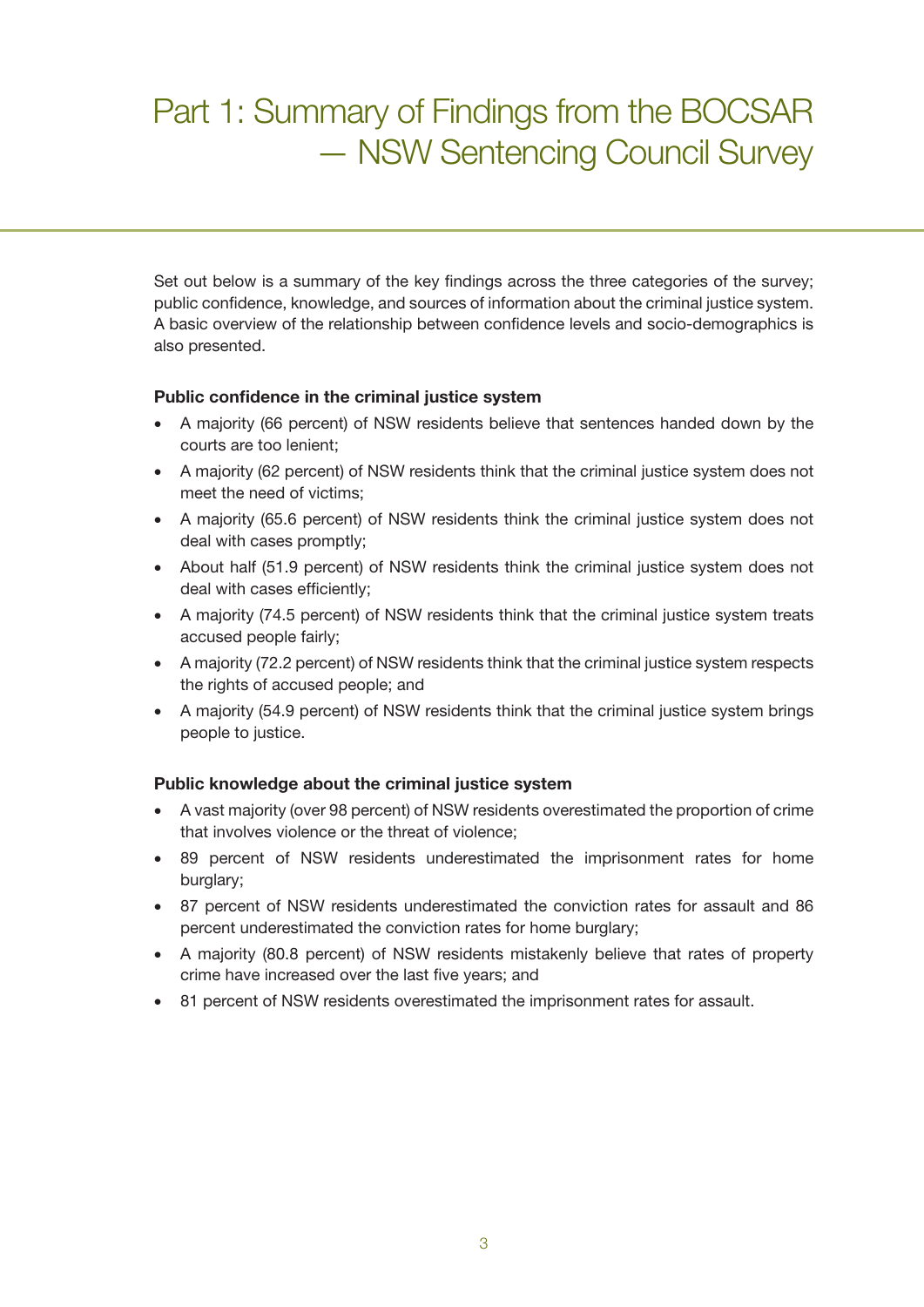# Part 1: Summary of Findings from the BOCSAR — NSW Sentencing Council Survey

Set out below is a summary of the key findings across the three categories of the survey; public confidence, knowledge, and sources of information about the criminal justice system. A basic overview of the relationship between confidence levels and socio-demographics is also presented.

**Public confidence in the criminal justice system**

- A majority (66 percent) of NSW residents believe that sentences handed down by the courts are too lenient;
- A majority (62 percent) of NSW residents think that the criminal justice system does not meet the need of victims;
- A majority (65.6 percent) of NSW residents think the criminal justice system does not deal with cases promptly;
- About half (51.9 percent) of NSW residents think the criminal justice system does not deal with cases efficiently;
- A majority (74.5 percent) of NSW residents think that the criminal justice system treats accused people fairly;
- A majority (72.2 percent) of NSW residents think that the criminal justice system respects the rights of accused people; and
- A majority (54.9 percent) of NSW residents think that the criminal justice system brings people to justice.

**Public knowledge about the criminal justice system**

- A vast majority (over 98 percent) of NSW residents overestimated the proportion of crime that involves violence or the threat of violence;
- 89 percent of NSW residents underestimated the imprisonment rates for home burglary;
- 87 percent of NSW residents underestimated the conviction rates for assault and 86 percent underestimated the conviction rates for home burglary;
- A majority (80.8 percent) of NSW residents mistakenly believe that rates of property crime have increased over the last five years; and
- 81 percent of NSW residents overestimated the imprisonment rates for assault.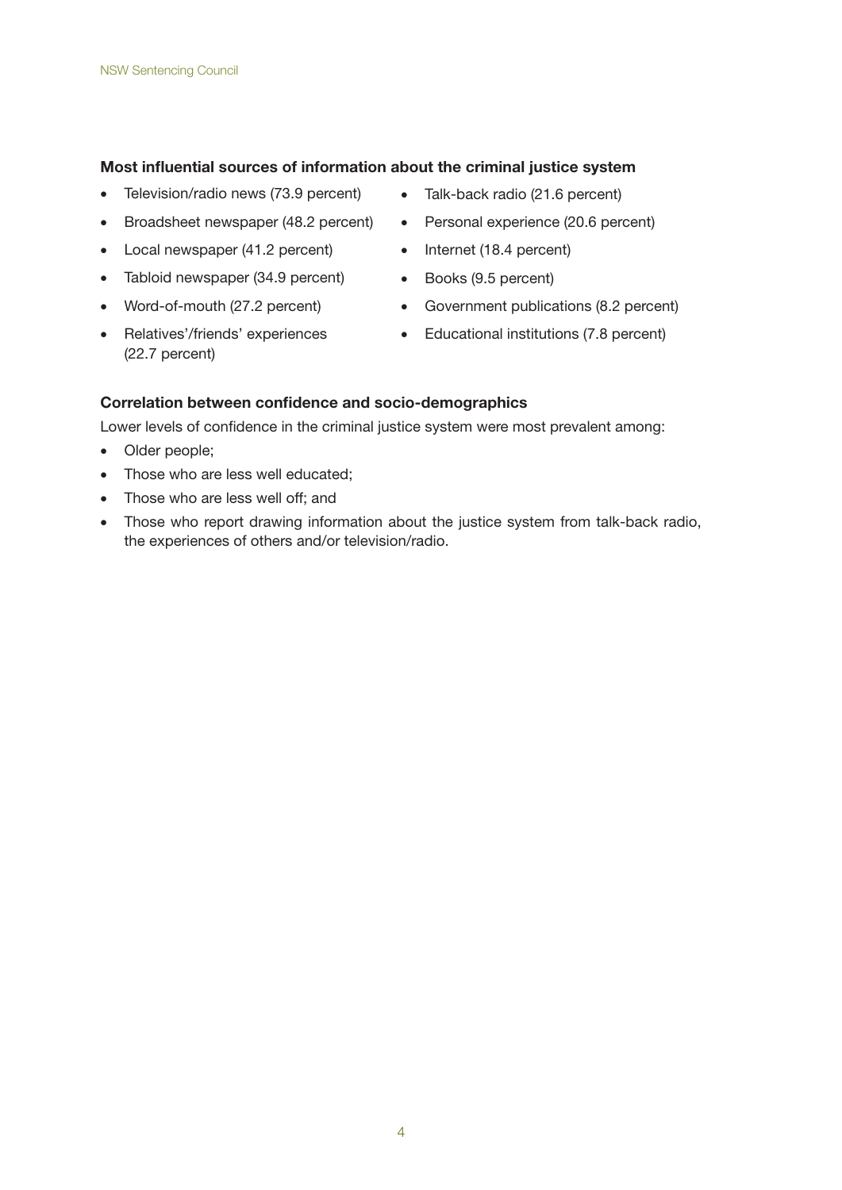**Most influential sources of information about the criminal justice system**

- Television/radio news (73.9 percent)
- Broadsheet newspaper (48.2 percent)
- Local newspaper (41.2 percent)
- Tabloid newspaper (34.9 percent)
- Word-of-mouth (27.2 percent)
- Relatives'/friends' experiences (22.7 percent)
- Talk-back radio (21.6 percent)
- Personal experience (20.6 percent)
- Internet (18.4 percent)
- Books (9.5 percent)
- Government publications (8.2 percent)
- Educational institutions (7.8 percent)

**Correlation between confidence and socio-demographics**

Lower levels of confidence in the criminal justice system were most prevalent among:

- Older people;
- Those who are less well educated;
- Those who are less well off; and
- Those who report drawing information about the justice system from talk-back radio, the experiences of others and/or television/radio.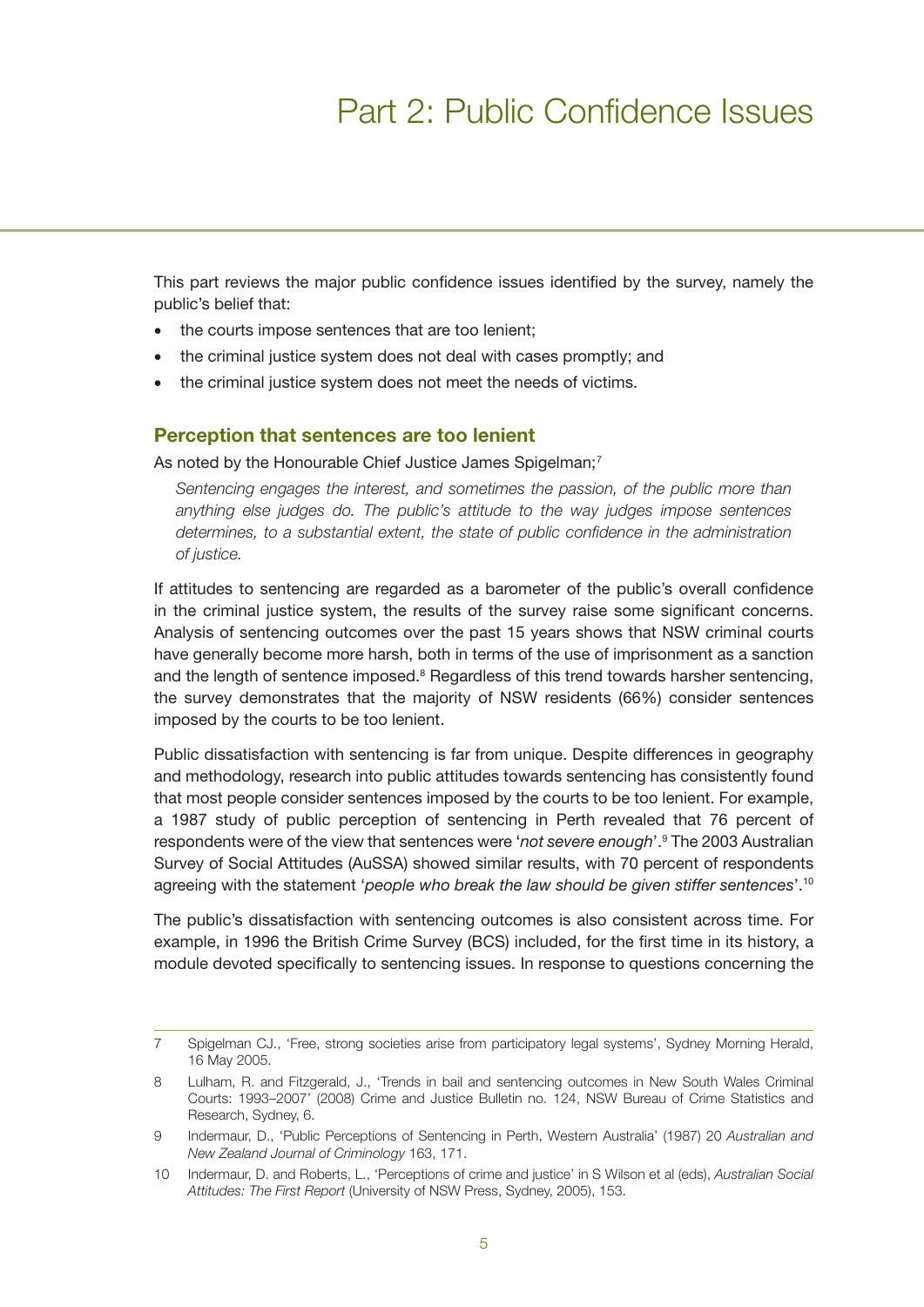# Part 2: Public Confidence Issues

This part reviews the major public confidence issues identified by the survey, namely the public's belief that:

- the courts impose sentences that are too lenient;
- the criminal justice system does not deal with cases promptly; and
- the criminal justice system does not meet the needs of victims.

## Perception that sentences are too lenient

As noted by the Honourable Chief Justice James Spigelman;[7]

> *Sentencing engages the interest, and sometimes the passion, of the public more than anything else judges do. The public's attitude to the way judges impose sentences determines, to a substantial extent, the state of public confidence in the administration of justice.*

If attitudes to sentencing are regarded as a barometer of the public's overall confidence in the criminal justice system, the results of the survey raise some significant concerns. Analysis of sentencing outcomes over the past 15 years shows that NSW criminal courts have generally become more harsh, both in terms of the use of imprisonment as a sanction and the length of sentence imposed.[8] Regardless of this trend towards harsher sentencing, the survey demonstrates that the majority of NSW residents (66%) consider sentences imposed by the courts to be too lenient.

Public dissatisfaction with sentencing is far from unique. Despite differences in geography and methodology, research into public attitudes towards sentencing has consistently found that most people consider sentences imposed by the courts to be too lenient. For example, a 1987 study of public perception of sentencing in Perth revealed that 76 percent of respondents were of the view that sentences were '*not severe enough*'.[9] The 2003 Australian Survey of Social Attitudes (AuSSA) showed similar results, with 70 percent of respondents agreeing with the statement '*people who break the law should be given stiffer sentences*'.[10]

The public's dissatisfaction with sentencing outcomes is also consistent across time. For example, in 1996 the British Crime Survey (BCS) included, for the first time in its history, a module devoted specifically to sentencing issues. In response to questions concerning the

---

7 Spigelman CJ., 'Free, strong societies arise from participatory legal systems', Sydney Morning Herald, 16 May 2005.

8 Lulham, R. and Fitzgerald, J., 'Trends in bail and sentencing outcomes in New South Wales Criminal Courts: 1993–2007' (2008) Crime and Justice Bulletin no. 124, NSW Bureau of Crime Statistics and Research, Sydney, 6.

9 Indermaur, D., 'Public Perceptions of Sentencing in Perth, Western Australia' (1987) 20 *Australian and New Zealand Journal of Criminology* 163, 171.

10 Indermaur, D. and Roberts, L., 'Perceptions of crime and justice' in S Wilson et al (eds), *Australian Social Attitudes: The First Report* (University of NSW Press, Sydney, 2005), 153.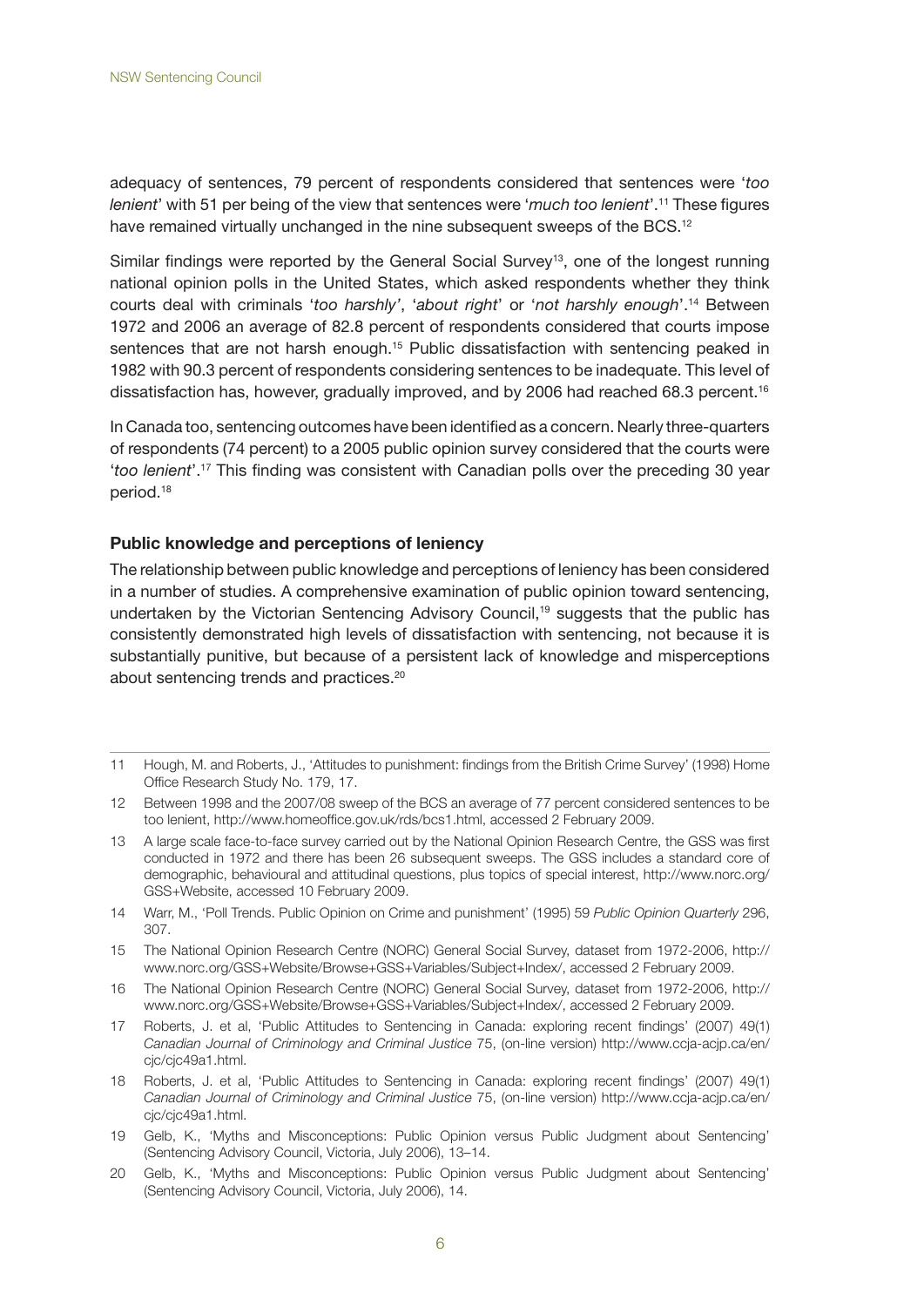adequacy of sentences, 79 percent of respondents considered that sentences were '*too lenient*' with 51 per being of the view that sentences were '*much too lenient*'.[11] These figures have remained virtually unchanged in the nine subsequent sweeps of the BCS.[12]

Similar findings were reported by the General Social Survey[13], one of the longest running national opinion polls in the United States, which asked respondents whether they think courts deal with criminals '*too harshly'*, '*about right*' or '*not harshly enough*'.[14] Between 1972 and 2006 an average of 82.8 percent of respondents considered that courts impose sentences that are not harsh enough.[15] Public dissatisfaction with sentencing peaked in 1982 with 90.3 percent of respondents considering sentences to be inadequate. This level of dissatisfaction has, however, gradually improved, and by 2006 had reached 68.3 percent.[16]

In Canada too, sentencing outcomes have been identified as a concern. Nearly three-quarters of respondents (74 percent) to a 2005 public opinion survey considered that the courts were '*too lenient*'.[17] This finding was consistent with Canadian polls over the preceding 30 year period.[18]

**Public knowledge and perceptions of leniency**

The relationship between public knowledge and perceptions of leniency has been considered in a number of studies. A comprehensive examination of public opinion toward sentencing, undertaken by the Victorian Sentencing Advisory Council,[19] suggests that the public has consistently demonstrated high levels of dissatisfaction with sentencing, not because it is substantially punitive, but because of a persistent lack of knowledge and misperceptions about sentencing trends and practices.[20]

---

11 Hough, M. and Roberts, J., 'Attitudes to punishment: findings from the British Crime Survey' (1998) Home Office Research Study No. 179, 17.

12 Between 1998 and the 2007/08 sweep of the BCS an average of 77 percent considered sentences to be too lenient, http://www.homeoffice.gov.uk/rds/bcs1.html, accessed 2 February 2009.

13 A large scale face-to-face survey carried out by the National Opinion Research Centre, the GSS was first conducted in 1972 and there has been 26 subsequent sweeps. The GSS includes a standard core of demographic, behavioural and attitudinal questions, plus topics of special interest, http://www.norc.org/GSS+Website, accessed 10 February 2009.

14 Warr, M., 'Poll Trends. Public Opinion on Crime and punishment' (1995) 59 *Public Opinion Quarterly* 296, 307.

15 The National Opinion Research Centre (NORC) General Social Survey, dataset from 1972-2006, http://www.norc.org/GSS+Website/Browse+GSS+Variables/Subject+Index/, accessed 2 February 2009.

16 The National Opinion Research Centre (NORC) General Social Survey, dataset from 1972-2006, http://www.norc.org/GSS+Website/Browse+GSS+Variables/Subject+Index/, accessed 2 February 2009.

17 Roberts, J. et al, 'Public Attitudes to Sentencing in Canada: exploring recent findings' (2007) 49(1) *Canadian Journal of Criminology and Criminal Justice* 75, (on-line version) http://www.ccja-acjp.ca/en/cjc/cjc49a1.html.

18 Roberts, J. et al, 'Public Attitudes to Sentencing in Canada: exploring recent findings' (2007) 49(1) *Canadian Journal of Criminology and Criminal Justice* 75, (on-line version) http://www.ccja-acjp.ca/en/cjc/cjc49a1.html.

19 Gelb, K., 'Myths and Misconceptions: Public Opinion versus Public Judgment about Sentencing' (Sentencing Advisory Council, Victoria, July 2006), 13–14.

20 Gelb, K., 'Myths and Misconceptions: Public Opinion versus Public Judgment about Sentencing' (Sentencing Advisory Council, Victoria, July 2006), 14.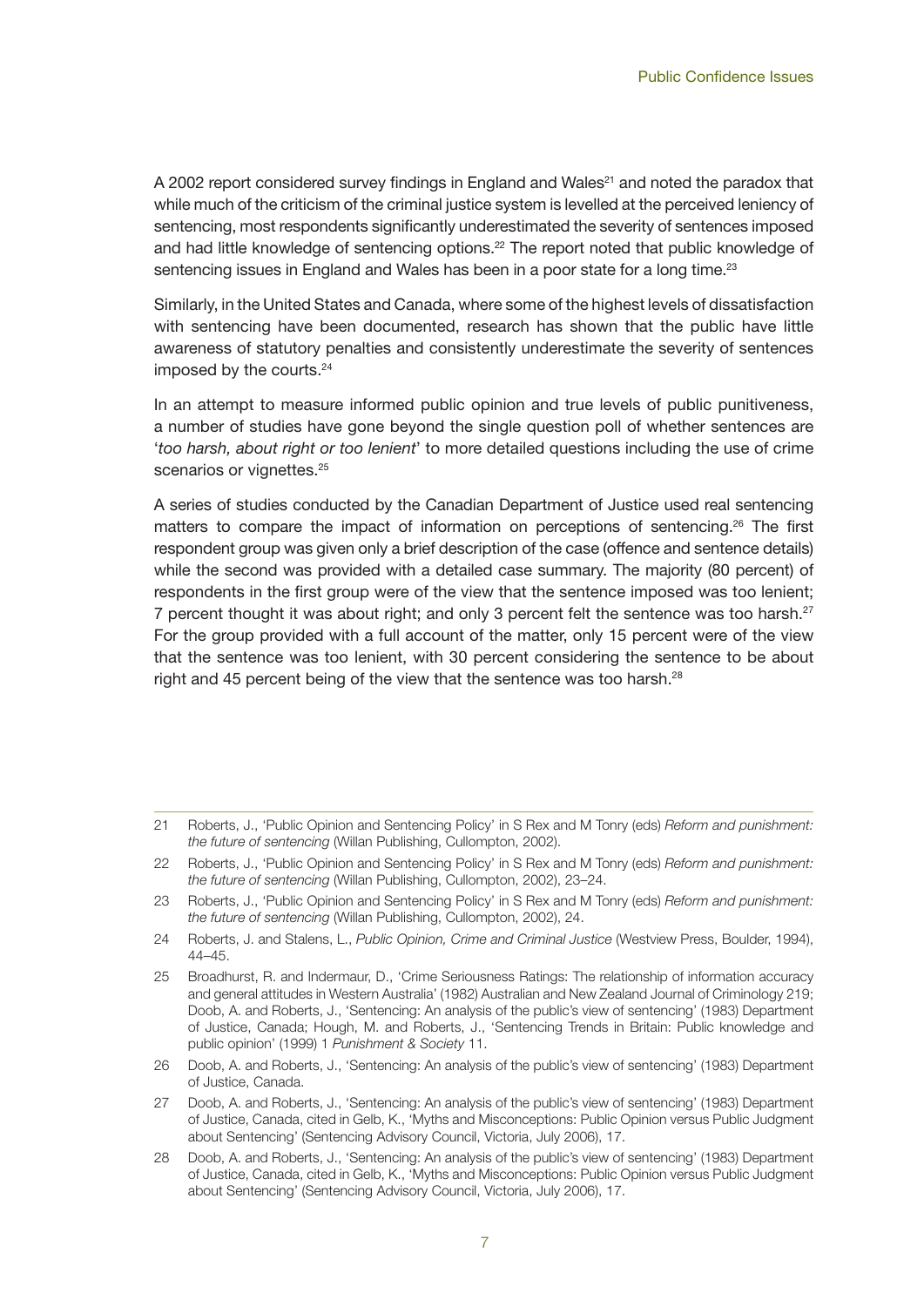A 2002 report considered survey findings in England and Wales[21] and noted the paradox that while much of the criticism of the criminal justice system is levelled at the perceived leniency of sentencing, most respondents significantly underestimated the severity of sentences imposed and had little knowledge of sentencing options.[22] The report noted that public knowledge of sentencing issues in England and Wales has been in a poor state for a long time.[23]

Similarly, in the United States and Canada, where some of the highest levels of dissatisfaction with sentencing have been documented, research has shown that the public have little awareness of statutory penalties and consistently underestimate the severity of sentences imposed by the courts.[24]

In an attempt to measure informed public opinion and true levels of public punitiveness, a number of studies have gone beyond the single question poll of whether sentences are '*too harsh, about right or too lenient*' to more detailed questions including the use of crime scenarios or vignettes.[25]

A series of studies conducted by the Canadian Department of Justice used real sentencing matters to compare the impact of information on perceptions of sentencing.[26] The first respondent group was given only a brief description of the case (offence and sentence details) while the second was provided with a detailed case summary. The majority (80 percent) of respondents in the first group were of the view that the sentence imposed was too lenient; 7 percent thought it was about right; and only 3 percent felt the sentence was too harsh.[27] For the group provided with a full account of the matter, only 15 percent were of the view that the sentence was too lenient, with 30 percent considering the sentence to be about right and 45 percent being of the view that the sentence was too harsh.[28]

---

21 Roberts, J., 'Public Opinion and Sentencing Policy' in S Rex and M Tonry (eds) *Reform and punishment: the future of sentencing* (Willan Publishing, Cullompton, 2002).

22 Roberts, J., 'Public Opinion and Sentencing Policy' in S Rex and M Tonry (eds) *Reform and punishment: the future of sentencing* (Willan Publishing, Cullompton, 2002), 23–24.

23 Roberts, J., 'Public Opinion and Sentencing Policy' in S Rex and M Tonry (eds) *Reform and punishment: the future of sentencing* (Willan Publishing, Cullompton, 2002), 24.

24 Roberts, J. and Stalens, L., *Public Opinion, Crime and Criminal Justice* (Westview Press, Boulder, 1994), 44–45.

25 Broadhurst, R. and Indermaur, D., 'Crime Seriousness Ratings: The relationship of information accuracy and general attitudes in Western Australia' (1982) Australian and New Zealand Journal of Criminology 219; Doob, A. and Roberts, J., 'Sentencing: An analysis of the public's view of sentencing' (1983) Department of Justice, Canada; Hough, M. and Roberts, J., 'Sentencing Trends in Britain: Public knowledge and public opinion' (1999) 1 *Punishment & Society* 11.

26 Doob, A. and Roberts, J., 'Sentencing: An analysis of the public's view of sentencing' (1983) Department of Justice, Canada.

27 Doob, A. and Roberts, J., 'Sentencing: An analysis of the public's view of sentencing' (1983) Department of Justice, Canada, cited in Gelb, K., 'Myths and Misconceptions: Public Opinion versus Public Judgment about Sentencing' (Sentencing Advisory Council, Victoria, July 2006), 17.

28 Doob, A. and Roberts, J., 'Sentencing: An analysis of the public's view of sentencing' (1983) Department of Justice, Canada, cited in Gelb, K., 'Myths and Misconceptions: Public Opinion versus Public Judgment about Sentencing' (Sentencing Advisory Council, Victoria, July 2006), 17.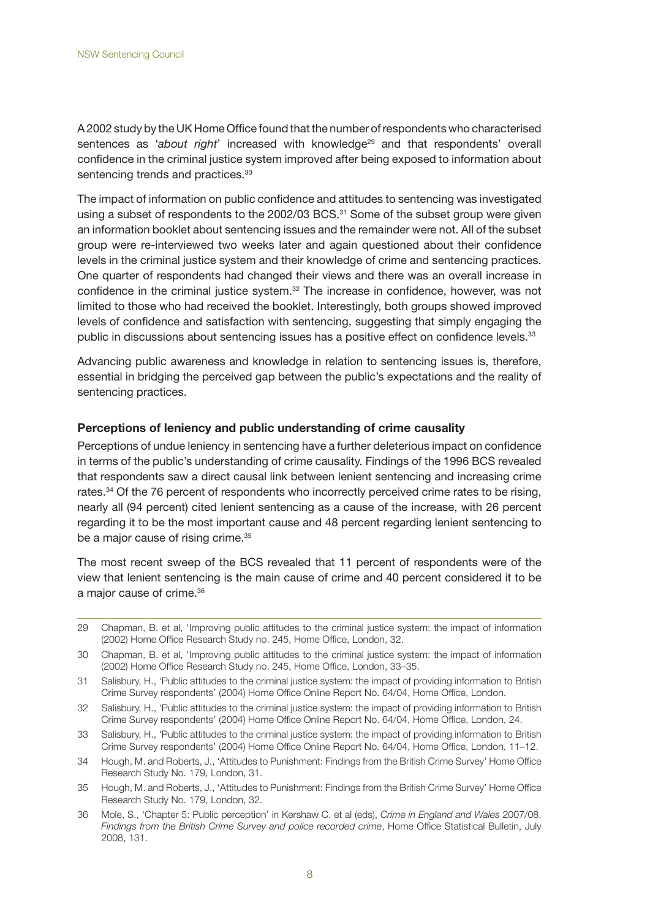A 2002 study by the UK Home Office found that the number of respondents who characterised sentences as '*about right*' increased with knowledge[29] and that respondents' overall confidence in the criminal justice system improved after being exposed to information about sentencing trends and practices.[30]

The impact of information on public confidence and attitudes to sentencing was investigated using a subset of respondents to the 2002/03 BCS.[31] Some of the subset group were given an information booklet about sentencing issues and the remainder were not. All of the subset group were re-interviewed two weeks later and again questioned about their confidence levels in the criminal justice system and their knowledge of crime and sentencing practices. One quarter of respondents had changed their views and there was an overall increase in confidence in the criminal justice system.[32] The increase in confidence, however, was not limited to those who had received the booklet. Interestingly, both groups showed improved levels of confidence and satisfaction with sentencing, suggesting that simply engaging the public in discussions about sentencing issues has a positive effect on confidence levels.[33]

Advancing public awareness and knowledge in relation to sentencing issues is, therefore, essential in bridging the perceived gap between the public's expectations and the reality of sentencing practices.

**Perceptions of leniency and public understanding of crime causality**

Perceptions of undue leniency in sentencing have a further deleterious impact on confidence in terms of the public's understanding of crime causality. Findings of the 1996 BCS revealed that respondents saw a direct causal link between lenient sentencing and increasing crime rates.[34] Of the 76 percent of respondents who incorrectly perceived crime rates to be rising, nearly all (94 percent) cited lenient sentencing as a cause of the increase, with 26 percent regarding it to be the most important cause and 48 percent regarding lenient sentencing to be a major cause of rising crime.[35]

The most recent sweep of the BCS revealed that 11 percent of respondents were of the view that lenient sentencing is the main cause of crime and 40 percent considered it to be a major cause of crime.[36]

---

29 Chapman, B. et al, 'Improving public attitudes to the criminal justice system: the impact of information (2002) Home Office Research Study no. 245, Home Office, London, 32.

30 Chapman, B. et al, 'Improving public attitudes to the criminal justice system: the impact of information (2002) Home Office Research Study no. 245, Home Office, London, 33–35.

31 Salisbury, H., 'Public attitudes to the criminal justice system: the impact of providing information to British Crime Survey respondents' (2004) Home Office Online Report No. 64/04, Home Office, London.

32 Salisbury, H., 'Public attitudes to the criminal justice system: the impact of providing information to British Crime Survey respondents' (2004) Home Office Online Report No. 64/04, Home Office, London, 24.

33 Salisbury, H., 'Public attitudes to the criminal justice system: the impact of providing information to British Crime Survey respondents' (2004) Home Office Online Report No. 64/04, Home Office, London, 11–12.

34 Hough, M. and Roberts, J., 'Attitudes to Punishment: Findings from the British Crime Survey' Home Office Research Study No. 179, London, 31.

35 Hough, M. and Roberts, J., 'Attitudes to Punishment: Findings from the British Crime Survey' Home Office Research Study No. 179, London, 32.

36 Mole, S., 'Chapter 5: Public perception' in Kershaw C. et al (eds), *Crime in England and Wales* 2007/08. *Findings from the British Crime Survey and police recorded crime*, Home Office Statistical Bulletin, July 2008, 131.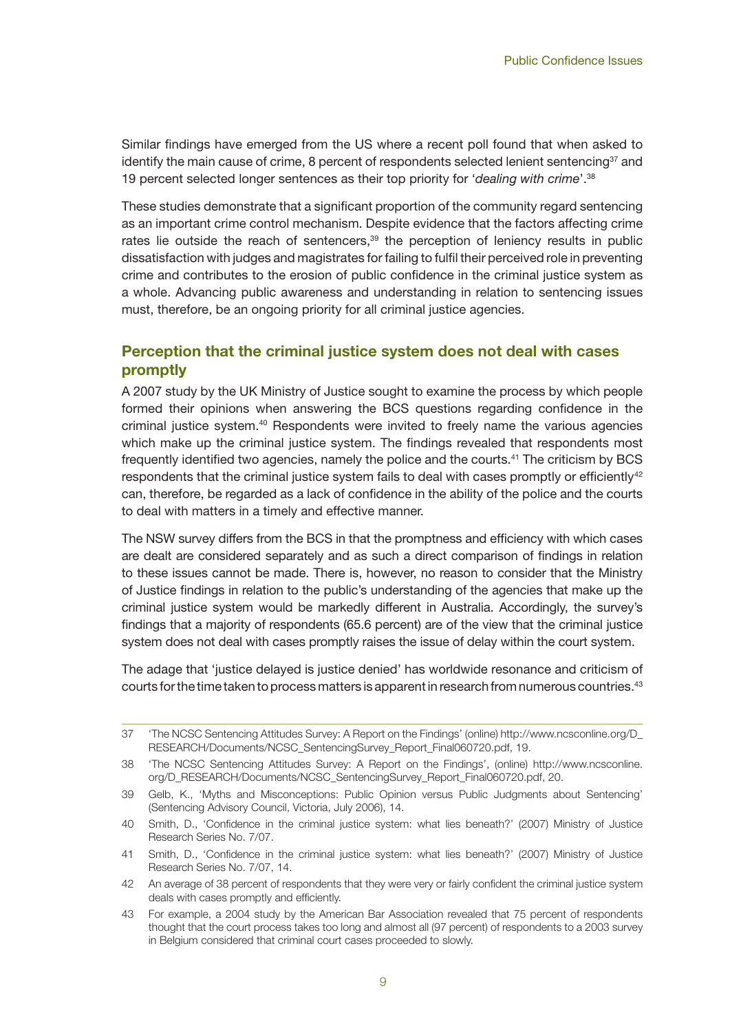Similar findings have emerged from the US where a recent poll found that when asked to identify the main cause of crime, 8 percent of respondents selected lenient sentencing[37] and 19 percent selected longer sentences as their top priority for '*dealing with crime*'.[38]

These studies demonstrate that a significant proportion of the community regard sentencing as an important crime control mechanism. Despite evidence that the factors affecting crime rates lie outside the reach of sentencers,[39] the perception of leniency results in public dissatisfaction with judges and magistrates for failing to fulfil their perceived role in preventing crime and contributes to the erosion of public confidence in the criminal justice system as a whole. Advancing public awareness and understanding in relation to sentencing issues must, therefore, be an ongoing priority for all criminal justice agencies.

## Perception that the criminal justice system does not deal with cases promptly

A 2007 study by the UK Ministry of Justice sought to examine the process by which people formed their opinions when answering the BCS questions regarding confidence in the criminal justice system.[40] Respondents were invited to freely name the various agencies which make up the criminal justice system. The findings revealed that respondents most frequently identified two agencies, namely the police and the courts.[41] The criticism by BCS respondents that the criminal justice system fails to deal with cases promptly or efficiently[42] can, therefore, be regarded as a lack of confidence in the ability of the police and the courts to deal with matters in a timely and effective manner.

The NSW survey differs from the BCS in that the promptness and efficiency with which cases are dealt are considered separately and as such a direct comparison of findings in relation to these issues cannot be made. There is, however, no reason to consider that the Ministry of Justice findings in relation to the public's understanding of the agencies that make up the criminal justice system would be markedly different in Australia. Accordingly, the survey's findings that a majority of respondents (65.6 percent) are of the view that the criminal justice system does not deal with cases promptly raises the issue of delay within the court system.

The adage that 'justice delayed is justice denied' has worldwide resonance and criticism of courts for the time taken to process matters is apparent in research from numerous countries.[43]

---

37 'The NCSC Sentencing Attitudes Survey: A Report on the Findings' (online) http://www.ncsconline.org/D_RESEARCH/Documents/NCSC_SentencingSurvey_Report_Final060720.pdf, 19.

38 'The NCSC Sentencing Attitudes Survey: A Report on the Findings', (online) http://www.ncsconline.org/D_RESEARCH/Documents/NCSC_SentencingSurvey_Report_Final060720.pdf, 20.

39 Gelb, K., 'Myths and Misconceptions: Public Opinion versus Public Judgments about Sentencing' (Sentencing Advisory Council, Victoria, July 2006), 14.

40 Smith, D., 'Confidence in the criminal justice system: what lies beneath?' (2007) Ministry of Justice Research Series No. 7/07.

41 Smith, D., 'Confidence in the criminal justice system: what lies beneath?' (2007) Ministry of Justice Research Series No. 7/07, 14.

42 An average of 38 percent of respondents that they were very or fairly confident the criminal justice system deals with cases promptly and efficiently.

43 For example, a 2004 study by the American Bar Association revealed that 75 percent of respondents thought that the court process takes too long and almost all (97 percent) of respondents to a 2003 survey in Belgium considered that criminal court cases proceeded to slowly.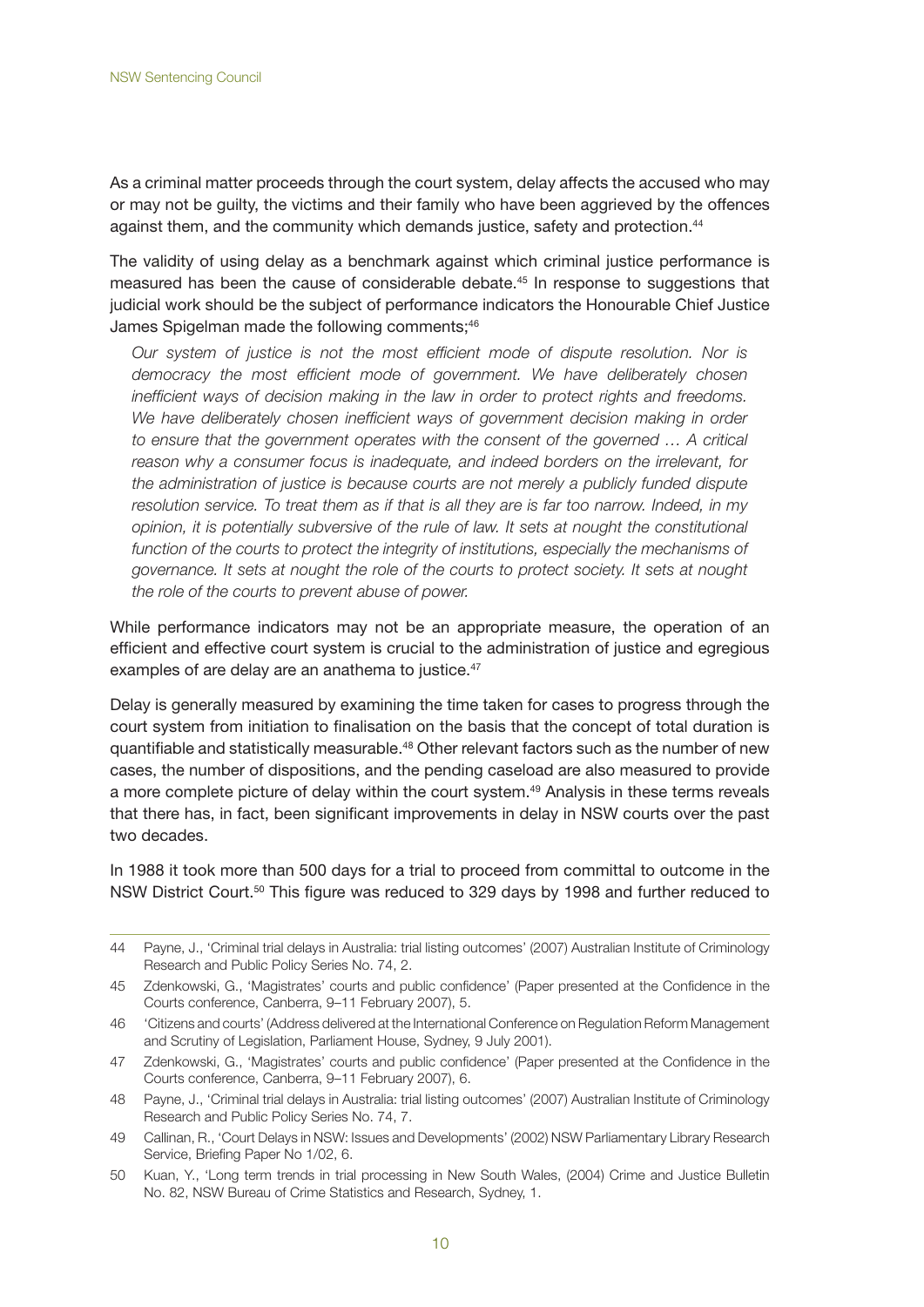As a criminal matter proceeds through the court system, delay affects the accused who may or may not be guilty, the victims and their family who have been aggrieved by the offences against them, and the community which demands justice, safety and protection.[44]

The validity of using delay as a benchmark against which criminal justice performance is measured has been the cause of considerable debate.[45] In response to suggestions that judicial work should be the subject of performance indicators the Honourable Chief Justice James Spigelman made the following comments;[46]

> *Our system of justice is not the most efficient mode of dispute resolution. Nor is democracy the most efficient mode of government. We have deliberately chosen inefficient ways of decision making in the law in order to protect rights and freedoms. We have deliberately chosen inefficient ways of government decision making in order to ensure that the government operates with the consent of the governed … A critical reason why a consumer focus is inadequate, and indeed borders on the irrelevant, for the administration of justice is because courts are not merely a publicly funded dispute resolution service. To treat them as if that is all they are is far too narrow. Indeed, in my opinion, it is potentially subversive of the rule of law. It sets at nought the constitutional function of the courts to protect the integrity of institutions, especially the mechanisms of governance. It sets at nought the role of the courts to protect society. It sets at nought the role of the courts to prevent abuse of power.*

While performance indicators may not be an appropriate measure, the operation of an efficient and effective court system is crucial to the administration of justice and egregious examples of are delay are an anathema to justice.[47]

Delay is generally measured by examining the time taken for cases to progress through the court system from initiation to finalisation on the basis that the concept of total duration is quantifiable and statistically measurable.[48] Other relevant factors such as the number of new cases, the number of dispositions, and the pending caseload are also measured to provide a more complete picture of delay within the court system.[49] Analysis in these terms reveals that there has, in fact, been significant improvements in delay in NSW courts over the past two decades.

In 1988 it took more than 500 days for a trial to proceed from committal to outcome in the NSW District Court.[50] This figure was reduced to 329 days by 1998 and further reduced to

---

44 Payne, J., 'Criminal trial delays in Australia: trial listing outcomes' (2007) Australian Institute of Criminology Research and Public Policy Series No. 74, 2.

45 Zdenkowski, G., 'Magistrates' courts and public confidence' (Paper presented at the Confidence in the Courts conference, Canberra, 9–11 February 2007), 5.

46 'Citizens and courts' (Address delivered at the International Conference on Regulation Reform Management and Scrutiny of Legislation, Parliament House, Sydney, 9 July 2001).

47 Zdenkowski, G., 'Magistrates' courts and public confidence' (Paper presented at the Confidence in the Courts conference, Canberra, 9–11 February 2007), 6.

48 Payne, J., 'Criminal trial delays in Australia: trial listing outcomes' (2007) Australian Institute of Criminology Research and Public Policy Series No. 74, 7.

49 Callinan, R., 'Court Delays in NSW: Issues and Developments' (2002) NSW Parliamentary Library Research Service, Briefing Paper No 1/02, 6.

50 Kuan, Y., 'Long term trends in trial processing in New South Wales, (2004) Crime and Justice Bulletin No. 82, NSW Bureau of Crime Statistics and Research, Sydney, 1.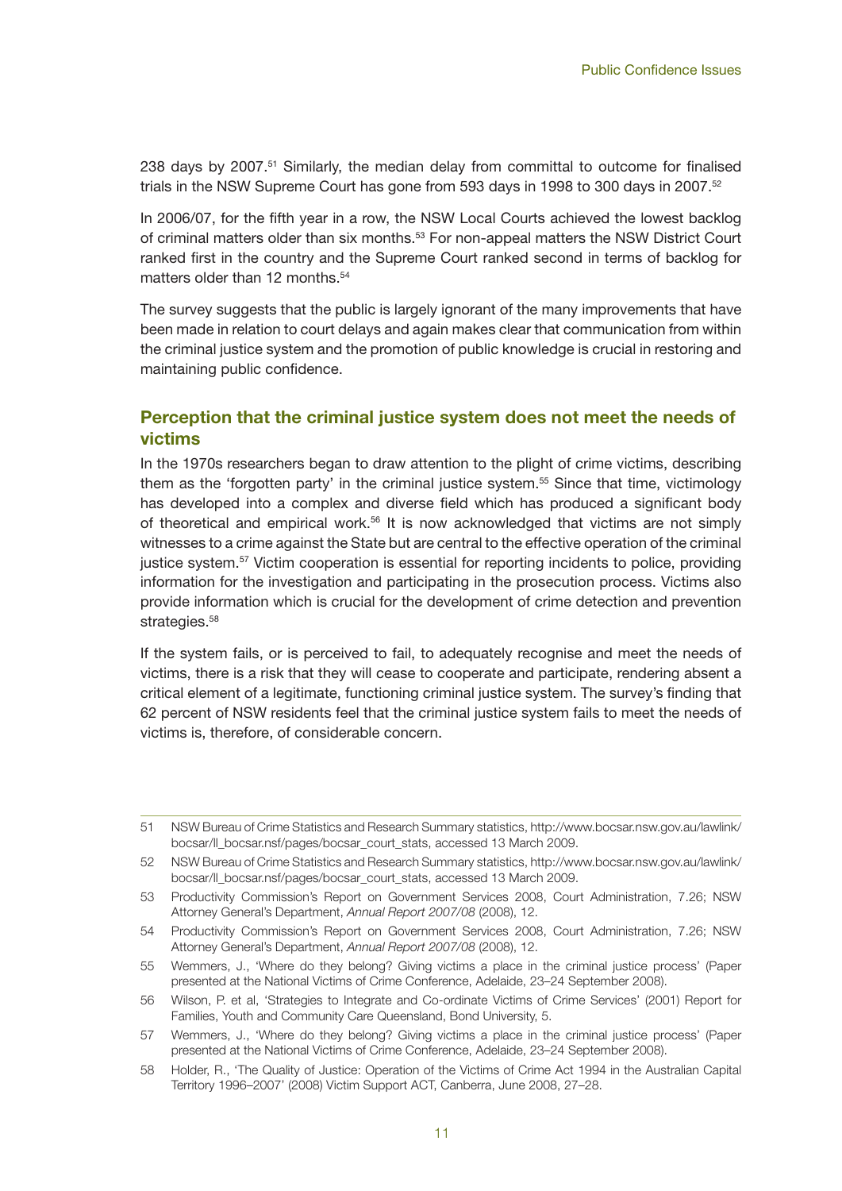238 days by 2007.[51] Similarly, the median delay from committal to outcome for finalised trials in the NSW Supreme Court has gone from 593 days in 1998 to 300 days in 2007.[52]

In 2006/07, for the fifth year in a row, the NSW Local Courts achieved the lowest backlog of criminal matters older than six months.[53] For non-appeal matters the NSW District Court ranked first in the country and the Supreme Court ranked second in terms of backlog for matters older than 12 months.[54]

The survey suggests that the public is largely ignorant of the many improvements that have been made in relation to court delays and again makes clear that communication from within the criminal justice system and the promotion of public knowledge is crucial in restoring and maintaining public confidence.

## Perception that the criminal justice system does not meet the needs of victims

In the 1970s researchers began to draw attention to the plight of crime victims, describing them as the 'forgotten party' in the criminal justice system.[55] Since that time, victimology has developed into a complex and diverse field which has produced a significant body of theoretical and empirical work.[56] It is now acknowledged that victims are not simply witnesses to a crime against the State but are central to the effective operation of the criminal justice system.[57] Victim cooperation is essential for reporting incidents to police, providing information for the investigation and participating in the prosecution process. Victims also provide information which is crucial for the development of crime detection and prevention strategies.[58]

If the system fails, or is perceived to fail, to adequately recognise and meet the needs of victims, there is a risk that they will cease to cooperate and participate, rendering absent a critical element of a legitimate, functioning criminal justice system. The survey's finding that 62 percent of NSW residents feel that the criminal justice system fails to meet the needs of victims is, therefore, of considerable concern.

---

51 NSW Bureau of Crime Statistics and Research Summary statistics, http://www.bocsar.nsw.gov.au/lawlink/bocsar/ll_bocsar.nsf/pages/bocsar_court_stats, accessed 13 March 2009.

52 NSW Bureau of Crime Statistics and Research Summary statistics, http://www.bocsar.nsw.gov.au/lawlink/bocsar/ll_bocsar.nsf/pages/bocsar_court_stats, accessed 13 March 2009.

53 Productivity Commission's Report on Government Services 2008, Court Administration, 7.26; NSW Attorney General's Department, *Annual Report 2007/08* (2008), 12.

54 Productivity Commission's Report on Government Services 2008, Court Administration, 7.26; NSW Attorney General's Department, *Annual Report 2007/08* (2008), 12.

55 Wemmers, J., 'Where do they belong? Giving victims a place in the criminal justice process' (Paper presented at the National Victims of Crime Conference, Adelaide, 23–24 September 2008).

56 Wilson, P. et al, 'Strategies to Integrate and Co-ordinate Victims of Crime Services' (2001) Report for Families, Youth and Community Care Queensland, Bond University, 5.

57 Wemmers, J., 'Where do they belong? Giving victims a place in the criminal justice process' (Paper presented at the National Victims of Crime Conference, Adelaide, 23–24 September 2008).

58 Holder, R., 'The Quality of Justice: Operation of the Victims of Crime Act 1994 in the Australian Capital Territory 1996–2007' (2008) Victim Support ACT, Canberra, June 2008, 27–28.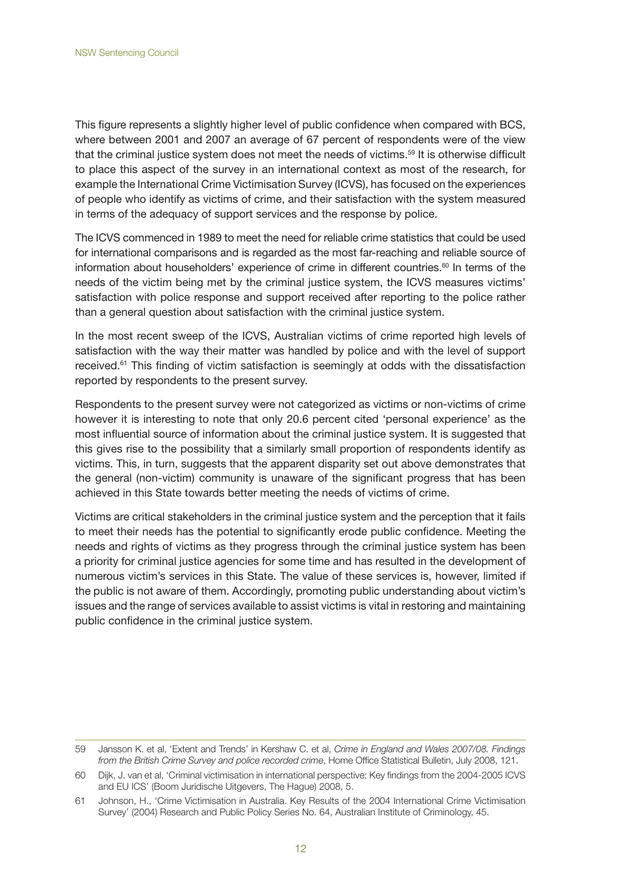This figure represents a slightly higher level of public confidence when compared with BCS, where between 2001 and 2007 an average of 67 percent of respondents were of the view that the criminal justice system does not meet the needs of victims.[59] It is otherwise difficult to place this aspect of the survey in an international context as most of the research, for example the International Crime Victimisation Survey (ICVS), has focused on the experiences of people who identify as victims of crime, and their satisfaction with the system measured in terms of the adequacy of support services and the response by police.

The ICVS commenced in 1989 to meet the need for reliable crime statistics that could be used for international comparisons and is regarded as the most far-reaching and reliable source of information about householders' experience of crime in different countries.[60] In terms of the needs of the victim being met by the criminal justice system, the ICVS measures victims' satisfaction with police response and support received after reporting to the police rather than a general question about satisfaction with the criminal justice system.

In the most recent sweep of the ICVS, Australian victims of crime reported high levels of satisfaction with the way their matter was handled by police and with the level of support received.[61] This finding of victim satisfaction is seemingly at odds with the dissatisfaction reported by respondents to the present survey.

Respondents to the present survey were not categorized as victims or non-victims of crime however it is interesting to note that only 20.6 percent cited 'personal experience' as the most influential source of information about the criminal justice system. It is suggested that this gives rise to the possibility that a similarly small proportion of respondents identify as victims. This, in turn, suggests that the apparent disparity set out above demonstrates that the general (non-victim) community is unaware of the significant progress that has been achieved in this State towards better meeting the needs of victims of crime.

Victims are critical stakeholders in the criminal justice system and the perception that it fails to meet their needs has the potential to significantly erode public confidence. Meeting the needs and rights of victims as they progress through the criminal justice system has been a priority for criminal justice agencies for some time and has resulted in the development of numerous victim's services in this State. The value of these services is, however, limited if the public is not aware of them. Accordingly, promoting public understanding about victim's issues and the range of services available to assist victims is vital in restoring and maintaining public confidence in the criminal justice system.

---

59 Jansson K. et al, 'Extent and Trends' in Kershaw C. et al, *Crime in England and Wales 2007/08. Findings from the British Crime Survey and police recorded crime*, Home Office Statistical Bulletin, July 2008, 121.

60 Dijk, J. van et al, 'Criminal victimisation in international perspective: Key findings from the 2004-2005 ICVS and EU ICS' (Boom Juridische Uitgevers, The Hague) 2008, 5.

61 Johnson, H., 'Crime Victimisation in Australia. Key Results of the 2004 International Crime Victimisation Survey' (2004) Research and Public Policy Series No. 64, Australian Institute of Criminology, 45.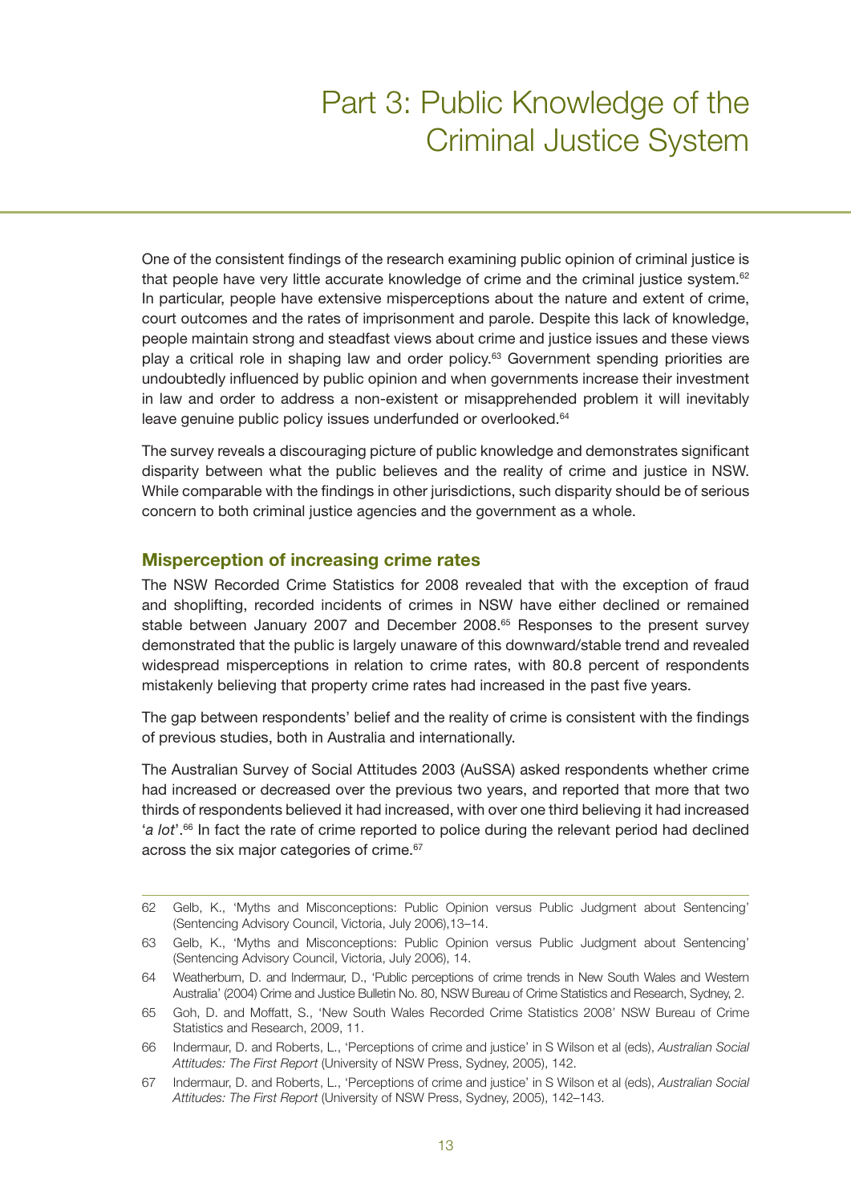# Part 3: Public Knowledge of the Criminal Justice System

One of the consistent findings of the research examining public opinion of criminal justice is that people have very little accurate knowledge of crime and the criminal justice system.[62] In particular, people have extensive misperceptions about the nature and extent of crime, court outcomes and the rates of imprisonment and parole. Despite this lack of knowledge, people maintain strong and steadfast views about crime and justice issues and these views play a critical role in shaping law and order policy.[63] Government spending priorities are undoubtedly influenced by public opinion and when governments increase their investment in law and order to address a non-existent or misapprehended problem it will inevitably leave genuine public policy issues underfunded or overlooked.[64]

The survey reveals a discouraging picture of public knowledge and demonstrates significant disparity between what the public believes and the reality of crime and justice in NSW. While comparable with the findings in other jurisdictions, such disparity should be of serious concern to both criminal justice agencies and the government as a whole.

## Misperception of increasing crime rates

The NSW Recorded Crime Statistics for 2008 revealed that with the exception of fraud and shoplifting, recorded incidents of crimes in NSW have either declined or remained stable between January 2007 and December 2008.[65] Responses to the present survey demonstrated that the public is largely unaware of this downward/stable trend and revealed widespread misperceptions in relation to crime rates, with 80.8 percent of respondents mistakenly believing that property crime rates had increased in the past five years.

The gap between respondents' belief and the reality of crime is consistent with the findings of previous studies, both in Australia and internationally.

The Australian Survey of Social Attitudes 2003 (AuSSA) asked respondents whether crime had increased or decreased over the previous two years, and reported that more that two thirds of respondents believed it had increased, with over one third believing it had increased '*a lot*'.[66] In fact the rate of crime reported to police during the relevant period had declined across the six major categories of crime.[67]

---

62 Gelb, K., 'Myths and Misconceptions: Public Opinion versus Public Judgment about Sentencing' (Sentencing Advisory Council, Victoria, July 2006),13–14.

63 Gelb, K., 'Myths and Misconceptions: Public Opinion versus Public Judgment about Sentencing' (Sentencing Advisory Council, Victoria, July 2006), 14.

64 Weatherburn, D. and Indermaur, D., 'Public perceptions of crime trends in New South Wales and Western Australia' (2004) Crime and Justice Bulletin No. 80, NSW Bureau of Crime Statistics and Research, Sydney, 2.

65 Goh, D. and Moffatt, S., 'New South Wales Recorded Crime Statistics 2008' NSW Bureau of Crime Statistics and Research, 2009, 11.

66 Indermaur, D. and Roberts, L., 'Perceptions of crime and justice' in S Wilson et al (eds), *Australian Social Attitudes: The First Report* (University of NSW Press, Sydney, 2005), 142.

67 Indermaur, D. and Roberts, L., 'Perceptions of crime and justice' in S Wilson et al (eds), *Australian Social Attitudes: The First Report* (University of NSW Press, Sydney, 2005), 142–143.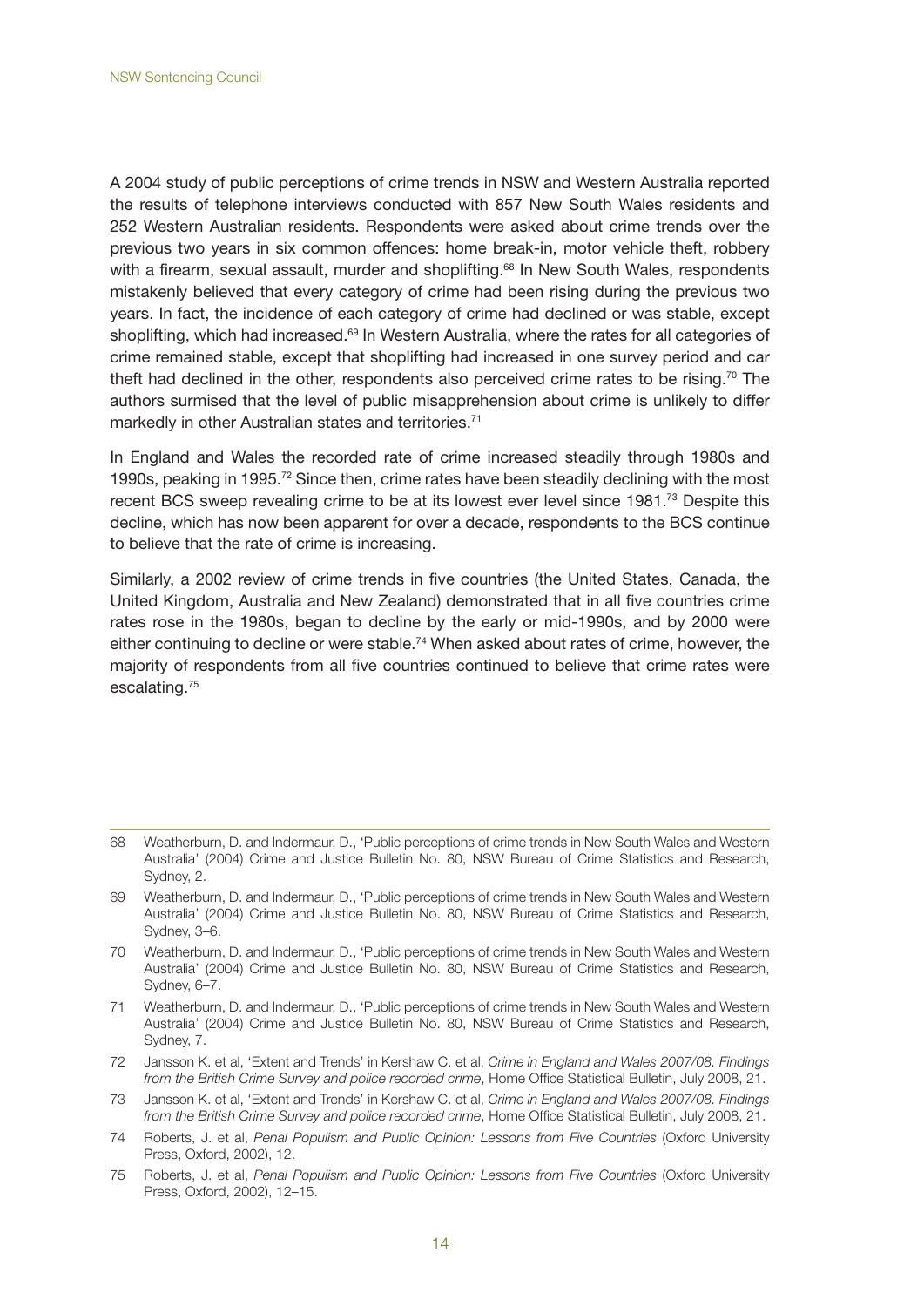A 2004 study of public perceptions of crime trends in NSW and Western Australia reported the results of telephone interviews conducted with 857 New South Wales residents and 252 Western Australian residents. Respondents were asked about crime trends over the previous two years in six common offences: home break-in, motor vehicle theft, robbery with a firearm, sexual assault, murder and shoplifting.[68] In New South Wales, respondents mistakenly believed that every category of crime had been rising during the previous two years. In fact, the incidence of each category of crime had declined or was stable, except shoplifting, which had increased.[69] In Western Australia, where the rates for all categories of crime remained stable, except that shoplifting had increased in one survey period and car theft had declined in the other, respondents also perceived crime rates to be rising.[70] The authors surmised that the level of public misapprehension about crime is unlikely to differ markedly in other Australian states and territories.[71]

In England and Wales the recorded rate of crime increased steadily through 1980s and 1990s, peaking in 1995.[72] Since then, crime rates have been steadily declining with the most recent BCS sweep revealing crime to be at its lowest ever level since 1981.[73] Despite this decline, which has now been apparent for over a decade, respondents to the BCS continue to believe that the rate of crime is increasing.

Similarly, a 2002 review of crime trends in five countries (the United States, Canada, the United Kingdom, Australia and New Zealand) demonstrated that in all five countries crime rates rose in the 1980s, began to decline by the early or mid-1990s, and by 2000 were either continuing to decline or were stable.[74] When asked about rates of crime, however, the majority of respondents from all five countries continued to believe that crime rates were escalating.[75]

---

68 Weatherburn, D. and Indermaur, D., 'Public perceptions of crime trends in New South Wales and Western Australia' (2004) Crime and Justice Bulletin No. 80, NSW Bureau of Crime Statistics and Research, Sydney, 2.

69 Weatherburn, D. and Indermaur, D., 'Public perceptions of crime trends in New South Wales and Western Australia' (2004) Crime and Justice Bulletin No. 80, NSW Bureau of Crime Statistics and Research, Sydney, 3–6.

70 Weatherburn, D. and Indermaur, D., 'Public perceptions of crime trends in New South Wales and Western Australia' (2004) Crime and Justice Bulletin No. 80, NSW Bureau of Crime Statistics and Research, Sydney, 6–7.

71 Weatherburn, D. and Indermaur, D., 'Public perceptions of crime trends in New South Wales and Western Australia' (2004) Crime and Justice Bulletin No. 80, NSW Bureau of Crime Statistics and Research, Sydney, 7.

72 Jansson K. et al, 'Extent and Trends' in Kershaw C. et al, *Crime in England and Wales 2007/08. Findings from the British Crime Survey and police recorded crime*, Home Office Statistical Bulletin, July 2008, 21.

73 Jansson K. et al, 'Extent and Trends' in Kershaw C. et al, *Crime in England and Wales 2007/08. Findings from the British Crime Survey and police recorded crime*, Home Office Statistical Bulletin, July 2008, 21.

74 Roberts, J. et al, *Penal Populism and Public Opinion: Lessons from Five Countries* (Oxford University Press, Oxford, 2002), 12.

75 Roberts, J. et al, *Penal Populism and Public Opinion: Lessons from Five Countries* (Oxford University Press, Oxford, 2002), 12–15.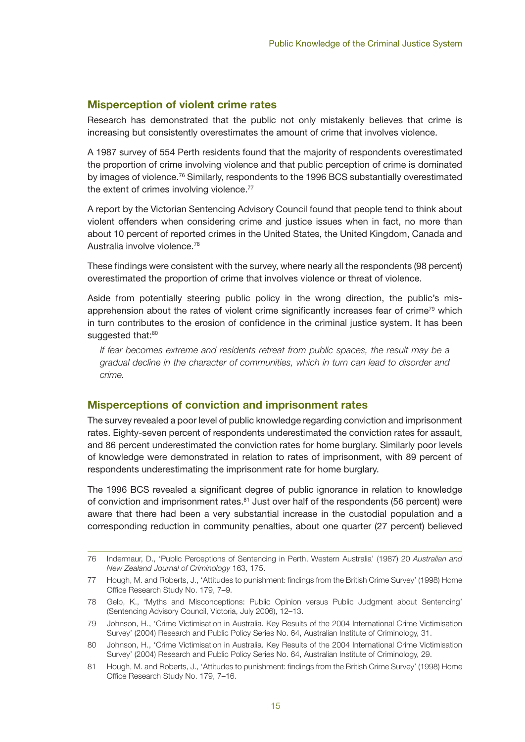## Misperception of violent crime rates

Research has demonstrated that the public not only mistakenly believes that crime is increasing but consistently overestimates the amount of crime that involves violence.

A 1987 survey of 554 Perth residents found that the majority of respondents overestimated the proportion of crime involving violence and that public perception of crime is dominated by images of violence.[76] Similarly, respondents to the 1996 BCS substantially overestimated the extent of crimes involving violence.[77]

A report by the Victorian Sentencing Advisory Council found that people tend to think about violent offenders when considering crime and justice issues when in fact, no more than about 10 percent of reported crimes in the United States, the United Kingdom, Canada and Australia involve violence.[78]

These findings were consistent with the survey, where nearly all the respondents (98 percent) overestimated the proportion of crime that involves violence or threat of violence.

Aside from potentially steering public policy in the wrong direction, the public's misapprehension about the rates of violent crime significantly increases fear of crime[79] which in turn contributes to the erosion of confidence in the criminal justice system. It has been suggested that:[80]

> *If fear becomes extreme and residents retreat from public spaces, the result may be a gradual decline in the character of communities, which in turn can lead to disorder and crime.*

## Misperceptions of conviction and imprisonment rates

The survey revealed a poor level of public knowledge regarding conviction and imprisonment rates. Eighty-seven percent of respondents underestimated the conviction rates for assault, and 86 percent underestimated the conviction rates for home burglary. Similarly poor levels of knowledge were demonstrated in relation to rates of imprisonment, with 89 percent of respondents underestimating the imprisonment rate for home burglary.

The 1996 BCS revealed a significant degree of public ignorance in relation to knowledge of conviction and imprisonment rates.[81] Just over half of the respondents (56 percent) were aware that there had been a very substantial increase in the custodial population and a corresponding reduction in community penalties, about one quarter (27 percent) believed

---

76 Indermaur, D., 'Public Perceptions of Sentencing in Perth, Western Australia' (1987) 20 *Australian and New Zealand Journal of Criminology* 163, 175.

77 Hough, M. and Roberts, J., 'Attitudes to punishment: findings from the British Crime Survey' (1998) Home Office Research Study No. 179, 7–9.

78 Gelb, K., 'Myths and Misconceptions: Public Opinion versus Public Judgment about Sentencing' (Sentencing Advisory Council, Victoria, July 2006), 12–13.

79 Johnson, H., 'Crime Victimisation in Australia. Key Results of the 2004 International Crime Victimisation Survey' (2004) Research and Public Policy Series No. 64, Australian Institute of Criminology, 31.

80 Johnson, H., 'Crime Victimisation in Australia. Key Results of the 2004 International Crime Victimisation Survey' (2004) Research and Public Policy Series No. 64, Australian Institute of Criminology, 29.

81 Hough, M. and Roberts, J., 'Attitudes to punishment: findings from the British Crime Survey' (1998) Home Office Research Study No. 179, 7–16.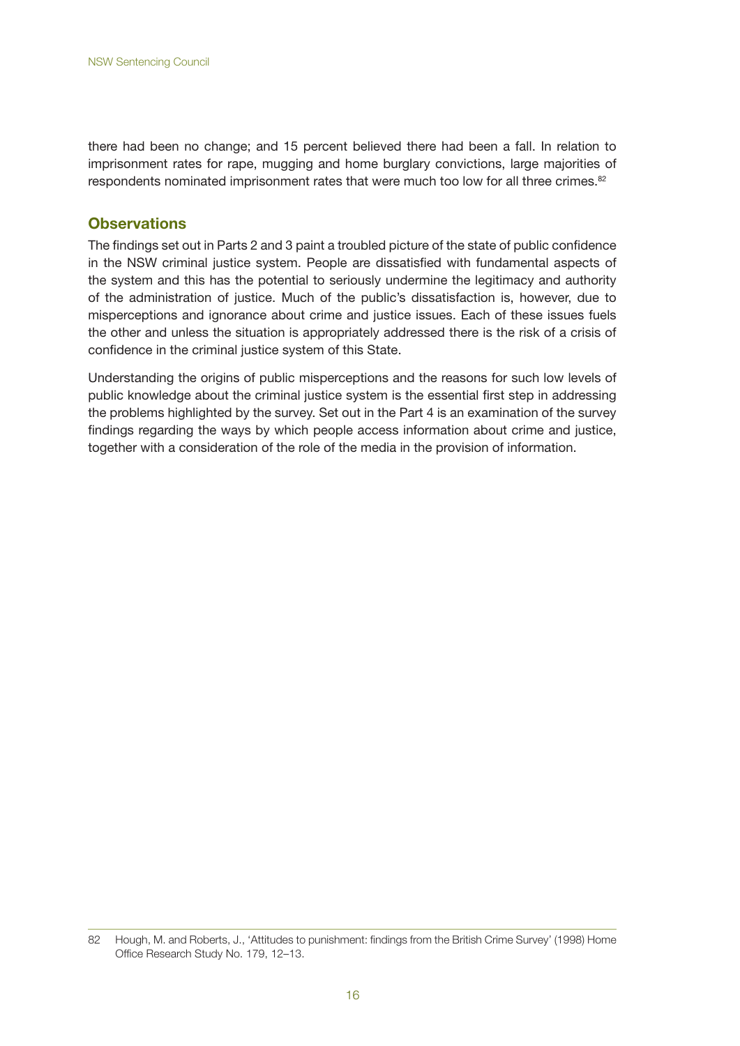there had been no change; and 15 percent believed there had been a fall. In relation to imprisonment rates for rape, mugging and home burglary convictions, large majorities of respondents nominated imprisonment rates that were much too low for all three crimes.[82]

## Observations

The findings set out in Parts 2 and 3 paint a troubled picture of the state of public confidence in the NSW criminal justice system. People are dissatisfied with fundamental aspects of the system and this has the potential to seriously undermine the legitimacy and authority of the administration of justice. Much of the public's dissatisfaction is, however, due to misperceptions and ignorance about crime and justice issues. Each of these issues fuels the other and unless the situation is appropriately addressed there is the risk of a crisis of confidence in the criminal justice system of this State.

Understanding the origins of public misperceptions and the reasons for such low levels of public knowledge about the criminal justice system is the essential first step in addressing the problems highlighted by the survey. Set out in the Part 4 is an examination of the survey findings regarding the ways by which people access information about crime and justice, together with a consideration of the role of the media in the provision of information.

---

82 Hough, M. and Roberts, J., 'Attitudes to punishment: findings from the British Crime Survey' (1998) Home Office Research Study No. 179, 12–13.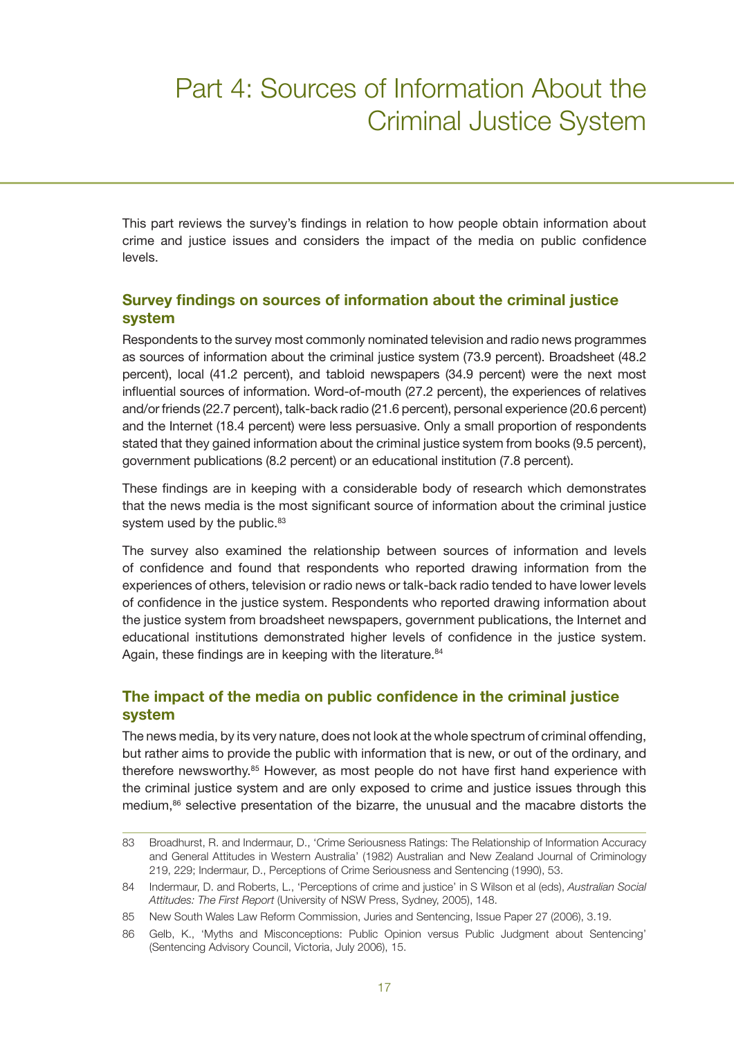# Part 4: Sources of Information About the Criminal Justice System

This part reviews the survey's findings in relation to how people obtain information about crime and justice issues and considers the impact of the media on public confidence levels.

## Survey findings on sources of information about the criminal justice system

Respondents to the survey most commonly nominated television and radio news programmes as sources of information about the criminal justice system (73.9 percent). Broadsheet (48.2 percent), local (41.2 percent), and tabloid newspapers (34.9 percent) were the next most influential sources of information. Word-of-mouth (27.2 percent), the experiences of relatives and/or friends (22.7 percent), talk-back radio (21.6 percent), personal experience (20.6 percent) and the Internet (18.4 percent) were less persuasive. Only a small proportion of respondents stated that they gained information about the criminal justice system from books (9.5 percent), government publications (8.2 percent) or an educational institution (7.8 percent).

These findings are in keeping with a considerable body of research which demonstrates that the news media is the most significant source of information about the criminal justice system used by the public.[83]

The survey also examined the relationship between sources of information and levels of confidence and found that respondents who reported drawing information from the experiences of others, television or radio news or talk-back radio tended to have lower levels of confidence in the justice system. Respondents who reported drawing information about the justice system from broadsheet newspapers, government publications, the Internet and educational institutions demonstrated higher levels of confidence in the justice system. Again, these findings are in keeping with the literature.[84]

## The impact of the media on public confidence in the criminal justice system

The news media, by its very nature, does not look at the whole spectrum of criminal offending, but rather aims to provide the public with information that is new, or out of the ordinary, and therefore newsworthy.[85] However, as most people do not have first hand experience with the criminal justice system and are only exposed to crime and justice issues through this medium,[86] selective presentation of the bizarre, the unusual and the macabre distorts the

---

83 Broadhurst, R. and Indermaur, D., 'Crime Seriousness Ratings: The Relationship of Information Accuracy and General Attitudes in Western Australia' (1982) Australian and New Zealand Journal of Criminology 219, 229; Indermaur, D., Perceptions of Crime Seriousness and Sentencing (1990), 53.

84 Indermaur, D. and Roberts, L., 'Perceptions of crime and justice' in S Wilson et al (eds), *Australian Social Attitudes: The First Report* (University of NSW Press, Sydney, 2005), 148.

85 New South Wales Law Reform Commission, Juries and Sentencing, Issue Paper 27 (2006), 3.19.

86 Gelb, K., 'Myths and Misconceptions: Public Opinion versus Public Judgment about Sentencing' (Sentencing Advisory Council, Victoria, July 2006), 15.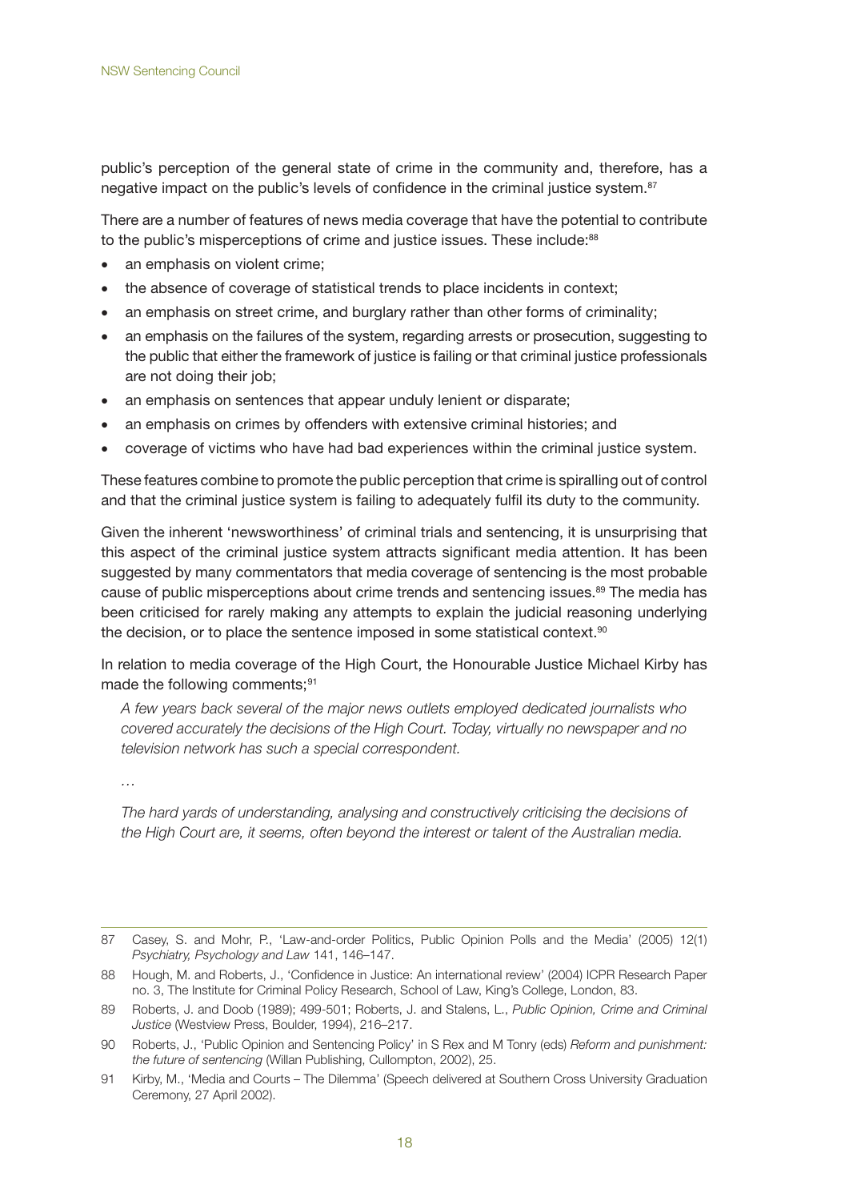public's perception of the general state of crime in the community and, therefore, has a negative impact on the public's levels of confidence in the criminal justice system.[87]

There are a number of features of news media coverage that have the potential to contribute to the public's misperceptions of crime and justice issues. These include:[88]

- an emphasis on violent crime;
- the absence of coverage of statistical trends to place incidents in context;
- an emphasis on street crime, and burglary rather than other forms of criminality;
- an emphasis on the failures of the system, regarding arrests or prosecution, suggesting to the public that either the framework of justice is failing or that criminal justice professionals are not doing their job;
- an emphasis on sentences that appear unduly lenient or disparate;
- an emphasis on crimes by offenders with extensive criminal histories; and
- coverage of victims who have had bad experiences within the criminal justice system.

These features combine to promote the public perception that crime is spiralling out of control and that the criminal justice system is failing to adequately fulfil its duty to the community.

Given the inherent 'newsworthiness' of criminal trials and sentencing, it is unsurprising that this aspect of the criminal justice system attracts significant media attention. It has been suggested by many commentators that media coverage of sentencing is the most probable cause of public misperceptions about crime trends and sentencing issues.[89] The media has been criticised for rarely making any attempts to explain the judicial reasoning underlying the decision, or to place the sentence imposed in some statistical context.[90]

In relation to media coverage of the High Court, the Honourable Justice Michael Kirby has made the following comments;[91]

> *A few years back several of the major news outlets employed dedicated journalists who covered accurately the decisions of the High Court. Today, virtually no newspaper and no television network has such a special correspondent.*
>
> *…*
>
> *The hard yards of understanding, analysing and constructively criticising the decisions of the High Court are, it seems, often beyond the interest or talent of the Australian media.*

---

87 Casey, S. and Mohr, P., 'Law-and-order Politics, Public Opinion Polls and the Media' (2005) 12(1) *Psychiatry, Psychology and Law* 141, 146–147.

88 Hough, M. and Roberts, J., 'Confidence in Justice: An international review' (2004) ICPR Research Paper no. 3, The Institute for Criminal Policy Research, School of Law, King's College, London, 83.

89 Roberts, J. and Doob (1989); 499-501; Roberts, J. and Stalens, L., *Public Opinion, Crime and Criminal Justice* (Westview Press, Boulder, 1994), 216–217.

90 Roberts, J., 'Public Opinion and Sentencing Policy' in S Rex and M Tonry (eds) *Reform and punishment: the future of sentencing* (Willan Publishing, Cullompton, 2002), 25.

91 Kirby, M., 'Media and Courts – The Dilemma' (Speech delivered at Southern Cross University Graduation Ceremony, 27 April 2002).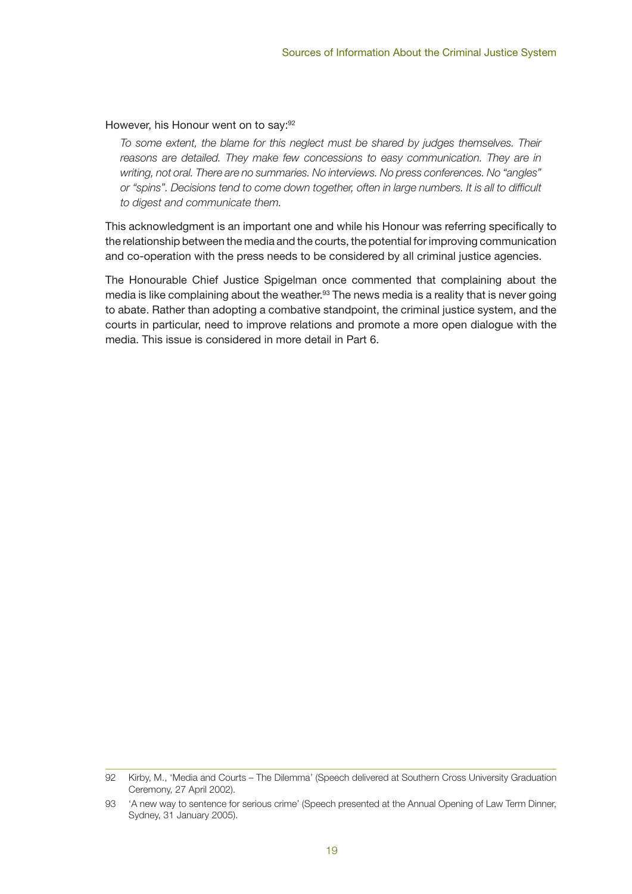However, his Honour went on to say:[92]

> *To some extent, the blame for this neglect must be shared by judges themselves. Their reasons are detailed. They make few concessions to easy communication. They are in writing, not oral. There are no summaries. No interviews. No press conferences. No "angles" or "spins". Decisions tend to come down together, often in large numbers. It is all to difficult to digest and communicate them.*

This acknowledgment is an important one and while his Honour was referring specifically to the relationship between the media and the courts, the potential for improving communication and co-operation with the press needs to be considered by all criminal justice agencies.

The Honourable Chief Justice Spigelman once commented that complaining about the media is like complaining about the weather.[93] The news media is a reality that is never going to abate. Rather than adopting a combative standpoint, the criminal justice system, and the courts in particular, need to improve relations and promote a more open dialogue with the media. This issue is considered in more detail in Part 6.

---

92 Kirby, M., 'Media and Courts – The Dilemma' (Speech delivered at Southern Cross University Graduation Ceremony, 27 April 2002).

93 'A new way to sentence for serious crime' (Speech presented at the Annual Opening of Law Term Dinner, Sydney, 31 January 2005).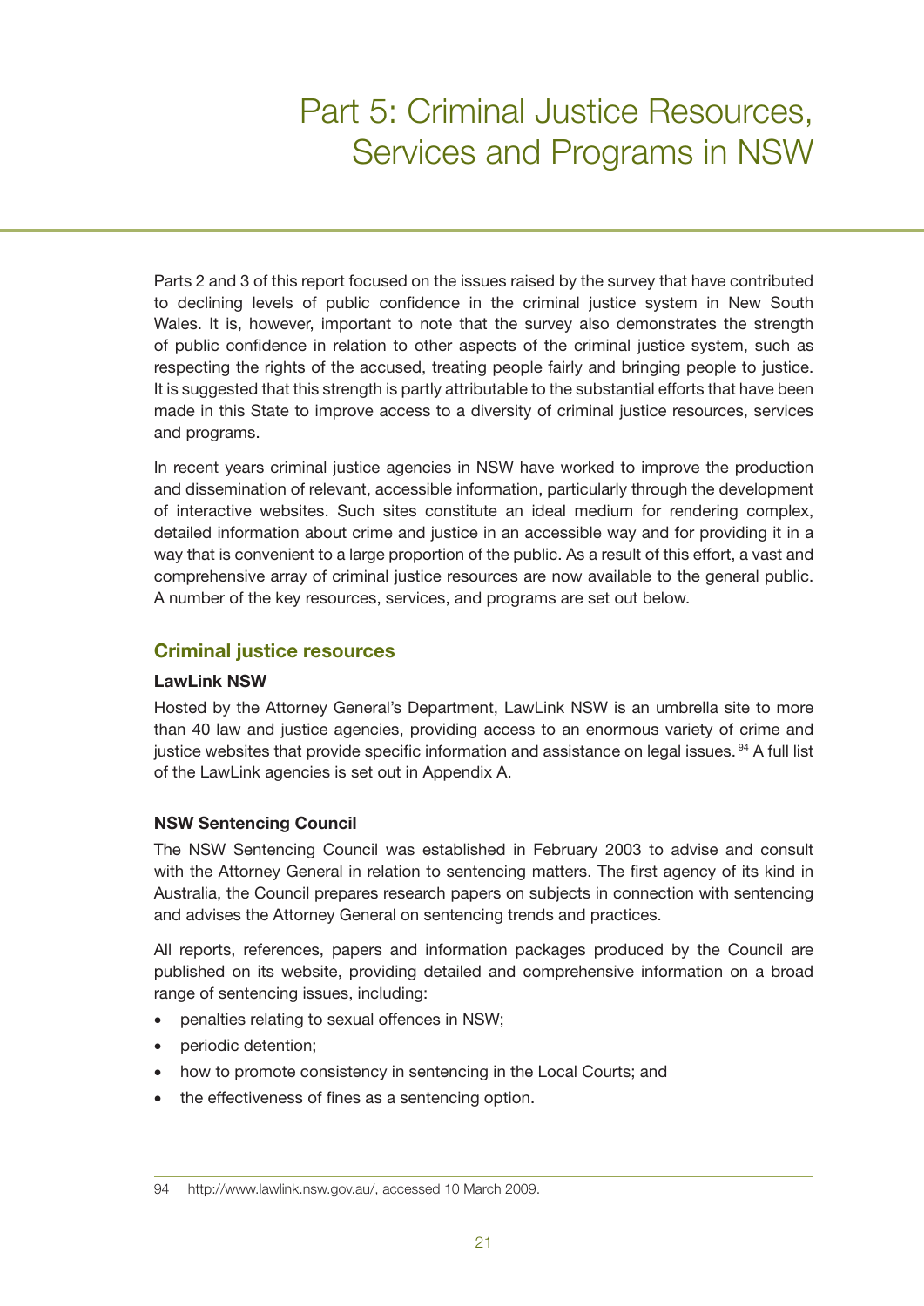# Part 5: Criminal Justice Resources, Services and Programs in NSW

Parts 2 and 3 of this report focused on the issues raised by the survey that have contributed to declining levels of public confidence in the criminal justice system in New South Wales. It is, however, important to note that the survey also demonstrates the strength of public confidence in relation to other aspects of the criminal justice system, such as respecting the rights of the accused, treating people fairly and bringing people to justice. It is suggested that this strength is partly attributable to the substantial efforts that have been made in this State to improve access to a diversity of criminal justice resources, services and programs.

In recent years criminal justice agencies in NSW have worked to improve the production and dissemination of relevant, accessible information, particularly through the development of interactive websites. Such sites constitute an ideal medium for rendering complex, detailed information about crime and justice in an accessible way and for providing it in a way that is convenient to a large proportion of the public. As a result of this effort, a vast and comprehensive array of criminal justice resources are now available to the general public. A number of the key resources, services, and programs are set out below.

## Criminal justice resources

### LawLink NSW

Hosted by the Attorney General's Department, LawLink NSW is an umbrella site to more than 40 law and justice agencies, providing access to an enormous variety of crime and justice websites that provide specific information and assistance on legal issues. [94] A full list of the LawLink agencies is set out in Appendix A.

### NSW Sentencing Council

The NSW Sentencing Council was established in February 2003 to advise and consult with the Attorney General in relation to sentencing matters. The first agency of its kind in Australia, the Council prepares research papers on subjects in connection with sentencing and advises the Attorney General on sentencing trends and practices.

All reports, references, papers and information packages produced by the Council are published on its website, providing detailed and comprehensive information on a broad range of sentencing issues, including:

- penalties relating to sexual offences in NSW;
- periodic detention;
- how to promote consistency in sentencing in the Local Courts; and
- the effectiveness of fines as a sentencing option.

---

94 http://www.lawlink.nsw.gov.au/, accessed 10 March 2009.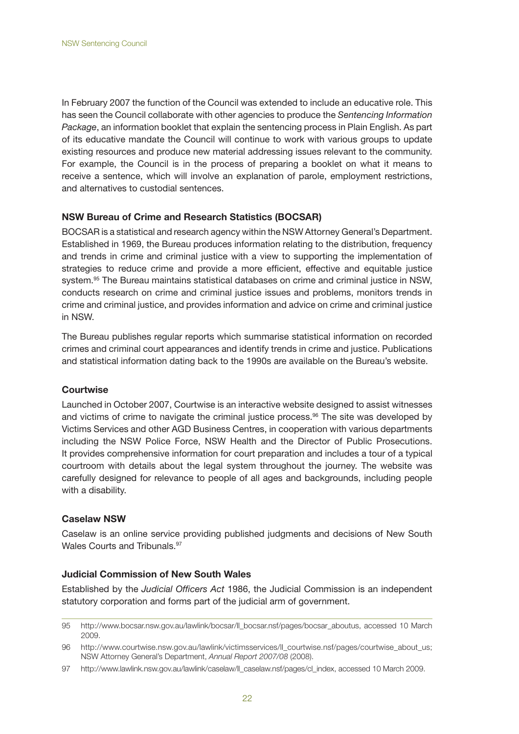In February 2007 the function of the Council was extended to include an educative role. This has seen the Council collaborate with other agencies to produce the *Sentencing Information Package*, an information booklet that explain the sentencing process in Plain English. As part of its educative mandate the Council will continue to work with various groups to update existing resources and produce new material addressing issues relevant to the community. For example, the Council is in the process of preparing a booklet on what it means to receive a sentence, which will involve an explanation of parole, employment restrictions, and alternatives to custodial sentences.

**NSW Bureau of Crime and Research Statistics (BOCSAR)**

BOCSAR is a statistical and research agency within the NSW Attorney General's Department. Established in 1969, the Bureau produces information relating to the distribution, frequency and trends in crime and criminal justice with a view to supporting the implementation of strategies to reduce crime and provide a more efficient, effective and equitable justice system.[95] The Bureau maintains statistical databases on crime and criminal justice in NSW, conducts research on crime and criminal justice issues and problems, monitors trends in crime and criminal justice, and provides information and advice on crime and criminal justice in NSW.

The Bureau publishes regular reports which summarise statistical information on recorded crimes and criminal court appearances and identify trends in crime and justice. Publications and statistical information dating back to the 1990s are available on the Bureau's website.

**Courtwise**

Launched in October 2007, Courtwise is an interactive website designed to assist witnesses and victims of crime to navigate the criminal justice process.[96] The site was developed by Victims Services and other AGD Business Centres, in cooperation with various departments including the NSW Police Force, NSW Health and the Director of Public Prosecutions. It provides comprehensive information for court preparation and includes a tour of a typical courtroom with details about the legal system throughout the journey. The website was carefully designed for relevance to people of all ages and backgrounds, including people with a disability.

**Caselaw NSW**

Caselaw is an online service providing published judgments and decisions of New South Wales Courts and Tribunals.[97]

**Judicial Commission of New South Wales**

Established by the *Judicial Officers Act* 1986, the Judicial Commission is an independent statutory corporation and forms part of the judicial arm of government.

---

95 http://www.bocsar.nsw.gov.au/lawlink/bocsar/ll_bocsar.nsf/pages/bocsar_aboutus, accessed 10 March 2009.

96 http://www.courtwise.nsw.gov.au/lawlink/victimsservices/ll_courtwise.nsf/pages/courtwise_about_us; NSW Attorney General's Department, *Annual Report 2007/08* (2008).

97 http://www.lawlink.nsw.gov.au/lawlink/caselaw/ll_caselaw.nsf/pages/cl_index, accessed 10 March 2009.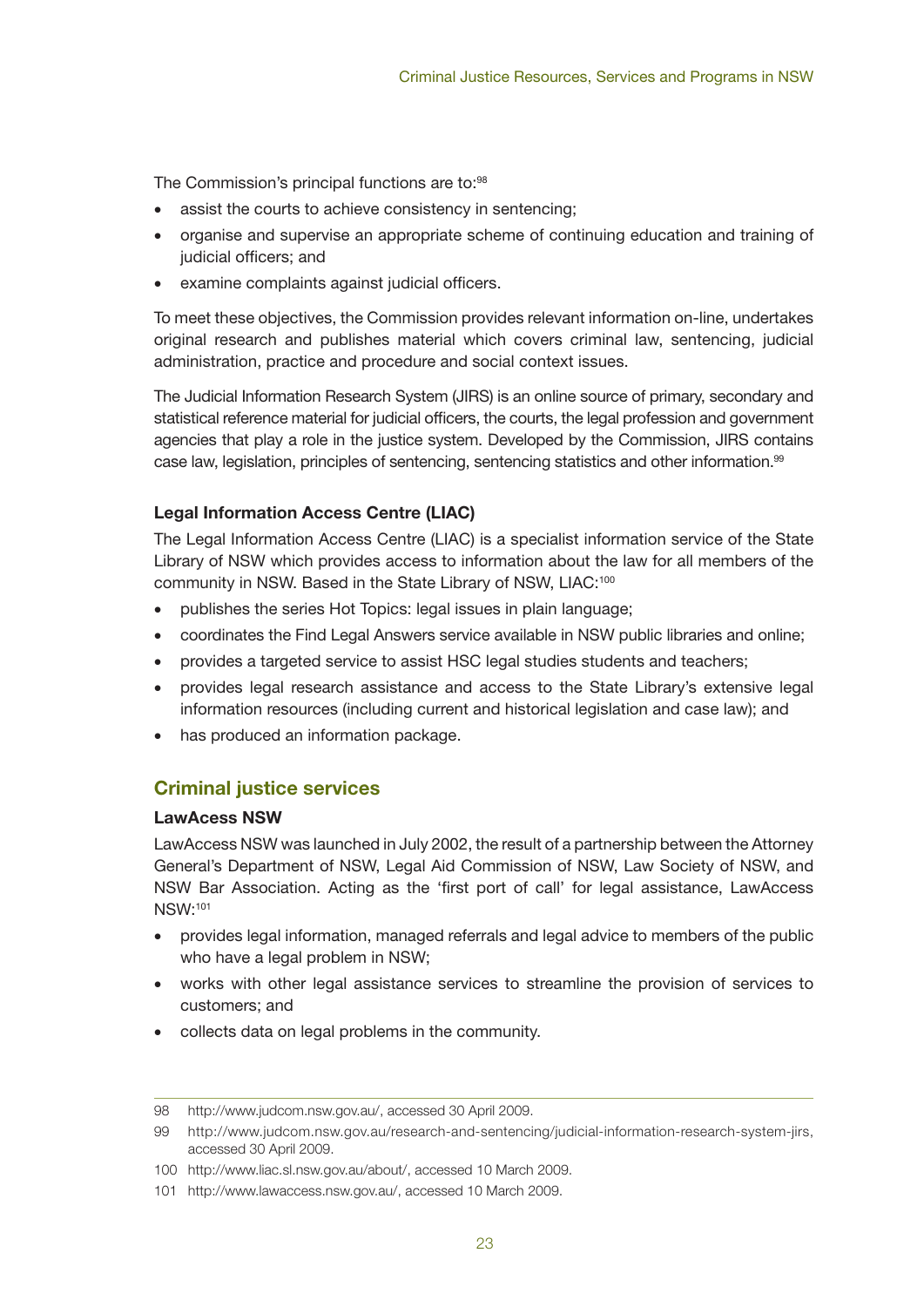The Commission's principal functions are to:[98]

- assist the courts to achieve consistency in sentencing;
- organise and supervise an appropriate scheme of continuing education and training of judicial officers; and
- examine complaints against judicial officers.

To meet these objectives, the Commission provides relevant information on-line, undertakes original research and publishes material which covers criminal law, sentencing, judicial administration, practice and procedure and social context issues.

The Judicial Information Research System (JIRS) is an online source of primary, secondary and statistical reference material for judicial officers, the courts, the legal profession and government agencies that play a role in the justice system. Developed by the Commission, JIRS contains case law, legislation, principles of sentencing, sentencing statistics and other information.[99]

#### Legal Information Access Centre (LIAC)

The Legal Information Access Centre (LIAC) is a specialist information service of the State Library of NSW which provides access to information about the law for all members of the community in NSW. Based in the State Library of NSW, LIAC:[100]

- publishes the series Hot Topics: legal issues in plain language;
- coordinates the Find Legal Answers service available in NSW public libraries and online;
- provides a targeted service to assist HSC legal studies students and teachers;
- provides legal research assistance and access to the State Library's extensive legal information resources (including current and historical legislation and case law); and
- has produced an information package.

### Criminal justice services

#### LawAcess NSW

LawAccess NSW was launched in July 2002, the result of a partnership between the Attorney General's Department of NSW, Legal Aid Commission of NSW, Law Society of NSW, and NSW Bar Association. Acting as the 'first port of call' for legal assistance, LawAccess NSW:[101]

- provides legal information, managed referrals and legal advice to members of the public who have a legal problem in NSW;
- works with other legal assistance services to streamline the provision of services to customers; and
- collects data on legal problems in the community.

---

98 http://www.judcom.nsw.gov.au/, accessed 30 April 2009.

99 http://www.judcom.nsw.gov.au/research-and-sentencing/judicial-information-research-system-jirs, accessed 30 April 2009.

100 http://www.liac.sl.nsw.gov.au/about/, accessed 10 March 2009.

101 http://www.lawaccess.nsw.gov.au/, accessed 10 March 2009.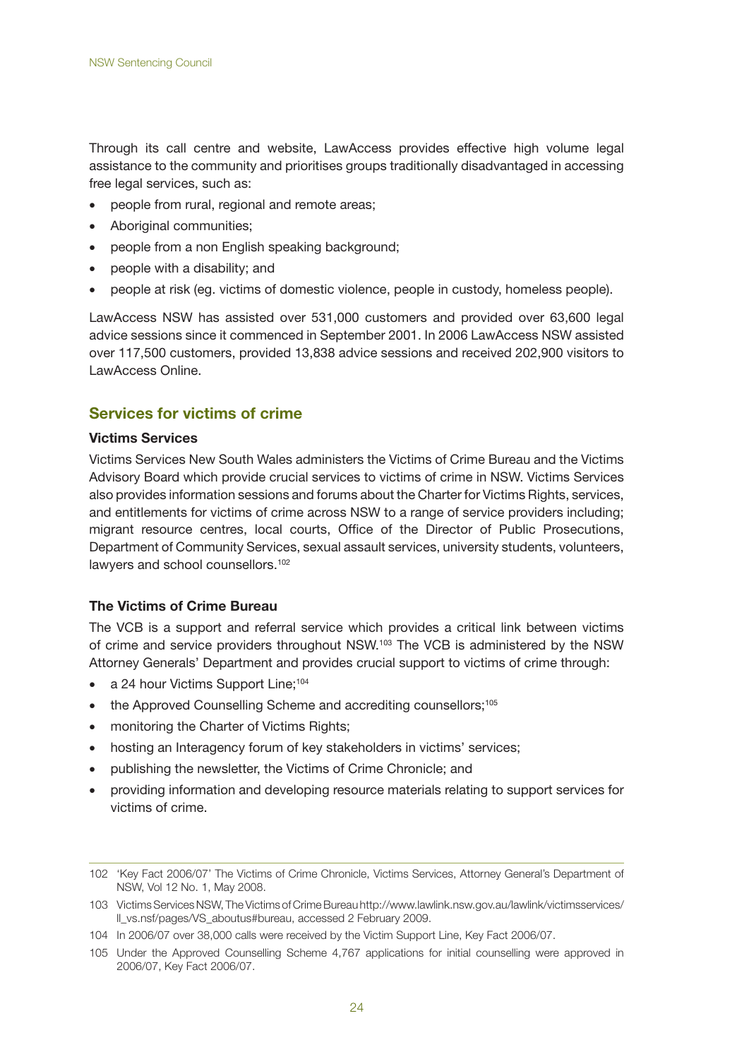Through its call centre and website, LawAccess provides effective high volume legal assistance to the community and prioritises groups traditionally disadvantaged in accessing free legal services, such as:

- people from rural, regional and remote areas;
- Aboriginal communities;
- people from a non English speaking background;
- people with a disability; and
- people at risk (eg. victims of domestic violence, people in custody, homeless people).

LawAccess NSW has assisted over 531,000 customers and provided over 63,600 legal advice sessions since it commenced in September 2001. In 2006 LawAccess NSW assisted over 117,500 customers, provided 13,838 advice sessions and received 202,900 visitors to LawAccess Online.

## Services for victims of crime

### Victims Services

Victims Services New South Wales administers the Victims of Crime Bureau and the Victims Advisory Board which provide crucial services to victims of crime in NSW. Victims Services also provides information sessions and forums about the Charter for Victims Rights, services, and entitlements for victims of crime across NSW to a range of service providers including; migrant resource centres, local courts, Office of the Director of Public Prosecutions, Department of Community Services, sexual assault services, university students, volunteers, lawyers and school counsellors.[102]

### The Victims of Crime Bureau

The VCB is a support and referral service which provides a critical link between victims of crime and service providers throughout NSW.[103] The VCB is administered by the NSW Attorney Generals' Department and provides crucial support to victims of crime through:

- a 24 hour Victims Support Line;[104]
- the Approved Counselling Scheme and accrediting counsellors;[105]
- monitoring the Charter of Victims Rights;
- hosting an Interagency forum of key stakeholders in victims' services;
- publishing the newsletter, the Victims of Crime Chronicle; and
- providing information and developing resource materials relating to support services for victims of crime.

---

102 'Key Fact 2006/07' The Victims of Crime Chronicle, Victims Services, Attorney General's Department of NSW, Vol 12 No. 1, May 2008.

103 Victims Services NSW, The Victims of Crime Bureau http://www.lawlink.nsw.gov.au/lawlink/victimsservices/ll_vs.nsf/pages/VS_aboutus#bureau, accessed 2 February 2009.

104 In 2006/07 over 38,000 calls were received by the Victim Support Line, Key Fact 2006/07.

105 Under the Approved Counselling Scheme 4,767 applications for initial counselling were approved in 2006/07, Key Fact 2006/07.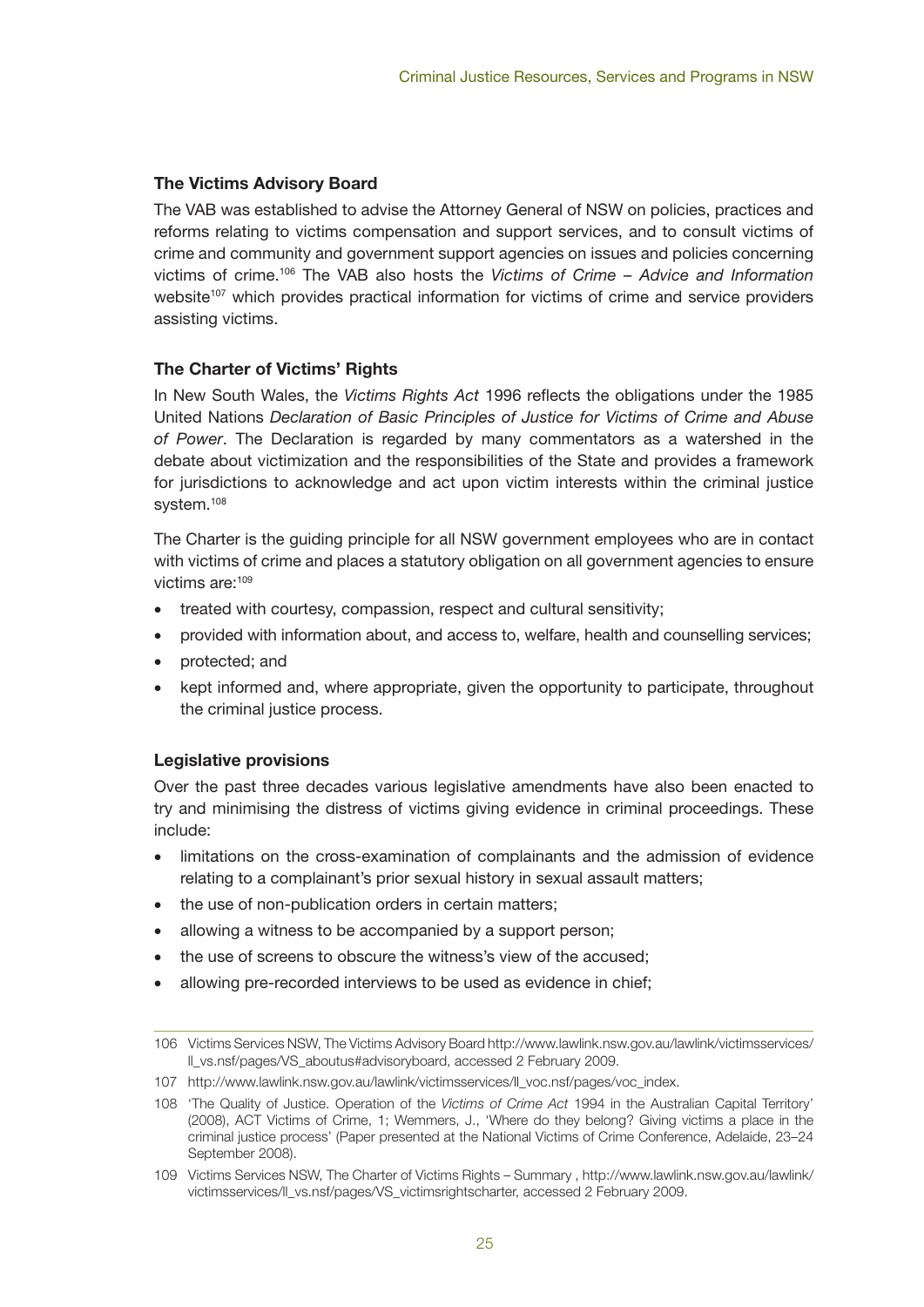### The Victims Advisory Board

The VAB was established to advise the Attorney General of NSW on policies, practices and reforms relating to victims compensation and support services, and to consult victims of crime and community and government support agencies on issues and policies concerning victims of crime.[106] The VAB also hosts the *Victims of Crime – Advice and Information* website[107] which provides practical information for victims of crime and service providers assisting victims.

### The Charter of Victims' Rights

In New South Wales, the *Victims Rights Act* 1996 reflects the obligations under the 1985 United Nations *Declaration of Basic Principles of Justice for Victims of Crime and Abuse of Power*. The Declaration is regarded by many commentators as a watershed in the debate about victimization and the responsibilities of the State and provides a framework for jurisdictions to acknowledge and act upon victim interests within the criminal justice system.[108]

The Charter is the guiding principle for all NSW government employees who are in contact with victims of crime and places a statutory obligation on all government agencies to ensure victims are:[109]

- treated with courtesy, compassion, respect and cultural sensitivity;
- provided with information about, and access to, welfare, health and counselling services;
- protected; and
- kept informed and, where appropriate, given the opportunity to participate, throughout the criminal justice process.

### Legislative provisions

Over the past three decades various legislative amendments have also been enacted to try and minimising the distress of victims giving evidence in criminal proceedings. These include:

- limitations on the cross-examination of complainants and the admission of evidence relating to a complainant's prior sexual history in sexual assault matters;
- the use of non-publication orders in certain matters;
- allowing a witness to be accompanied by a support person;
- the use of screens to obscure the witness's view of the accused;
- allowing pre-recorded interviews to be used as evidence in chief;

---

106 Victims Services NSW, The Victims Advisory Board http://www.lawlink.nsw.gov.au/lawlink/victimsservices/ll_vs.nsf/pages/VS_aboutus#advisoryboard, accessed 2 February 2009.

107 http://www.lawlink.nsw.gov.au/lawlink/victimsservices/ll_voc.nsf/pages/voc_index.

108 'The Quality of Justice. Operation of the *Victims of Crime Act* 1994 in the Australian Capital Territory' (2008), ACT Victims of Crime, 1; Wemmers, J., 'Where do they belong? Giving victims a place in the criminal justice process' (Paper presented at the National Victims of Crime Conference, Adelaide, 23–24 September 2008).

109 Victims Services NSW, The Charter of Victims Rights – Summary , http://www.lawlink.nsw.gov.au/lawlink/victimsservices/ll_vs.nsf/pages/VS_victimsrightscharter, accessed 2 February 2009.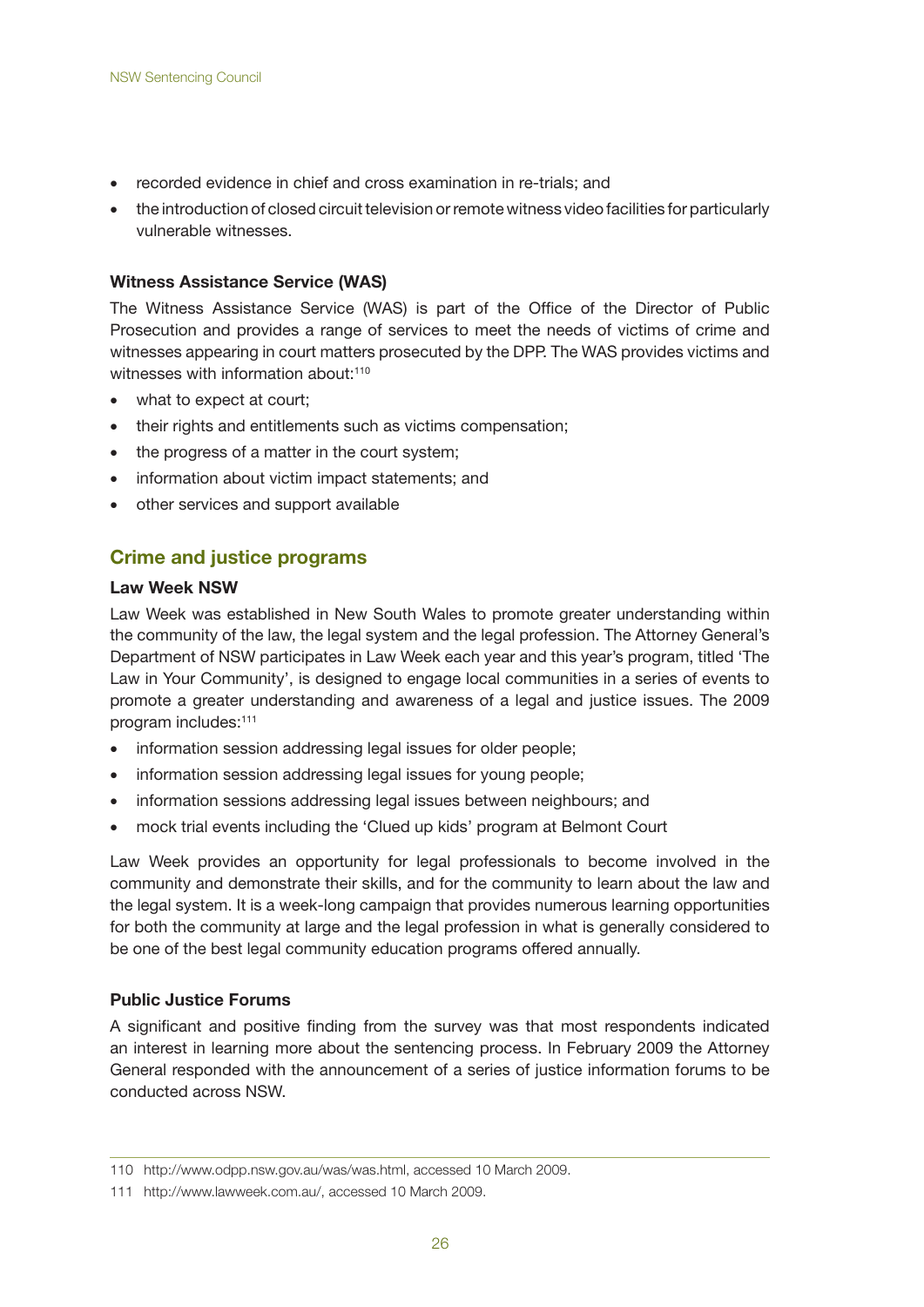- recorded evidence in chief and cross examination in re-trials; and
- the introduction of closed circuit television or remote witness video facilities for particularly vulnerable witnesses.

**Witness Assistance Service (WAS)**

The Witness Assistance Service (WAS) is part of the Office of the Director of Public Prosecution and provides a range of services to meet the needs of victims of crime and witnesses appearing in court matters prosecuted by the DPP. The WAS provides victims and witnesses with information about:[110]

- what to expect at court;
- their rights and entitlements such as victims compensation;
- the progress of a matter in the court system;
- information about victim impact statements; and
- other services and support available

## Crime and justice programs

**Law Week NSW**

Law Week was established in New South Wales to promote greater understanding within the community of the law, the legal system and the legal profession. The Attorney General's Department of NSW participates in Law Week each year and this year's program, titled 'The Law in Your Community', is designed to engage local communities in a series of events to promote a greater understanding and awareness of a legal and justice issues. The 2009 program includes:[111]

- information session addressing legal issues for older people;
- information session addressing legal issues for young people;
- information sessions addressing legal issues between neighbours; and
- mock trial events including the 'Clued up kids' program at Belmont Court

Law Week provides an opportunity for legal professionals to become involved in the community and demonstrate their skills, and for the community to learn about the law and the legal system. It is a week-long campaign that provides numerous learning opportunities for both the community at large and the legal profession in what is generally considered to be one of the best legal community education programs offered annually.

**Public Justice Forums**

A significant and positive finding from the survey was that most respondents indicated an interest in learning more about the sentencing process. In February 2009 the Attorney General responded with the announcement of a series of justice information forums to be conducted across NSW.

---

110 http://www.odpp.nsw.gov.au/was/was.html, accessed 10 March 2009.

111 http://www.lawweek.com.au/, accessed 10 March 2009.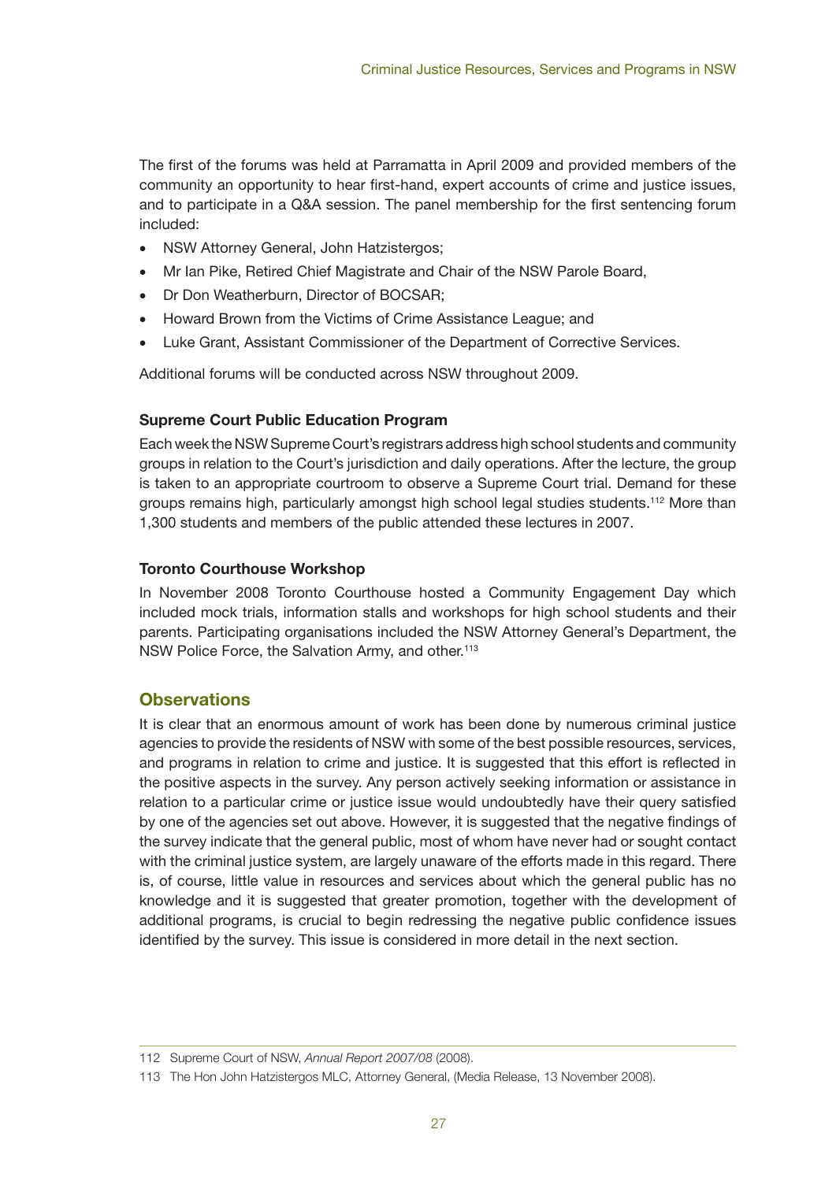The first of the forums was held at Parramatta in April 2009 and provided members of the community an opportunity to hear first-hand, expert accounts of crime and justice issues, and to participate in a Q&A session. The panel membership for the first sentencing forum included:

- NSW Attorney General, John Hatzistergos;
- Mr Ian Pike, Retired Chief Magistrate and Chair of the NSW Parole Board,
- Dr Don Weatherburn, Director of BOCSAR;
- Howard Brown from the Victims of Crime Assistance League; and
- Luke Grant, Assistant Commissioner of the Department of Corrective Services.

Additional forums will be conducted across NSW throughout 2009.

#### Supreme Court Public Education Program

Each week the NSW Supreme Court's registrars address high school students and community groups in relation to the Court's jurisdiction and daily operations. After the lecture, the group is taken to an appropriate courtroom to observe a Supreme Court trial. Demand for these groups remains high, particularly amongst high school legal studies students.[112] More than 1,300 students and members of the public attended these lectures in 2007.

#### Toronto Courthouse Workshop

In November 2008 Toronto Courthouse hosted a Community Engagement Day which included mock trials, information stalls and workshops for high school students and their parents. Participating organisations included the NSW Attorney General's Department, the NSW Police Force, the Salvation Army, and other.[113]

### Observations

It is clear that an enormous amount of work has been done by numerous criminal justice agencies to provide the residents of NSW with some of the best possible resources, services, and programs in relation to crime and justice. It is suggested that this effort is reflected in the positive aspects in the survey. Any person actively seeking information or assistance in relation to a particular crime or justice issue would undoubtedly have their query satisfied by one of the agencies set out above. However, it is suggested that the negative findings of the survey indicate that the general public, most of whom have never had or sought contact with the criminal justice system, are largely unaware of the efforts made in this regard. There is, of course, little value in resources and services about which the general public has no knowledge and it is suggested that greater promotion, together with the development of additional programs, is crucial to begin redressing the negative public confidence issues identified by the survey. This issue is considered in more detail in the next section.

---

112 Supreme Court of NSW, *Annual Report 2007/08* (2008).

113 The Hon John Hatzistergos MLC, Attorney General, (Media Release, 13 November 2008).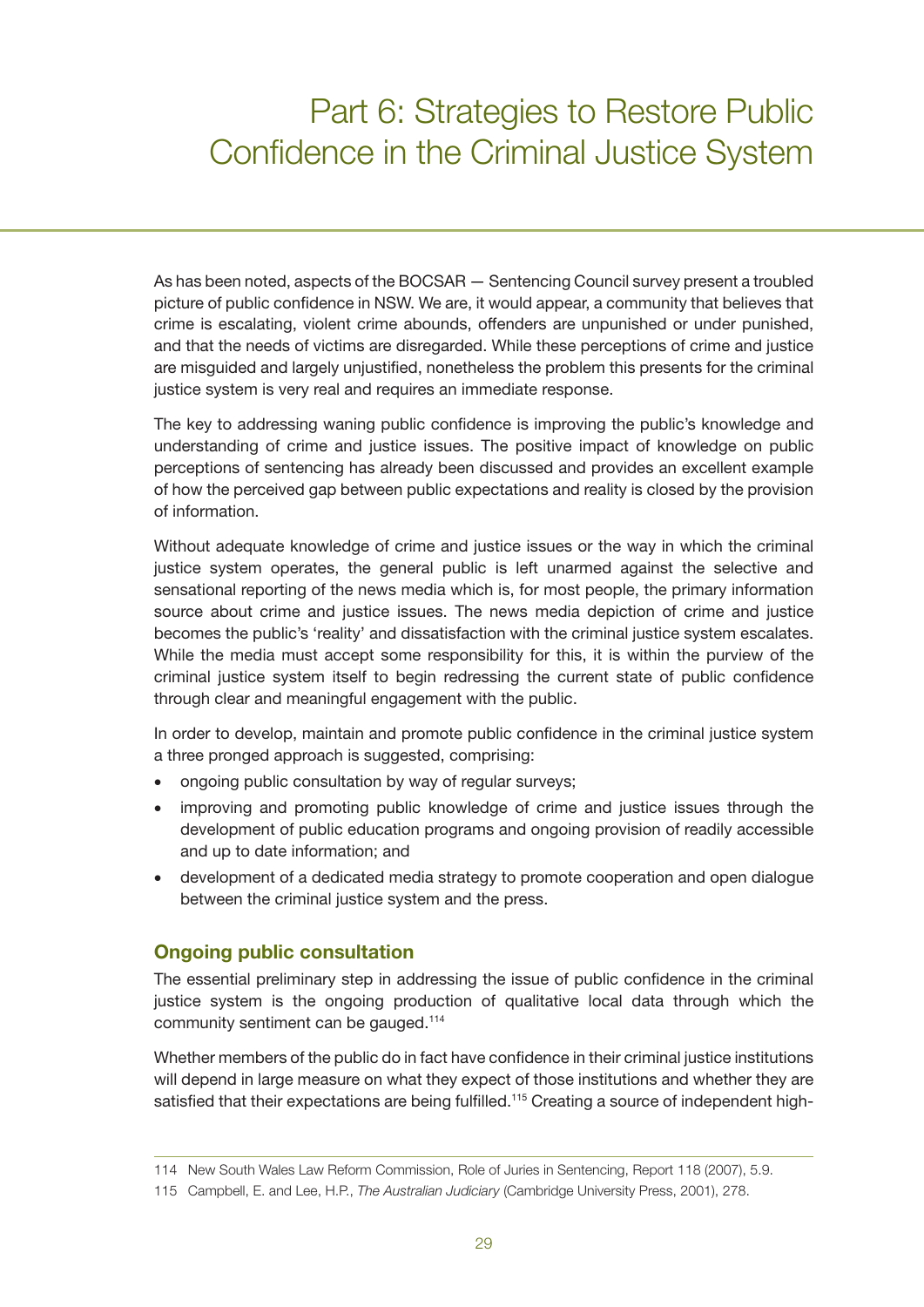# Part 6: Strategies to Restore Public Confidence in the Criminal Justice System

As has been noted, aspects of the BOCSAR — Sentencing Council survey present a troubled picture of public confidence in NSW. We are, it would appear, a community that believes that crime is escalating, violent crime abounds, offenders are unpunished or under punished, and that the needs of victims are disregarded. While these perceptions of crime and justice are misguided and largely unjustified, nonetheless the problem this presents for the criminal justice system is very real and requires an immediate response.

The key to addressing waning public confidence is improving the public's knowledge and understanding of crime and justice issues. The positive impact of knowledge on public perceptions of sentencing has already been discussed and provides an excellent example of how the perceived gap between public expectations and reality is closed by the provision of information.

Without adequate knowledge of crime and justice issues or the way in which the criminal justice system operates, the general public is left unarmed against the selective and sensational reporting of the news media which is, for most people, the primary information source about crime and justice issues. The news media depiction of crime and justice becomes the public's 'reality' and dissatisfaction with the criminal justice system escalates. While the media must accept some responsibility for this, it is within the purview of the criminal justice system itself to begin redressing the current state of public confidence through clear and meaningful engagement with the public.

In order to develop, maintain and promote public confidence in the criminal justice system a three pronged approach is suggested, comprising:

- ongoing public consultation by way of regular surveys;
- improving and promoting public knowledge of crime and justice issues through the development of public education programs and ongoing provision of readily accessible and up to date information; and
- development of a dedicated media strategy to promote cooperation and open dialogue between the criminal justice system and the press.

## Ongoing public consultation

The essential preliminary step in addressing the issue of public confidence in the criminal justice system is the ongoing production of qualitative local data through which the community sentiment can be gauged.[114]

Whether members of the public do in fact have confidence in their criminal justice institutions will depend in large measure on what they expect of those institutions and whether they are satisfied that their expectations are being fulfilled.[115] Creating a source of independent high-

114 New South Wales Law Reform Commission, Role of Juries in Sentencing, Report 118 (2007), 5.9.

115 Campbell, E. and Lee, H.P., *The Australian Judiciary* (Cambridge University Press, 2001), 278.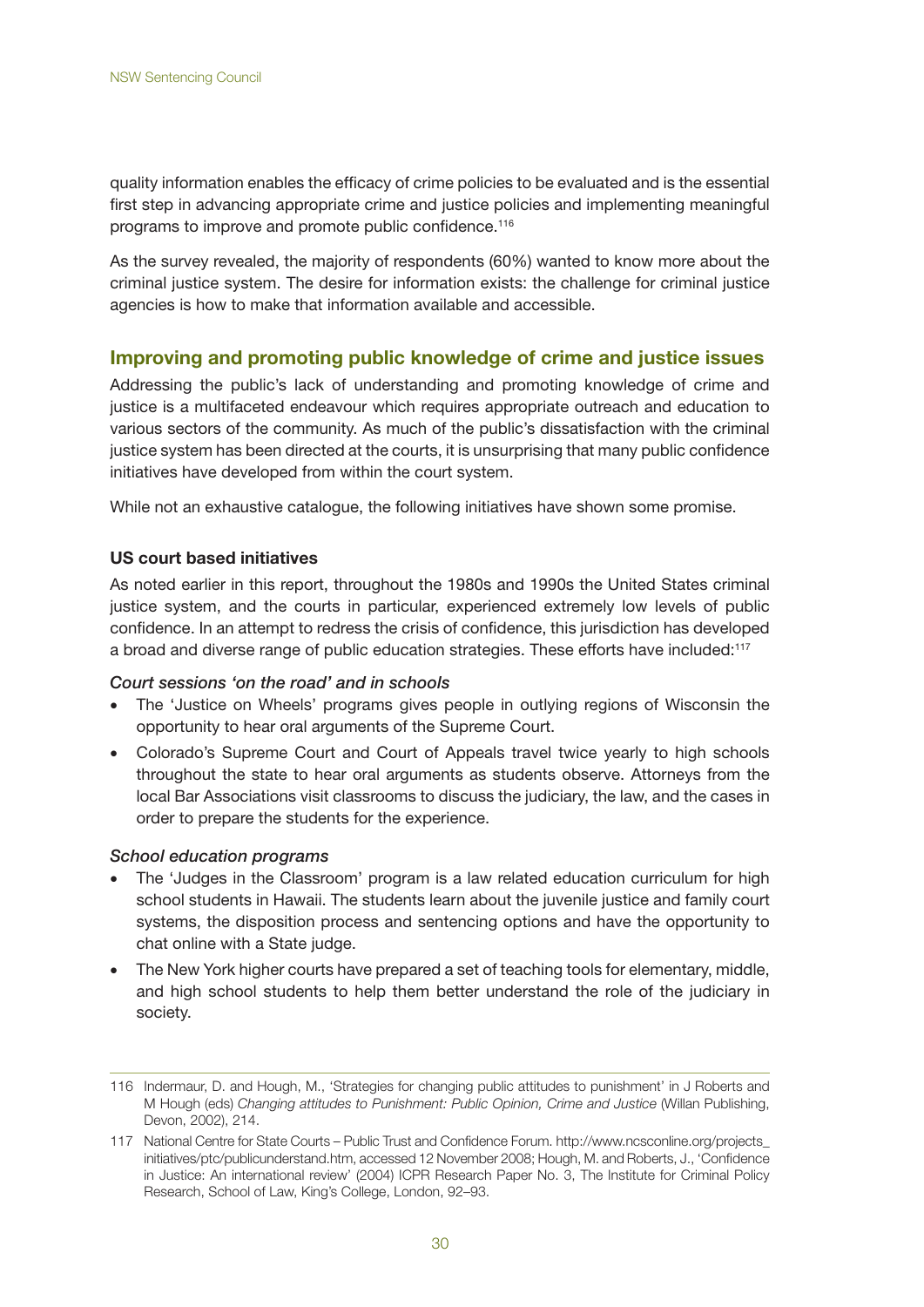quality information enables the efficacy of crime policies to be evaluated and is the essential first step in advancing appropriate crime and justice policies and implementing meaningful programs to improve and promote public confidence.[116]

As the survey revealed, the majority of respondents (60%) wanted to know more about the criminal justice system. The desire for information exists: the challenge for criminal justice agencies is how to make that information available and accessible.

## Improving and promoting public knowledge of crime and justice issues

Addressing the public's lack of understanding and promoting knowledge of crime and justice is a multifaceted endeavour which requires appropriate outreach and education to various sectors of the community. As much of the public's dissatisfaction with the criminal justice system has been directed at the courts, it is unsurprising that many public confidence initiatives have developed from within the court system.

While not an exhaustive catalogue, the following initiatives have shown some promise.

### US court based initiatives

As noted earlier in this report, throughout the 1980s and 1990s the United States criminal justice system, and the courts in particular, experienced extremely low levels of public confidence. In an attempt to redress the crisis of confidence, this jurisdiction has developed a broad and diverse range of public education strategies. These efforts have included:[117]

*Court sessions 'on the road' and in schools*

- The 'Justice on Wheels' programs gives people in outlying regions of Wisconsin the opportunity to hear oral arguments of the Supreme Court.
- Colorado's Supreme Court and Court of Appeals travel twice yearly to high schools throughout the state to hear oral arguments as students observe. Attorneys from the local Bar Associations visit classrooms to discuss the judiciary, the law, and the cases in order to prepare the students for the experience.

*School education programs*

- The 'Judges in the Classroom' program is a law related education curriculum for high school students in Hawaii. The students learn about the juvenile justice and family court systems, the disposition process and sentencing options and have the opportunity to chat online with a State judge.
- The New York higher courts have prepared a set of teaching tools for elementary, middle, and high school students to help them better understand the role of the judiciary in society.

---

116 Indermaur, D. and Hough, M., 'Strategies for changing public attitudes to punishment' in J Roberts and M Hough (eds) *Changing attitudes to Punishment: Public Opinion, Crime and Justice* (Willan Publishing, Devon, 2002), 214.

117 National Centre for State Courts – Public Trust and Confidence Forum. http://www.ncsconline.org/projects_initiatives/ptc/publicunderstand.htm, accessed 12 November 2008; Hough, M. and Roberts, J., 'Confidence in Justice: An international review' (2004) ICPR Research Paper No. 3, The Institute for Criminal Policy Research, School of Law, King's College, London, 92–93.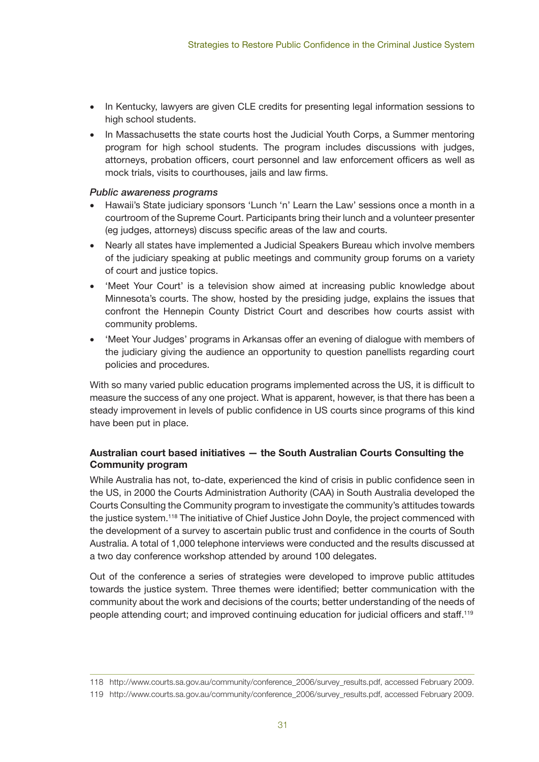- In Kentucky, lawyers are given CLE credits for presenting legal information sessions to high school students.
- In Massachusetts the state courts host the Judicial Youth Corps, a Summer mentoring program for high school students. The program includes discussions with judges, attorneys, probation officers, court personnel and law enforcement officers as well as mock trials, visits to courthouses, jails and law firms.

*Public awareness programs*

- Hawaii's State judiciary sponsors 'Lunch 'n' Learn the Law' sessions once a month in a courtroom of the Supreme Court. Participants bring their lunch and a volunteer presenter (eg judges, attorneys) discuss specific areas of the law and courts.
- Nearly all states have implemented a Judicial Speakers Bureau which involve members of the judiciary speaking at public meetings and community group forums on a variety of court and justice topics.
- 'Meet Your Court' is a television show aimed at increasing public knowledge about Minnesota's courts. The show, hosted by the presiding judge, explains the issues that confront the Hennepin County District Court and describes how courts assist with community problems.
- 'Meet Your Judges' programs in Arkansas offer an evening of dialogue with members of the judiciary giving the audience an opportunity to question panellists regarding court policies and procedures.

With so many varied public education programs implemented across the US, it is difficult to measure the success of any one project. What is apparent, however, is that there has been a steady improvement in levels of public confidence in US courts since programs of this kind have been put in place.

**Australian court based initiatives — the South Australian Courts Consulting the Community program**

While Australia has not, to-date, experienced the kind of crisis in public confidence seen in the US, in 2000 the Courts Administration Authority (CAA) in South Australia developed the Courts Consulting the Community program to investigate the community's attitudes towards the justice system.[118] The initiative of Chief Justice John Doyle, the project commenced with the development of a survey to ascertain public trust and confidence in the courts of South Australia. A total of 1,000 telephone interviews were conducted and the results discussed at a two day conference workshop attended by around 100 delegates.

Out of the conference a series of strategies were developed to improve public attitudes towards the justice system. Three themes were identified; better communication with the community about the work and decisions of the courts; better understanding of the needs of people attending court; and improved continuing education for judicial officers and staff.[119]

---

118 http://www.courts.sa.gov.au/community/conference_2006/survey_results.pdf, accessed February 2009.

119 http://www.courts.sa.gov.au/community/conference_2006/survey_results.pdf, accessed February 2009.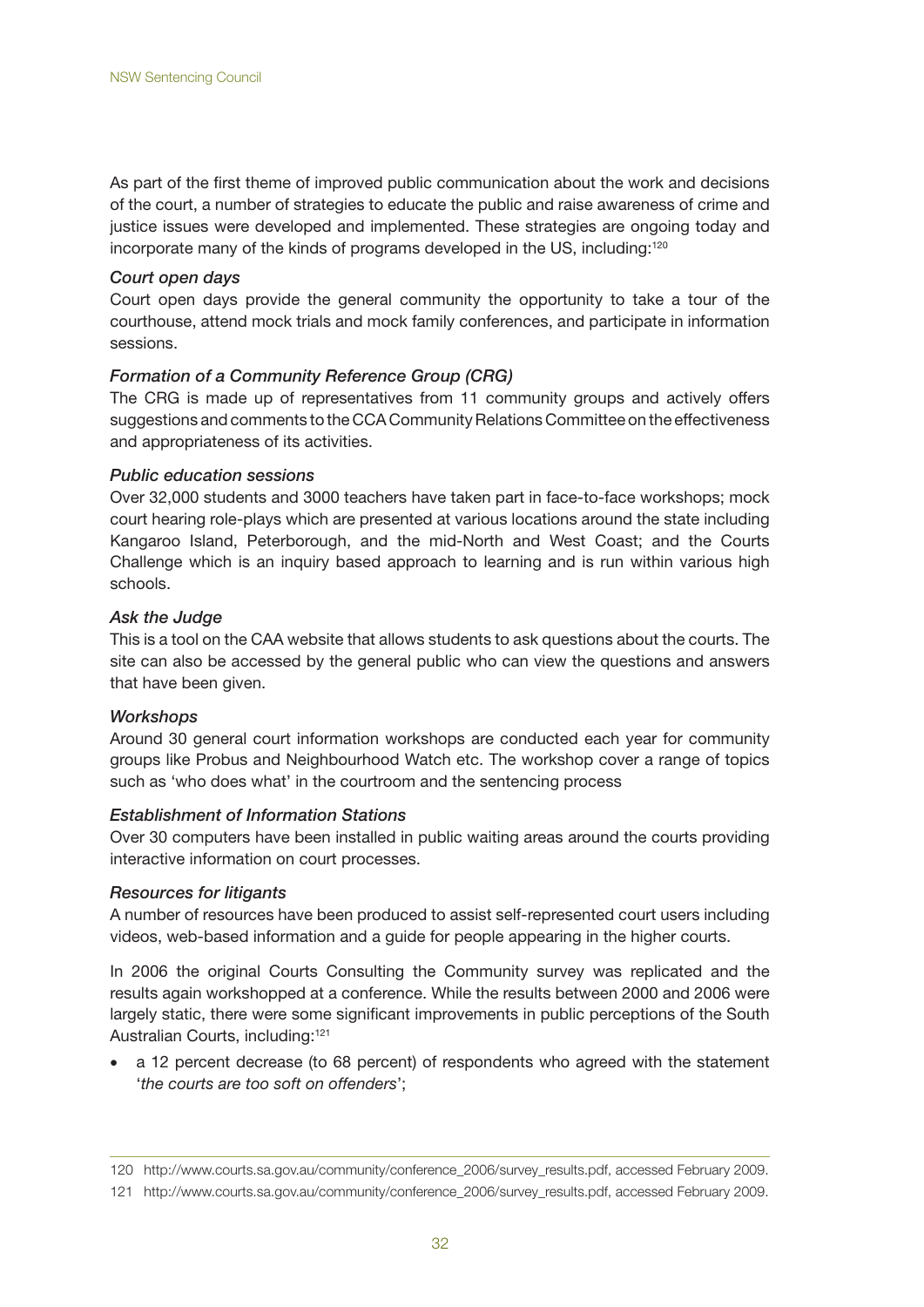As part of the first theme of improved public communication about the work and decisions of the court, a number of strategies to educate the public and raise awareness of crime and justice issues were developed and implemented. These strategies are ongoing today and incorporate many of the kinds of programs developed in the US, including:[120]

*Court open days*

Court open days provide the general community the opportunity to take a tour of the courthouse, attend mock trials and mock family conferences, and participate in information sessions.

*Formation of a Community Reference Group (CRG)*

The CRG is made up of representatives from 11 community groups and actively offers suggestions and comments to the CCA Community Relations Committee on the effectiveness and appropriateness of its activities.

*Public education sessions*

Over 32,000 students and 3000 teachers have taken part in face-to-face workshops; mock court hearing role-plays which are presented at various locations around the state including Kangaroo Island, Peterborough, and the mid-North and West Coast; and the Courts Challenge which is an inquiry based approach to learning and is run within various high schools.

*Ask the Judge*

This is a tool on the CAA website that allows students to ask questions about the courts. The site can also be accessed by the general public who can view the questions and answers that have been given.

*Workshops*

Around 30 general court information workshops are conducted each year for community groups like Probus and Neighbourhood Watch etc. The workshop cover a range of topics such as 'who does what' in the courtroom and the sentencing process

*Establishment of Information Stations*

Over 30 computers have been installed in public waiting areas around the courts providing interactive information on court processes.

*Resources for litigants*

A number of resources have been produced to assist self-represented court users including videos, web-based information and a guide for people appearing in the higher courts.

In 2006 the original Courts Consulting the Community survey was replicated and the results again workshopped at a conference. While the results between 2000 and 2006 were largely static, there were some significant improvements in public perceptions of the South Australian Courts, including:[121]

- a 12 percent decrease (to 68 percent) of respondents who agreed with the statement '*the courts are too soft on offenders*';

---

120 http://www.courts.sa.gov.au/community/conference_2006/survey_results.pdf, accessed February 2009.

121 http://www.courts.sa.gov.au/community/conference_2006/survey_results.pdf, accessed February 2009.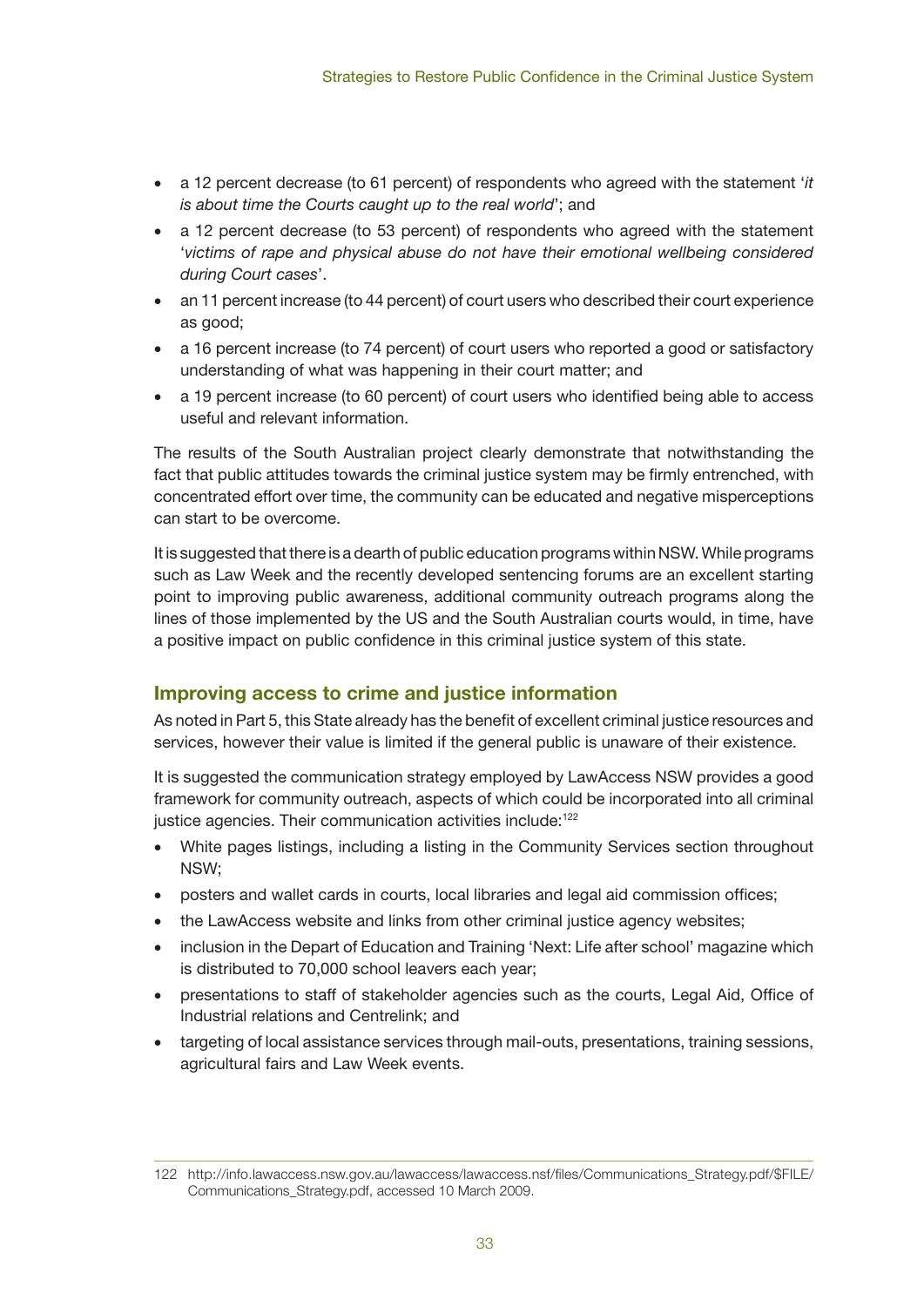- a 12 percent decrease (to 61 percent) of respondents who agreed with the statement '*it is about time the Courts caught up to the real world*'; and
- a 12 percent decrease (to 53 percent) of respondents who agreed with the statement '*victims of rape and physical abuse do not have their emotional wellbeing considered during Court cases*'.
- an 11 percent increase (to 44 percent) of court users who described their court experience as good;
- a 16 percent increase (to 74 percent) of court users who reported a good or satisfactory understanding of what was happening in their court matter; and
- a 19 percent increase (to 60 percent) of court users who identified being able to access useful and relevant information.

The results of the South Australian project clearly demonstrate that notwithstanding the fact that public attitudes towards the criminal justice system may be firmly entrenched, with concentrated effort over time, the community can be educated and negative misperceptions can start to be overcome.

It is suggested that there is a dearth of public education programs within NSW. While programs such as Law Week and the recently developed sentencing forums are an excellent starting point to improving public awareness, additional community outreach programs along the lines of those implemented by the US and the South Australian courts would, in time, have a positive impact on public confidence in this criminal justice system of this state.

## Improving access to crime and justice information

As noted in Part 5, this State already has the benefit of excellent criminal justice resources and services, however their value is limited if the general public is unaware of their existence.

It is suggested the communication strategy employed by LawAccess NSW provides a good framework for community outreach, aspects of which could be incorporated into all criminal justice agencies. Their communication activities include:[122]

- White pages listings, including a listing in the Community Services section throughout NSW;
- posters and wallet cards in courts, local libraries and legal aid commission offices;
- the LawAccess website and links from other criminal justice agency websites;
- inclusion in the Depart of Education and Training 'Next: Life after school' magazine which is distributed to 70,000 school leavers each year;
- presentations to staff of stakeholder agencies such as the courts, Legal Aid, Office of Industrial relations and Centrelink; and
- targeting of local assistance services through mail-outs, presentations, training sessions, agricultural fairs and Law Week events.

---

122 http://info.lawaccess.nsw.gov.au/lawaccess/lawaccess.nsf/files/Communications_Strategy.pdf/$FILE/Communications_Strategy.pdf, accessed 10 March 2009.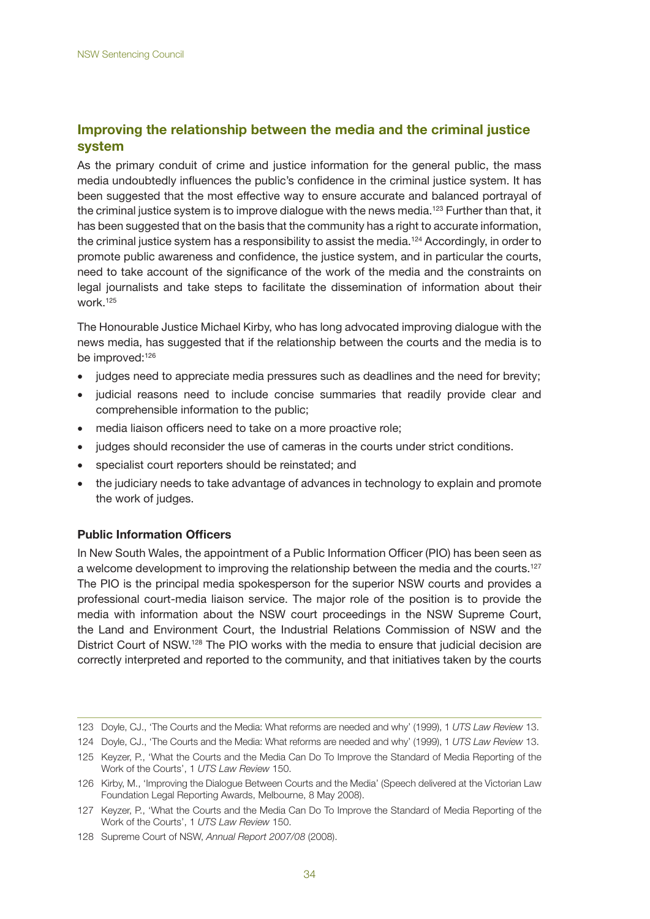## Improving the relationship between the media and the criminal justice system

As the primary conduit of crime and justice information for the general public, the mass media undoubtedly influences the public's confidence in the criminal justice system. It has been suggested that the most effective way to ensure accurate and balanced portrayal of the criminal justice system is to improve dialogue with the news media.[123] Further than that, it has been suggested that on the basis that the community has a right to accurate information, the criminal justice system has a responsibility to assist the media.[124] Accordingly, in order to promote public awareness and confidence, the justice system, and in particular the courts, need to take account of the significance of the work of the media and the constraints on legal journalists and take steps to facilitate the dissemination of information about their work.[125]

The Honourable Justice Michael Kirby, who has long advocated improving dialogue with the news media, has suggested that if the relationship between the courts and the media is to be improved:[126]

- judges need to appreciate media pressures such as deadlines and the need for brevity;
- judicial reasons need to include concise summaries that readily provide clear and comprehensible information to the public;
- media liaison officers need to take on a more proactive role;
- judges should reconsider the use of cameras in the courts under strict conditions.
- specialist court reporters should be reinstated; and
- the judiciary needs to take advantage of advances in technology to explain and promote the work of judges.

### Public Information Officers

In New South Wales, the appointment of a Public Information Officer (PIO) has been seen as a welcome development to improving the relationship between the media and the courts.[127] The PIO is the principal media spokesperson for the superior NSW courts and provides a professional court-media liaison service. The major role of the position is to provide the media with information about the NSW court proceedings in the NSW Supreme Court, the Land and Environment Court, the Industrial Relations Commission of NSW and the District Court of NSW.[128] The PIO works with the media to ensure that judicial decision are correctly interpreted and reported to the community, and that initiatives taken by the courts

---

123 Doyle, CJ., 'The Courts and the Media: What reforms are needed and why' (1999), 1 *UTS Law Review* 13.

124 Doyle, CJ., 'The Courts and the Media: What reforms are needed and why' (1999), 1 *UTS Law Review* 13.

125 Keyzer, P., 'What the Courts and the Media Can Do To Improve the Standard of Media Reporting of the Work of the Courts', 1 *UTS Law Review* 150.

126 Kirby, M., 'Improving the Dialogue Between Courts and the Media' (Speech delivered at the Victorian Law Foundation Legal Reporting Awards, Melbourne, 8 May 2008).

127 Keyzer, P., 'What the Courts and the Media Can Do To Improve the Standard of Media Reporting of the Work of the Courts', 1 *UTS Law Review* 150.

128 Supreme Court of NSW, *Annual Report 2007/08* (2008).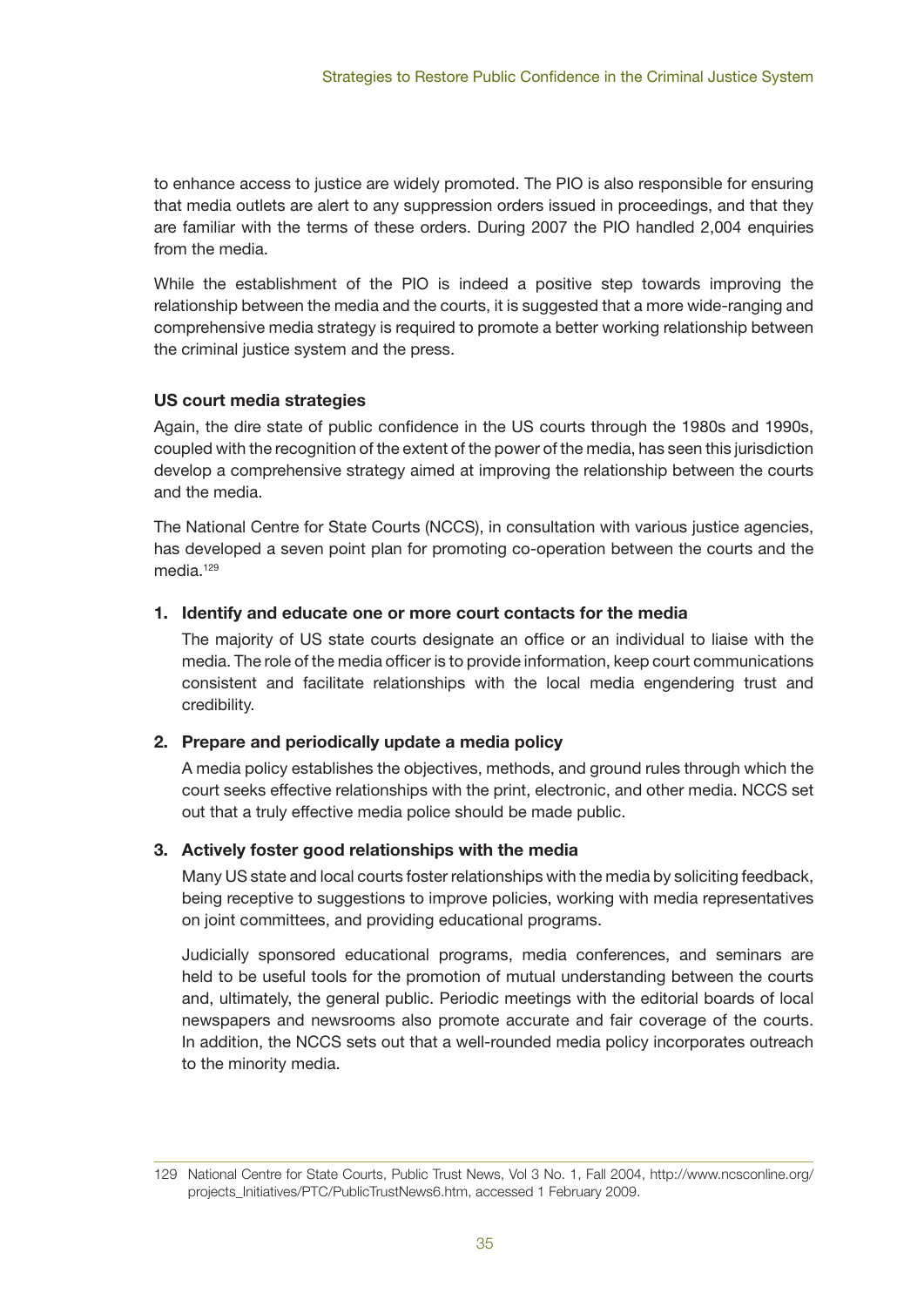to enhance access to justice are widely promoted. The PIO is also responsible for ensuring that media outlets are alert to any suppression orders issued in proceedings, and that they are familiar with the terms of these orders. During 2007 the PIO handled 2,004 enquiries from the media.

While the establishment of the PIO is indeed a positive step towards improving the relationship between the media and the courts, it is suggested that a more wide-ranging and comprehensive media strategy is required to promote a better working relationship between the criminal justice system and the press.

### US court media strategies

Again, the dire state of public confidence in the US courts through the 1980s and 1990s, coupled with the recognition of the extent of the power of the media, has seen this jurisdiction develop a comprehensive strategy aimed at improving the relationship between the courts and the media.

The National Centre for State Courts (NCCS), in consultation with various justice agencies, has developed a seven point plan for promoting co-operation between the courts and the media.[129]

1. **Identify and educate one or more court contacts for the media**

   The majority of US state courts designate an office or an individual to liaise with the media. The role of the media officer is to provide information, keep court communications consistent and facilitate relationships with the local media engendering trust and credibility.

2. **Prepare and periodically update a media policy**

   A media policy establishes the objectives, methods, and ground rules through which the court seeks effective relationships with the print, electronic, and other media. NCCS set out that a truly effective media police should be made public.

3. **Actively foster good relationships with the media**

   Many US state and local courts foster relationships with the media by soliciting feedback, being receptive to suggestions to improve policies, working with media representatives on joint committees, and providing educational programs.

   Judicially sponsored educational programs, media conferences, and seminars are held to be useful tools for the promotion of mutual understanding between the courts and, ultimately, the general public. Periodic meetings with the editorial boards of local newspapers and newsrooms also promote accurate and fair coverage of the courts. In addition, the NCCS sets out that a well-rounded media policy incorporates outreach to the minority media.

---

129 National Centre for State Courts, Public Trust News, Vol 3 No. 1, Fall 2004, http://www.ncsconline.org/projects_Initiatives/PTC/PublicTrustNews6.htm, accessed 1 February 2009.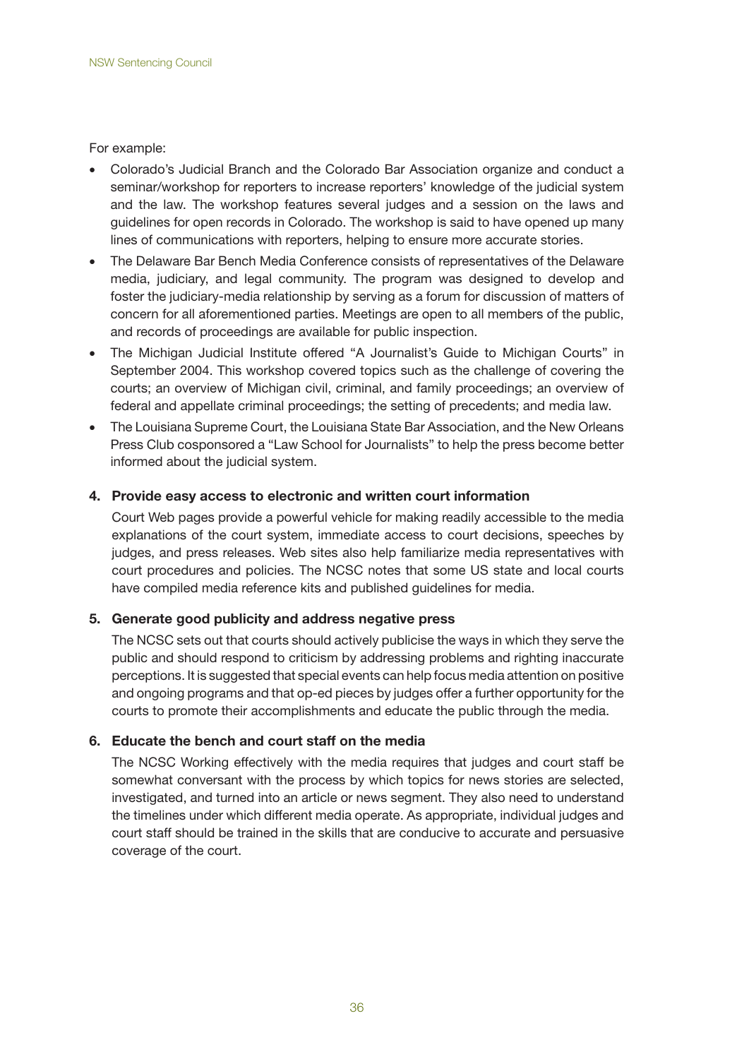For example:

- Colorado's Judicial Branch and the Colorado Bar Association organize and conduct a seminar/workshop for reporters to increase reporters' knowledge of the judicial system and the law. The workshop features several judges and a session on the laws and guidelines for open records in Colorado. The workshop is said to have opened up many lines of communications with reporters, helping to ensure more accurate stories.
- The Delaware Bar Bench Media Conference consists of representatives of the Delaware media, judiciary, and legal community. The program was designed to develop and foster the judiciary-media relationship by serving as a forum for discussion of matters of concern for all aforementioned parties. Meetings are open to all members of the public, and records of proceedings are available for public inspection.
- The Michigan Judicial Institute offered "A Journalist's Guide to Michigan Courts" in September 2004. This workshop covered topics such as the challenge of covering the courts; an overview of Michigan civil, criminal, and family proceedings; an overview of federal and appellate criminal proceedings; the setting of precedents; and media law.
- The Louisiana Supreme Court, the Louisiana State Bar Association, and the New Orleans Press Club cosponsored a "Law School for Journalists" to help the press become better informed about the judicial system.

**4. Provide easy access to electronic and written court information**

Court Web pages provide a powerful vehicle for making readily accessible to the media explanations of the court system, immediate access to court decisions, speeches by judges, and press releases. Web sites also help familiarize media representatives with court procedures and policies. The NCSC notes that some US state and local courts have compiled media reference kits and published guidelines for media.

**5. Generate good publicity and address negative press**

The NCSC sets out that courts should actively publicise the ways in which they serve the public and should respond to criticism by addressing problems and righting inaccurate perceptions. It is suggested that special events can help focus media attention on positive and ongoing programs and that op-ed pieces by judges offer a further opportunity for the courts to promote their accomplishments and educate the public through the media.

**6. Educate the bench and court staff on the media**

The NCSC Working effectively with the media requires that judges and court staff be somewhat conversant with the process by which topics for news stories are selected, investigated, and turned into an article or news segment. They also need to understand the timelines under which different media operate. As appropriate, individual judges and court staff should be trained in the skills that are conducive to accurate and persuasive coverage of the court.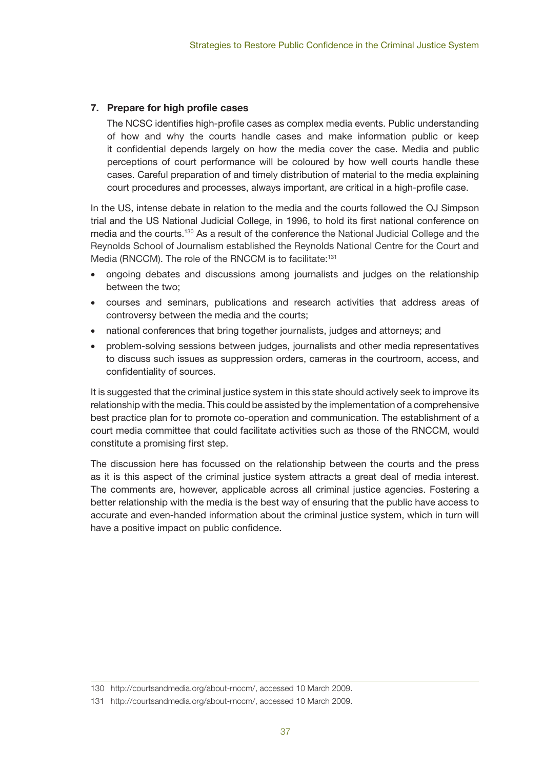7. **Prepare for high profile cases**

   The NCSC identifies high-profile cases as complex media events. Public understanding of how and why the courts handle cases and make information public or keep it confidential depends largely on how the media cover the case. Media and public perceptions of court performance will be coloured by how well courts handle these cases. Careful preparation of and timely distribution of material to the media explaining court procedures and processes, always important, are critical in a high-profile case.

In the US, intense debate in relation to the media and the courts followed the OJ Simpson trial and the US National Judicial College, in 1996, to hold its first national conference on media and the courts.[130] As a result of the conference the National Judicial College and the Reynolds School of Journalism established the Reynolds National Centre for the Court and Media (RNCCM). The role of the RNCCM is to facilitate:[131]

- ongoing debates and discussions among journalists and judges on the relationship between the two;
- courses and seminars, publications and research activities that address areas of controversy between the media and the courts;
- national conferences that bring together journalists, judges and attorneys; and
- problem-solving sessions between judges, journalists and other media representatives to discuss such issues as suppression orders, cameras in the courtroom, access, and confidentiality of sources.

It is suggested that the criminal justice system in this state should actively seek to improve its relationship with the media. This could be assisted by the implementation of a comprehensive best practice plan for to promote co-operation and communication. The establishment of a court media committee that could facilitate activities such as those of the RNCCM, would constitute a promising first step.

The discussion here has focussed on the relationship between the courts and the press as it is this aspect of the criminal justice system attracts a great deal of media interest. The comments are, however, applicable across all criminal justice agencies. Fostering a better relationship with the media is the best way of ensuring that the public have access to accurate and even-handed information about the criminal justice system, which in turn will have a positive impact on public confidence.

---

130 http://courtsandmedia.org/about-rnccm/, accessed 10 March 2009.

131 http://courtsandmedia.org/about-rnccm/, accessed 10 March 2009.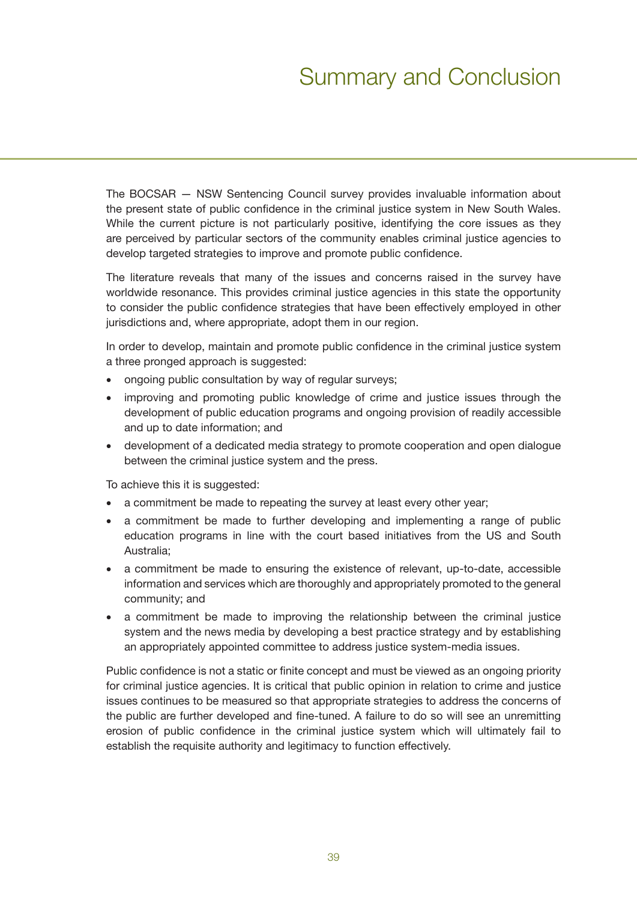# Summary and Conclusion

The BOCSAR — NSW Sentencing Council survey provides invaluable information about the present state of public confidence in the criminal justice system in New South Wales. While the current picture is not particularly positive, identifying the core issues as they are perceived by particular sectors of the community enables criminal justice agencies to develop targeted strategies to improve and promote public confidence.

The literature reveals that many of the issues and concerns raised in the survey have worldwide resonance. This provides criminal justice agencies in this state the opportunity to consider the public confidence strategies that have been effectively employed in other jurisdictions and, where appropriate, adopt them in our region.

In order to develop, maintain and promote public confidence in the criminal justice system a three pronged approach is suggested:

- ongoing public consultation by way of regular surveys;
- improving and promoting public knowledge of crime and justice issues through the development of public education programs and ongoing provision of readily accessible and up to date information; and
- development of a dedicated media strategy to promote cooperation and open dialogue between the criminal justice system and the press.

To achieve this it is suggested:

- a commitment be made to repeating the survey at least every other year;
- a commitment be made to further developing and implementing a range of public education programs in line with the court based initiatives from the US and South Australia;
- a commitment be made to ensuring the existence of relevant, up-to-date, accessible information and services which are thoroughly and appropriately promoted to the general community; and
- a commitment be made to improving the relationship between the criminal justice system and the news media by developing a best practice strategy and by establishing an appropriately appointed committee to address justice system-media issues.

Public confidence is not a static or finite concept and must be viewed as an ongoing priority for criminal justice agencies. It is critical that public opinion in relation to crime and justice issues continues to be measured so that appropriate strategies to address the concerns of the public are further developed and fine-tuned. A failure to do so will see an unremitting erosion of public confidence in the criminal justice system which will ultimately fail to establish the requisite authority and legitimacy to function effectively.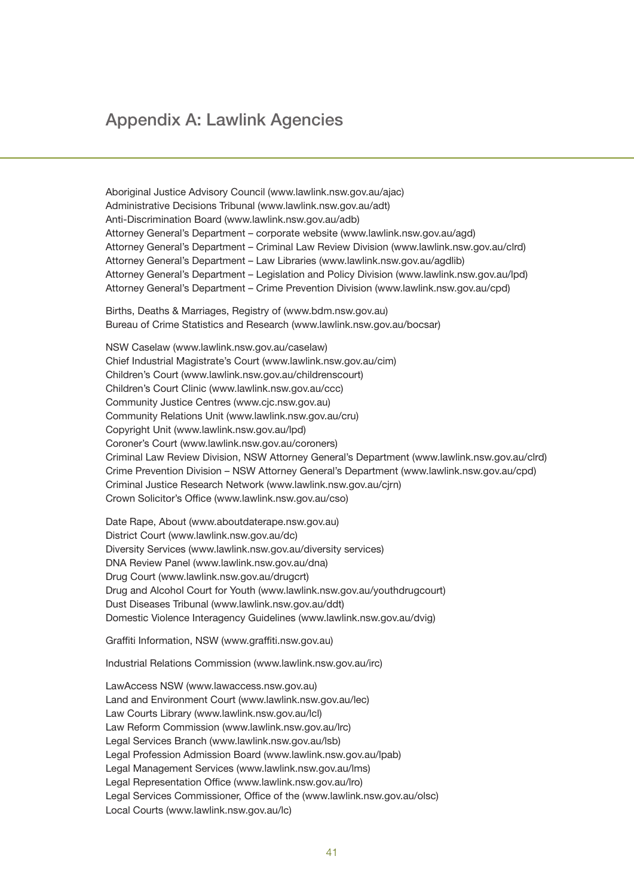# Appendix A: Lawlink Agencies

Aboriginal Justice Advisory Council (www.lawlink.nsw.gov.au/ajac)
Administrative Decisions Tribunal (www.lawlink.nsw.gov.au/adt)
Anti-Discrimination Board (www.lawlink.nsw.gov.au/adb)
Attorney General's Department – corporate website (www.lawlink.nsw.gov.au/agd)
Attorney General's Department – Criminal Law Review Division (www.lawlink.nsw.gov.au/clrd)
Attorney General's Department – Law Libraries (www.lawlink.nsw.gov.au/agdlib)
Attorney General's Department – Legislation and Policy Division (www.lawlink.nsw.gov.au/lpd)
Attorney General's Department – Crime Prevention Division (www.lawlink.nsw.gov.au/cpd)

Births, Deaths & Marriages, Registry of (www.bdm.nsw.gov.au)
Bureau of Crime Statistics and Research (www.lawlink.nsw.gov.au/bocsar)

NSW Caselaw (www.lawlink.nsw.gov.au/caselaw)
Chief Industrial Magistrate's Court (www.lawlink.nsw.gov.au/cim)
Children's Court (www.lawlink.nsw.gov.au/childrenscourt)
Children's Court Clinic (www.lawlink.nsw.gov.au/ccc)
Community Justice Centres (www.cjc.nsw.gov.au)
Community Relations Unit (www.lawlink.nsw.gov.au/cru)
Copyright Unit (www.lawlink.nsw.gov.au/lpd)
Coroner's Court (www.lawlink.nsw.gov.au/coroners)
Criminal Law Review Division, NSW Attorney General's Department (www.lawlink.nsw.gov.au/clrd)
Crime Prevention Division – NSW Attorney General's Department (www.lawlink.nsw.gov.au/cpd)
Criminal Justice Research Network (www.lawlink.nsw.gov.au/cjrn)
Crown Solicitor's Office (www.lawlink.nsw.gov.au/cso)

Date Rape, About (www.aboutdaterape.nsw.gov.au)
District Court (www.lawlink.nsw.gov.au/dc)
Diversity Services (www.lawlink.nsw.gov.au/diversity services)
DNA Review Panel (www.lawlink.nsw.gov.au/dna)
Drug Court (www.lawlink.nsw.gov.au/drugcrt)
Drug and Alcohol Court for Youth (www.lawlink.nsw.gov.au/youthdrugcourt)
Dust Diseases Tribunal (www.lawlink.nsw.gov.au/ddt)
Domestic Violence Interagency Guidelines (www.lawlink.nsw.gov.au/dvig)

Graffiti Information, NSW (www.graffiti.nsw.gov.au)

Industrial Relations Commission (www.lawlink.nsw.gov.au/irc)

LawAccess NSW (www.lawaccess.nsw.gov.au)
Land and Environment Court (www.lawlink.nsw.gov.au/lec)
Law Courts Library (www.lawlink.nsw.gov.au/lcl)
Law Reform Commission (www.lawlink.nsw.gov.au/lrc)
Legal Services Branch (www.lawlink.nsw.gov.au/lsb)
Legal Profession Admission Board (www.lawlink.nsw.gov.au/lpab)
Legal Management Services (www.lawlink.nsw.gov.au/lms)
Legal Representation Office (www.lawlink.nsw.gov.au/lro)
Legal Services Commissioner, Office of the (www.lawlink.nsw.gov.au/olsc)
Local Courts (www.lawlink.nsw.gov.au/lc)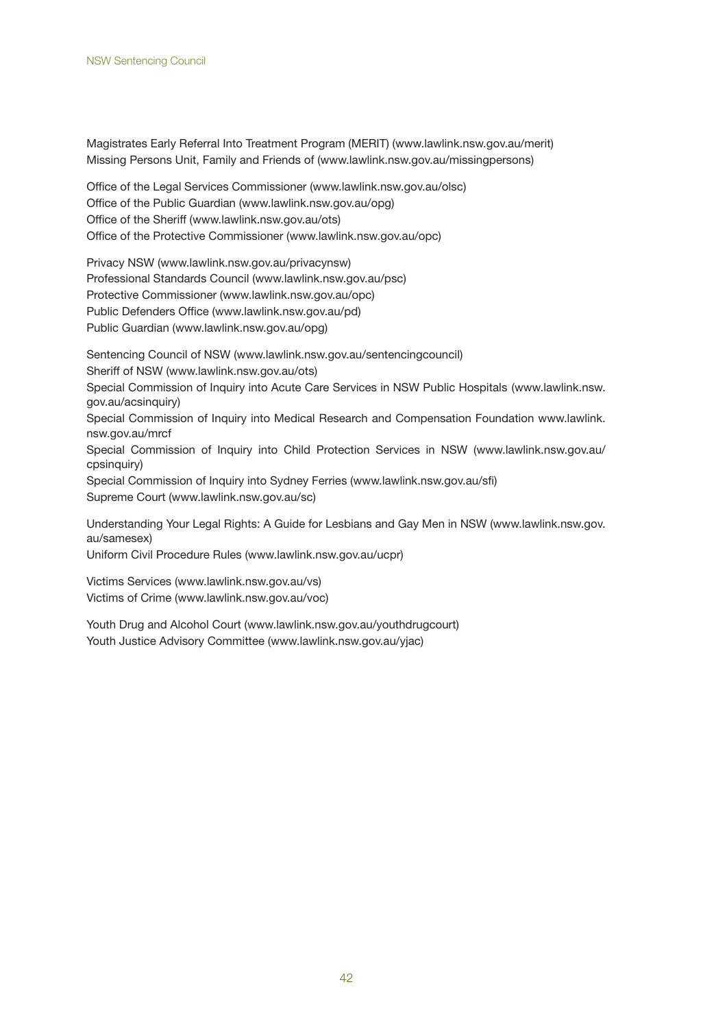Magistrates Early Referral Into Treatment Program (MERIT) (www.lawlink.nsw.gov.au/merit)
Missing Persons Unit, Family and Friends of (www.lawlink.nsw.gov.au/missingpersons)

Office of the Legal Services Commissioner (www.lawlink.nsw.gov.au/olsc)
Office of the Public Guardian (www.lawlink.nsw.gov.au/opg)
Office of the Sheriff (www.lawlink.nsw.gov.au/ots)
Office of the Protective Commissioner (www.lawlink.nsw.gov.au/opc)

Privacy NSW (www.lawlink.nsw.gov.au/privacynsw)
Professional Standards Council (www.lawlink.nsw.gov.au/psc)
Protective Commissioner (www.lawlink.nsw.gov.au/opc)
Public Defenders Office (www.lawlink.nsw.gov.au/pd)
Public Guardian (www.lawlink.nsw.gov.au/opg)

Sentencing Council of NSW (www.lawlink.nsw.gov.au/sentencingcouncil)
Sheriff of NSW (www.lawlink.nsw.gov.au/ots)
Special Commission of Inquiry into Acute Care Services in NSW Public Hospitals (www.lawlink.nsw.gov.au/acsinquiry)
Special Commission of Inquiry into Medical Research and Compensation Foundation www.lawlink.nsw.gov.au/mrcf
Special Commission of Inquiry into Child Protection Services in NSW (www.lawlink.nsw.gov.au/cpsinquiry)
Special Commission of Inquiry into Sydney Ferries (www.lawlink.nsw.gov.au/sfi)
Supreme Court (www.lawlink.nsw.gov.au/sc)

Understanding Your Legal Rights: A Guide for Lesbians and Gay Men in NSW (www.lawlink.nsw.gov.au/samesex)
Uniform Civil Procedure Rules (www.lawlink.nsw.gov.au/ucpr)

Victims Services (www.lawlink.nsw.gov.au/vs)
Victims of Crime (www.lawlink.nsw.gov.au/voc)

Youth Drug and Alcohol Court (www.lawlink.nsw.gov.au/youthdrugcourt)
Youth Justice Advisory Committee (www.lawlink.nsw.gov.au/yjac)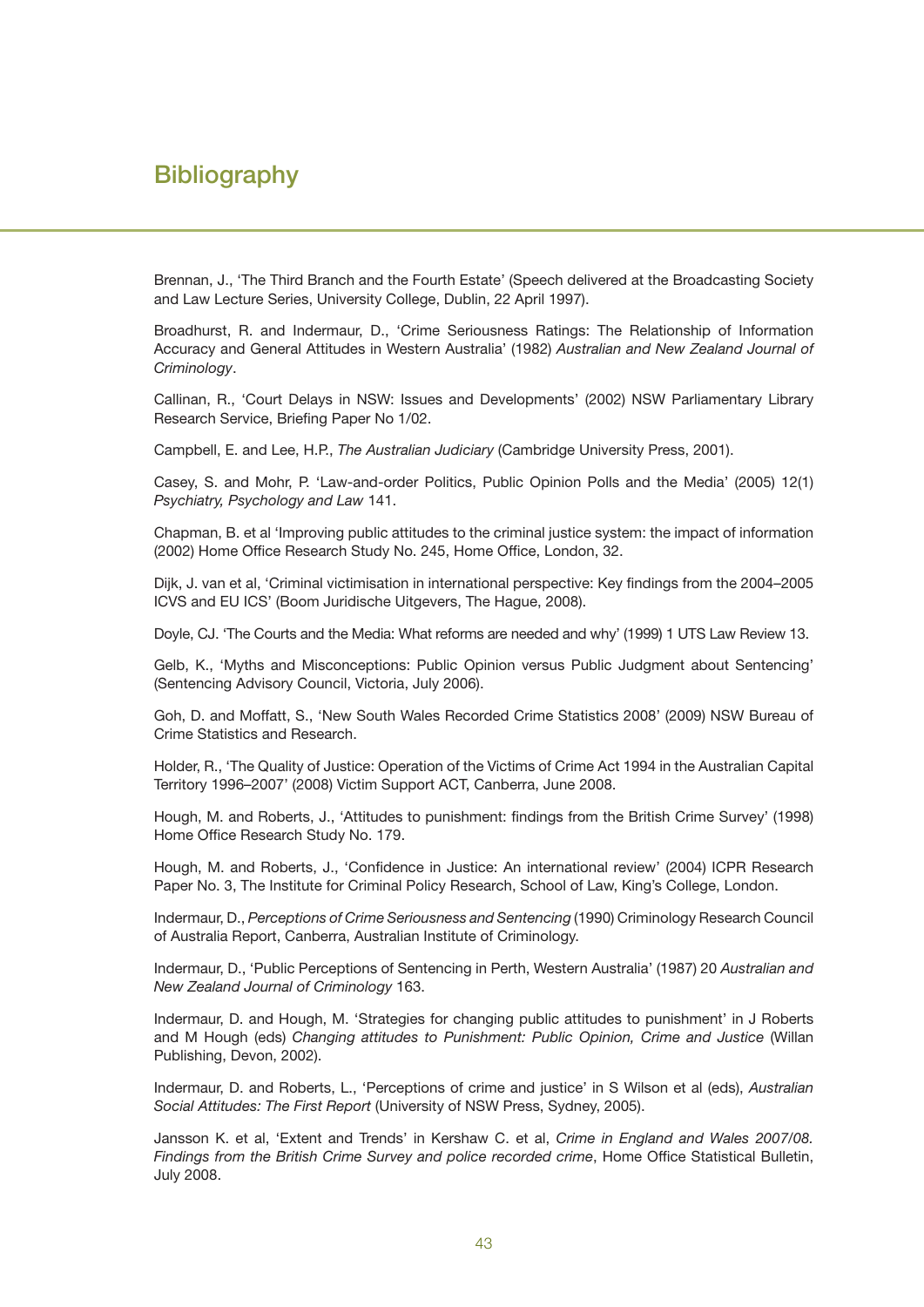# Bibliography

Brennan, J., 'The Third Branch and the Fourth Estate' (Speech delivered at the Broadcasting Society and Law Lecture Series, University College, Dublin, 22 April 1997).

Broadhurst, R. and Indermaur, D., 'Crime Seriousness Ratings: The Relationship of Information Accuracy and General Attitudes in Western Australia' (1982) *Australian and New Zealand Journal of Criminology*.

Callinan, R., 'Court Delays in NSW: Issues and Developments' (2002) NSW Parliamentary Library Research Service, Briefing Paper No 1/02.

Campbell, E. and Lee, H.P., *The Australian Judiciary* (Cambridge University Press, 2001).

Casey, S. and Mohr, P. 'Law-and-order Politics, Public Opinion Polls and the Media' (2005) 12(1) *Psychiatry, Psychology and Law* 141.

Chapman, B. et al 'Improving public attitudes to the criminal justice system: the impact of information (2002) Home Office Research Study No. 245, Home Office, London, 32.

Dijk, J. van et al, 'Criminal victimisation in international perspective: Key findings from the 2004–2005 ICVS and EU ICS' (Boom Juridische Uitgevers, The Hague, 2008).

Doyle, CJ. 'The Courts and the Media: What reforms are needed and why' (1999) 1 UTS Law Review 13.

Gelb, K., 'Myths and Misconceptions: Public Opinion versus Public Judgment about Sentencing' (Sentencing Advisory Council, Victoria, July 2006).

Goh, D. and Moffatt, S., 'New South Wales Recorded Crime Statistics 2008' (2009) NSW Bureau of Crime Statistics and Research.

Holder, R., 'The Quality of Justice: Operation of the Victims of Crime Act 1994 in the Australian Capital Territory 1996–2007' (2008) Victim Support ACT, Canberra, June 2008.

Hough, M. and Roberts, J., 'Attitudes to punishment: findings from the British Crime Survey' (1998) Home Office Research Study No. 179.

Hough, M. and Roberts, J., 'Confidence in Justice: An international review' (2004) ICPR Research Paper No. 3, The Institute for Criminal Policy Research, School of Law, King's College, London.

Indermaur, D., *Perceptions of Crime Seriousness and Sentencing* (1990) Criminology Research Council of Australia Report, Canberra, Australian Institute of Criminology.

Indermaur, D., 'Public Perceptions of Sentencing in Perth, Western Australia' (1987) 20 *Australian and New Zealand Journal of Criminology* 163.

Indermaur, D. and Hough, M. 'Strategies for changing public attitudes to punishment' in J Roberts and M Hough (eds) *Changing attitudes to Punishment: Public Opinion, Crime and Justice* (Willan Publishing, Devon, 2002).

Indermaur, D. and Roberts, L., 'Perceptions of crime and justice' in S Wilson et al (eds), *Australian Social Attitudes: The First Report* (University of NSW Press, Sydney, 2005).

Jansson K. et al, 'Extent and Trends' in Kershaw C. et al, *Crime in England and Wales 2007/08. Findings from the British Crime Survey and police recorded crime*, Home Office Statistical Bulletin, July 2008.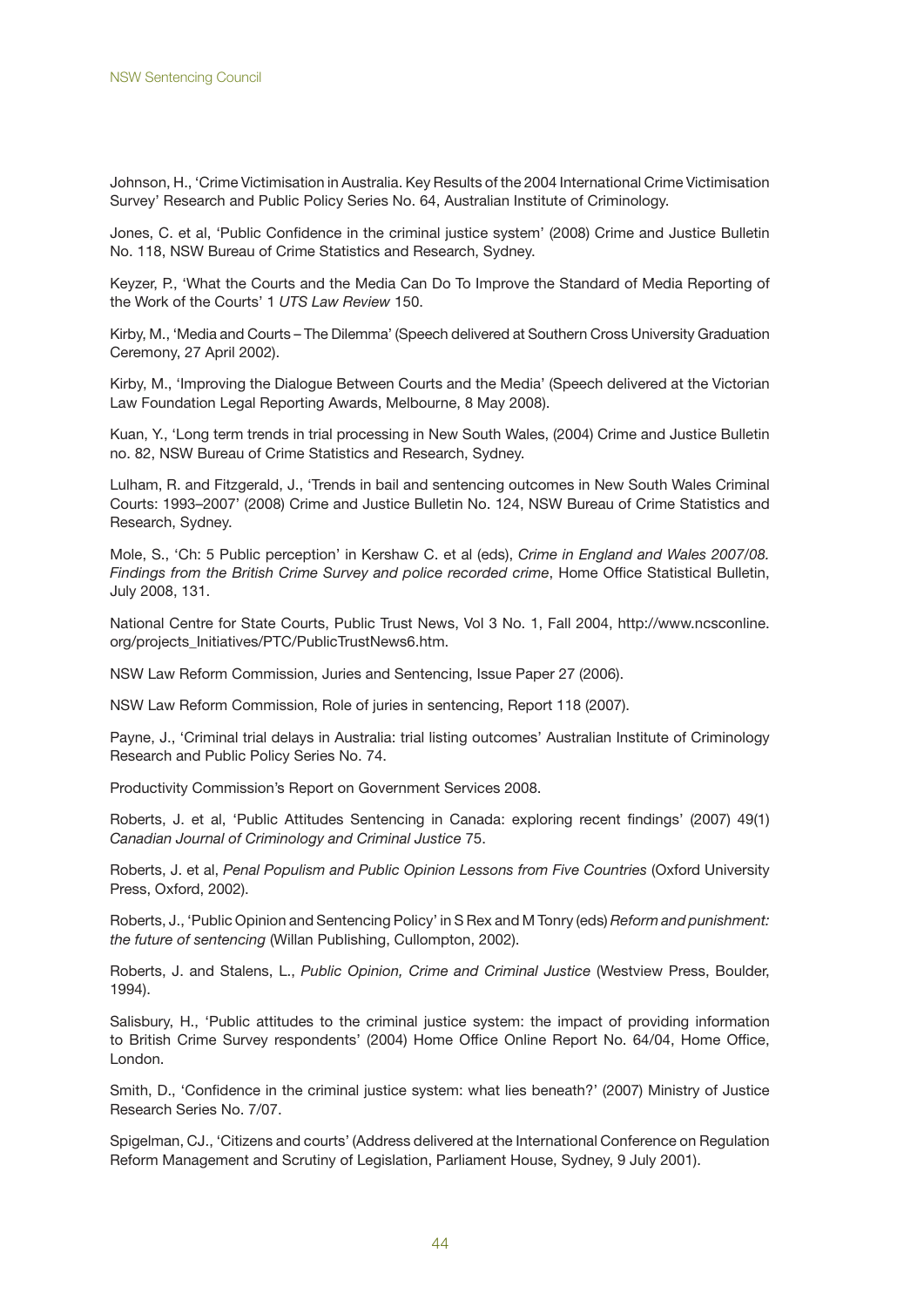Johnson, H., 'Crime Victimisation in Australia. Key Results of the 2004 International Crime Victimisation Survey' Research and Public Policy Series No. 64, Australian Institute of Criminology.

Jones, C. et al, 'Public Confidence in the criminal justice system' (2008) Crime and Justice Bulletin No. 118, NSW Bureau of Crime Statistics and Research, Sydney.

Keyzer, P., 'What the Courts and the Media Can Do To Improve the Standard of Media Reporting of the Work of the Courts' 1 *UTS Law Review* 150.

Kirby, M., 'Media and Courts – The Dilemma' (Speech delivered at Southern Cross University Graduation Ceremony, 27 April 2002).

Kirby, M., 'Improving the Dialogue Between Courts and the Media' (Speech delivered at the Victorian Law Foundation Legal Reporting Awards, Melbourne, 8 May 2008).

Kuan, Y., 'Long term trends in trial processing in New South Wales, (2004) Crime and Justice Bulletin no. 82, NSW Bureau of Crime Statistics and Research, Sydney.

Lulham, R. and Fitzgerald, J., 'Trends in bail and sentencing outcomes in New South Wales Criminal Courts: 1993–2007' (2008) Crime and Justice Bulletin No. 124, NSW Bureau of Crime Statistics and Research, Sydney.

Mole, S., 'Ch: 5 Public perception' in Kershaw C. et al (eds), *Crime in England and Wales 2007/08. Findings from the British Crime Survey and police recorded crime*, Home Office Statistical Bulletin, July 2008, 131.

National Centre for State Courts, Public Trust News, Vol 3 No. 1, Fall 2004, http://www.ncsconline.org/projects_Initiatives/PTC/PublicTrustNews6.htm.

NSW Law Reform Commission, Juries and Sentencing, Issue Paper 27 (2006).

NSW Law Reform Commission, Role of juries in sentencing, Report 118 (2007).

Payne, J., 'Criminal trial delays in Australia: trial listing outcomes' Australian Institute of Criminology Research and Public Policy Series No. 74.

Productivity Commission's Report on Government Services 2008.

Roberts, J. et al, 'Public Attitudes Sentencing in Canada: exploring recent findings' (2007) 49(1) *Canadian Journal of Criminology and Criminal Justice* 75.

Roberts, J. et al, *Penal Populism and Public Opinion Lessons from Five Countries* (Oxford University Press, Oxford, 2002).

Roberts, J., 'Public Opinion and Sentencing Policy' in S Rex and M Tonry (eds) *Reform and punishment: the future of sentencing* (Willan Publishing, Cullompton, 2002).

Roberts, J. and Stalens, L., *Public Opinion, Crime and Criminal Justice* (Westview Press, Boulder, 1994).

Salisbury, H., 'Public attitudes to the criminal justice system: the impact of providing information to British Crime Survey respondents' (2004) Home Office Online Report No. 64/04, Home Office, London.

Smith, D., 'Confidence in the criminal justice system: what lies beneath?' (2007) Ministry of Justice Research Series No. 7/07.

Spigelman, CJ., 'Citizens and courts' (Address delivered at the International Conference on Regulation Reform Management and Scrutiny of Legislation, Parliament House, Sydney, 9 July 2001).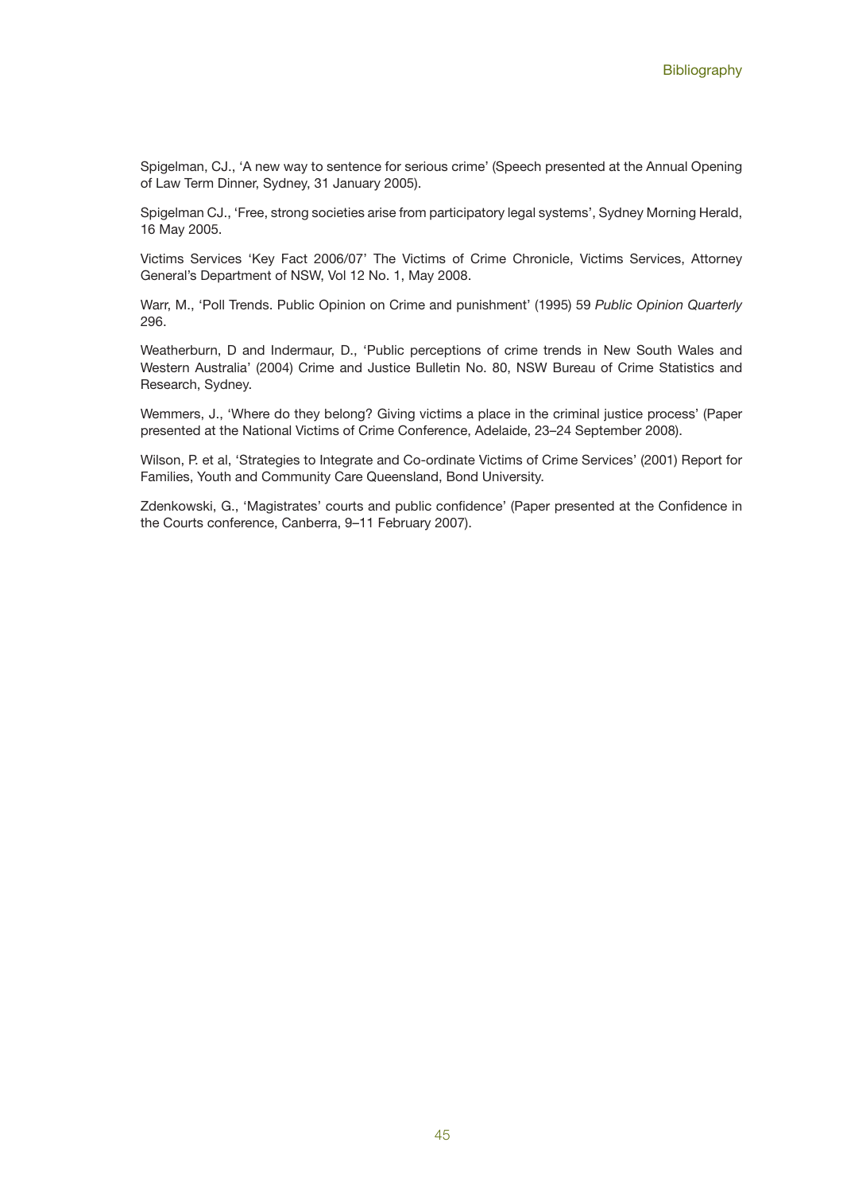Spigelman, CJ., 'A new way to sentence for serious crime' (Speech presented at the Annual Opening of Law Term Dinner, Sydney, 31 January 2005).

Spigelman CJ., 'Free, strong societies arise from participatory legal systems', Sydney Morning Herald, 16 May 2005.

Victims Services 'Key Fact 2006/07' The Victims of Crime Chronicle, Victims Services, Attorney General's Department of NSW, Vol 12 No. 1, May 2008.

Warr, M., 'Poll Trends. Public Opinion on Crime and punishment' (1995) 59 *Public Opinion Quarterly* 296.

Weatherburn, D and Indermaur, D., 'Public perceptions of crime trends in New South Wales and Western Australia' (2004) Crime and Justice Bulletin No. 80, NSW Bureau of Crime Statistics and Research, Sydney.

Wemmers, J., 'Where do they belong? Giving victims a place in the criminal justice process' (Paper presented at the National Victims of Crime Conference, Adelaide, 23–24 September 2008).

Wilson, P. et al, 'Strategies to Integrate and Co-ordinate Victims of Crime Services' (2001) Report for Families, Youth and Community Care Queensland, Bond University.

Zdenkowski, G., 'Magistrates' courts and public confidence' (Paper presented at the Confidence in the Courts conference, Canberra, 9–11 February 2007).